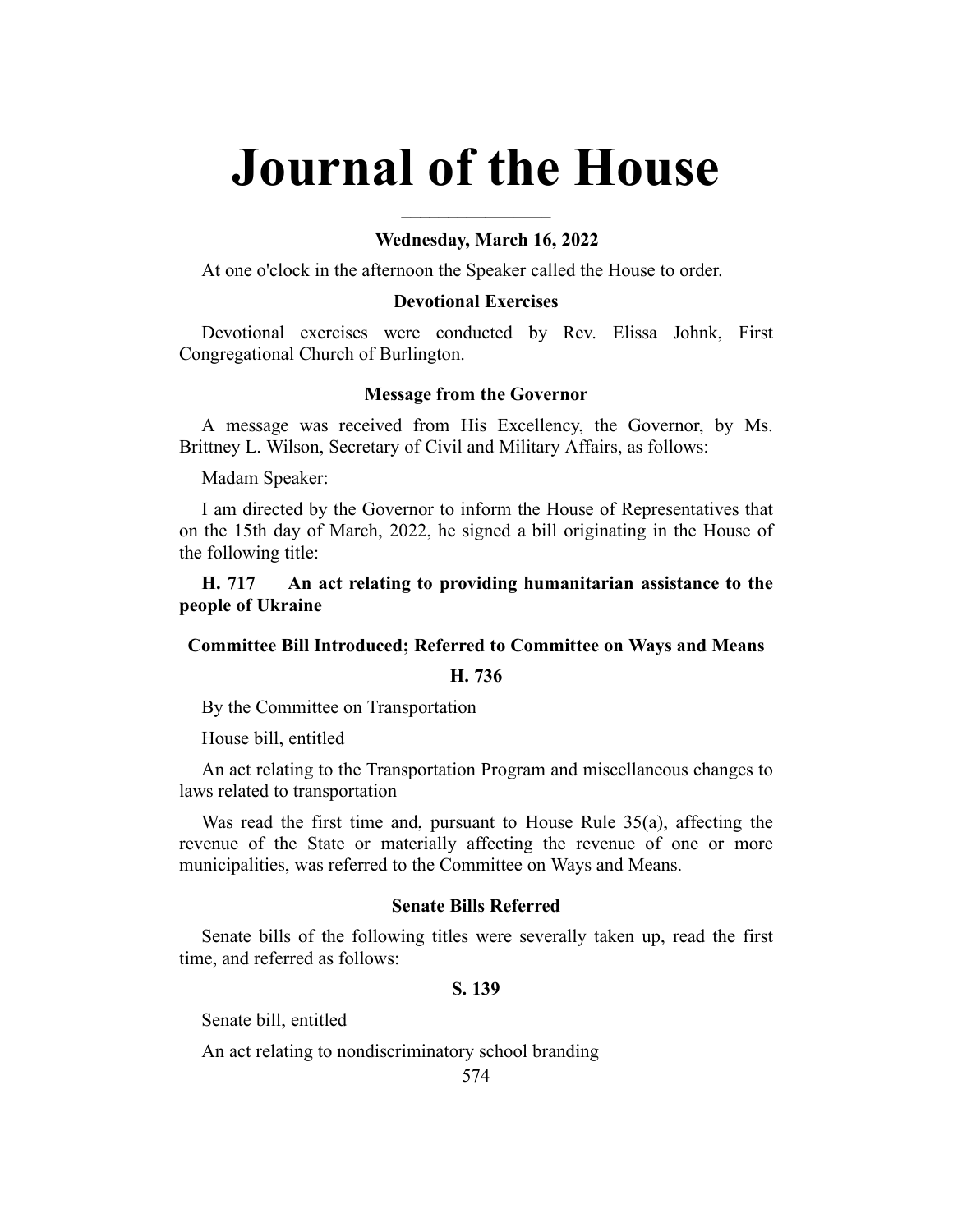# Journal of the House

**Wednesday, March 16, 2022**

At one o'clock in the afternoon the Speaker called the House to order.

### Devotional Exercises

Devotional exercises were conducted by Rev. Elissa Johnk, First Congregational Church of Burlington.

### Message from the Governor

A message was received from His Excellency, the Governor, by Ms. Brittney L. Wilson, Secretary of Civil and Military Affairs, as follows:

Madam Speaker:

I am directed by the Governor to inform the House of Representatives that on the 15th day of March, 2022, he signed a bill originating in the House of the following title:

**H. 717 An act relating to providing humanitarian assistance to the people of Ukraine**

### Committee Bill Introduced; Referred to Committee on Ways and Means

**H. 736**

By the Committee on Transportation

House bill, entitled

An act relating to the Transportation Program and miscellaneous changes to laws related to transportation

Was read the first time and, pursuant to House Rule 35(a), affecting the revenue of the State or materially affecting the revenue of one or more municipalities, was referred to the Committee on Ways and Means.

### Senate Bills Referred

Senate bills of the following titles were severally taken up, read the first time, and referred as follows:

**S. 139**

Senate bill, entitled

An act relating to nondiscriminatory school branding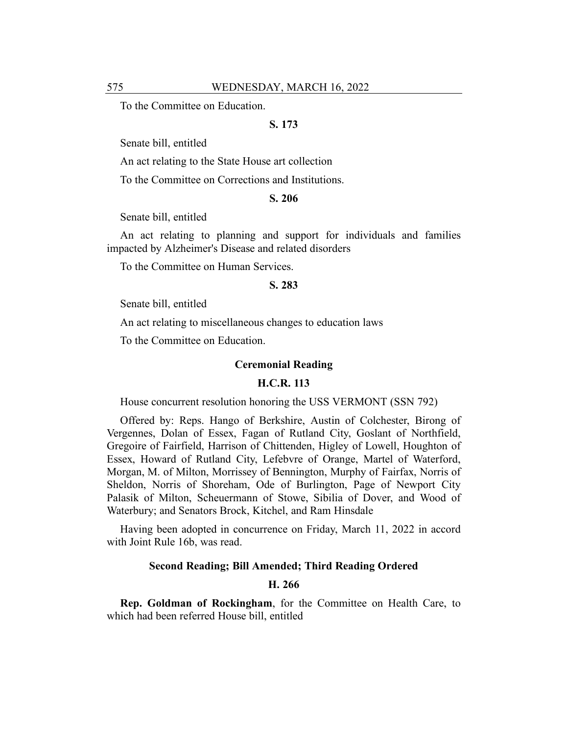To the Committee on Education.

**S. 173**

Senate bill, entitled

An act relating to the State House art collection

To the Committee on Corrections and Institutions.

**S. 206**

Senate bill, entitled

An act relating to planning and support for individuals and families impacted by Alzheimer's Disease and related disorders

To the Committee on Human Services.

**S. 283**

Senate bill, entitled

An act relating to miscellaneous changes to education laws

To the Committee on Education.

**Ceremonial Reading**

**H.C.R. 113**

House concurrent resolution honoring the USS VERMONT (SSN 792)

Offered by: Reps. Hango of Berkshire, Austin of Colchester, Birong of Vergennes, Dolan of Essex, Fagan of Rutland City, Goslant of Northfield, Gregoire of Fairfield, Harrison of Chittenden, Higley of Lowell, Houghton of Essex, Howard of Rutland City, Lefebvre of Orange, Martel of Waterford, Morgan, M. of Milton, Morrissey of Bennington, Murphy of Fairfax, Norris of Sheldon, Norris of Shoreham, Ode of Burlington, Page of Newport City Palasik of Milton, Scheuermann of Stowe, Sibilia of Dover, and Wood of Waterbury; and Senators Brock, Kitchel, and Ram Hinsdale

Having been adopted in concurrence on Friday, March 11, 2022 in accord with Joint Rule 16b, was read.

**Second Reading; Bill Amended; Third Reading Ordered**

**H. 266**

**Rep. Goldman of Rockingham**, for the Committee on Health Care, to which had been referred House bill, entitled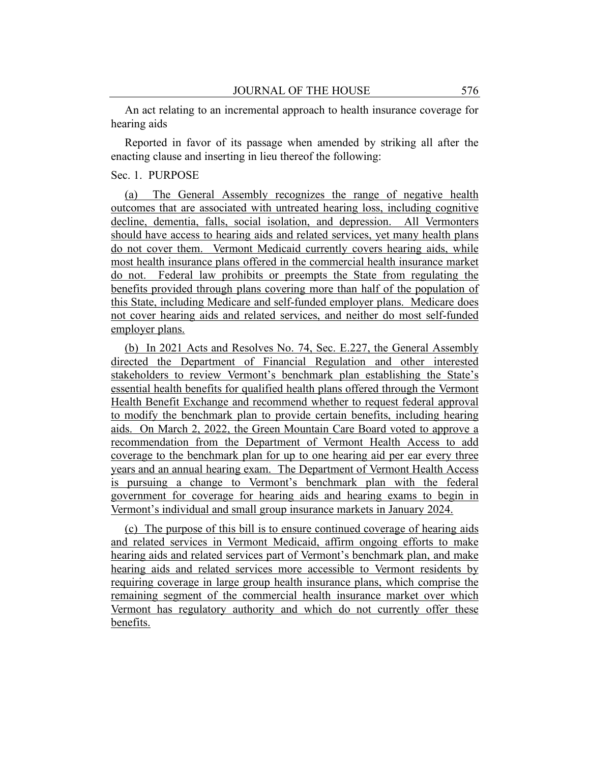An act relating to an incremental approach to health insurance coverage for hearing aids

Reported in favor of its passage when amended by striking all after the enacting clause and inserting in lieu thereof the following:

Sec. 1. PURPOSE

(a) The General Assembly recognizes the range of negative health outcomes that are associated with untreated hearing loss, including cognitive decline, dementia, falls, social isolation, and depression. All Vermonters should have access to hearing aids and related services, yet many health plans do not cover them. Vermont Medicaid currently covers hearing aids, while most health insurance plans offered in the commercial health insurance market do not. Federal law prohibits or preempts the State from regulating the benefits provided through plans covering more than half of the population of this State, including Medicare and self-funded employer plans. Medicare does not cover hearing aids and related services, and neither do most self-funded employer plans.

(b) In 2021 Acts and Resolves No. 74, Sec. E.227, the General Assembly directed the Department of Financial Regulation and other interested stakeholders to review Vermont's benchmark plan establishing the State's essential health benefits for qualified health plans offered through the Vermont Health Benefit Exchange and recommend whether to request federal approval to modify the benchmark plan to provide certain benefits, including hearing aids. On March 2, 2022, the Green Mountain Care Board voted to approve a recommendation from the Department of Vermont Health Access to add coverage to the benchmark plan for up to one hearing aid per ear every three years and an annual hearing exam. The Department of Vermont Health Access is pursuing a change to Vermont's benchmark plan with the federal government for coverage for hearing aids and hearing exams to begin in Vermont's individual and small group insurance markets in January 2024.

(c) The purpose of this bill is to ensure continued coverage of hearing aids and related services in Vermont Medicaid, affirm ongoing efforts to make hearing aids and related services part of Vermont's benchmark plan, and make hearing aids and related services more accessible to Vermont residents by requiring coverage in large group health insurance plans, which comprise the remaining segment of the commercial health insurance market over which Vermont has regulatory authority and which do not currently offer these benefits.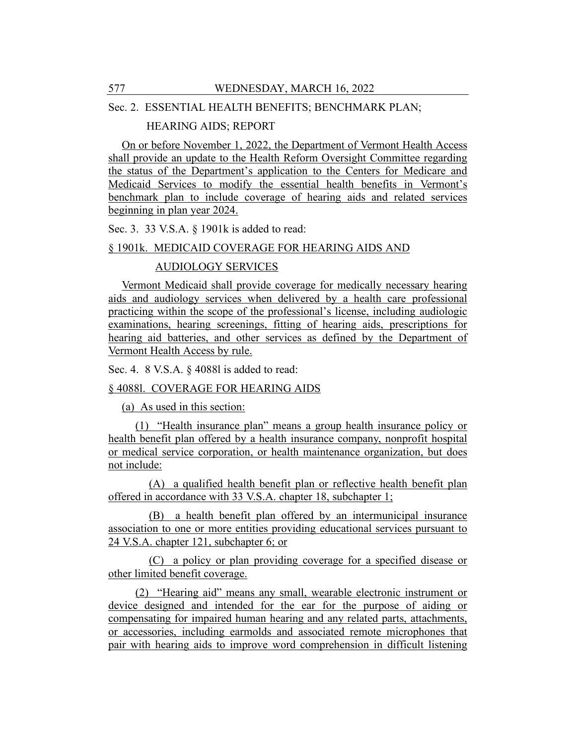Sec. 2. ESSENTIAL HEALTH BENEFITS; BENCHMARK PLAN; HEARING AIDS; REPORT

On or before November 1, 2022, the Department of Vermont Health Access shall provide an update to the Health Reform Oversight Committee regarding the status of the Department's application to the Centers for Medicare and Medicaid Services to modify the essential health benefits in Vermont's benchmark plan to include coverage of hearing aids and related services beginning in plan year 2024.

Sec. 3. 33 V.S.A. § 1901k is added to read:

§ 1901k. MEDICAID COVERAGE FOR HEARING AIDS AND AUDIOLOGY SERVICES

Vermont Medicaid shall provide coverage for medically necessary hearing aids and audiology services when delivered by a health care professional practicing within the scope of the professional's license, including audiologic examinations, hearing screenings, fitting of hearing aids, prescriptions for hearing aid batteries, and other services as defined by the Department of Vermont Health Access by rule.

Sec. 4. 8 V.S.A. § 4088l is added to read:

§ 4088l. COVERAGE FOR HEARING AIDS

(a) As used in this section:

(1) "Health insurance plan" means a group health insurance policy or health benefit plan offered by a health insurance company, nonprofit hospital or medical service corporation, or health maintenance organization, but does not include:

(A) a qualified health benefit plan or reflective health benefit plan offered in accordance with 33 V.S.A. chapter 18, subchapter 1;

(B) a health benefit plan offered by an intermunicipal insurance association to one or more entities providing educational services pursuant to 24 V.S.A. chapter 121, subchapter 6; or

(C) a policy or plan providing coverage for a specified disease or other limited benefit coverage.

(2) "Hearing aid" means any small, wearable electronic instrument or device designed and intended for the ear for the purpose of aiding or compensating for impaired human hearing and any related parts, attachments, or accessories, including earmolds and associated remote microphones that pair with hearing aids to improve word comprehension in difficult listening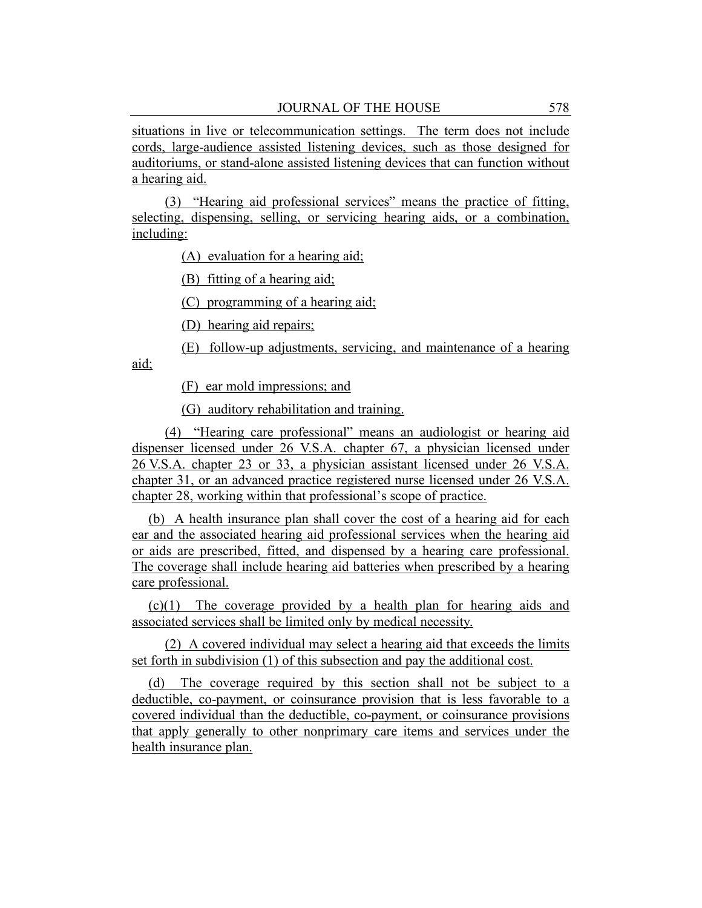situations in live or telecommunication settings. The term does not include cords, large-audience assisted listening devices, such as those designed for auditoriums, or stand-alone assisted listening devices that can function without a hearing aid.

(3) "Hearing aid professional services" means the practice of fitting, selecting, dispensing, selling, or servicing hearing aids, or a combination, including:

(A) evaluation for a hearing aid;

(B) fitting of a hearing aid;

(C) programming of a hearing aid;

(D) hearing aid repairs;

(E) follow-up adjustments, servicing, and maintenance of a hearing aid;

(F) ear mold impressions; and

(G) auditory rehabilitation and training.

(4) "Hearing care professional" means an audiologist or hearing aid dispenser licensed under 26 V.S.A. chapter 67, a physician licensed under 26 V.S.A. chapter 23 or 33, a physician assistant licensed under 26 V.S.A. chapter 31, or an advanced practice registered nurse licensed under 26 V.S.A. chapter 28, working within that professional's scope of practice.

(b) A health insurance plan shall cover the cost of a hearing aid for each ear and the associated hearing aid professional services when the hearing aid or aids are prescribed, fitted, and dispensed by a hearing care professional. The coverage shall include hearing aid batteries when prescribed by a hearing care professional.

(c)(1) The coverage provided by a health plan for hearing aids and associated services shall be limited only by medical necessity.

(2) A covered individual may select a hearing aid that exceeds the limits set forth in subdivision (1) of this subsection and pay the additional cost.

(d) The coverage required by this section shall not be subject to a deductible, co-payment, or coinsurance provision that is less favorable to a covered individual than the deductible, co-payment, or coinsurance provisions that apply generally to other nonprimary care items and services under the health insurance plan.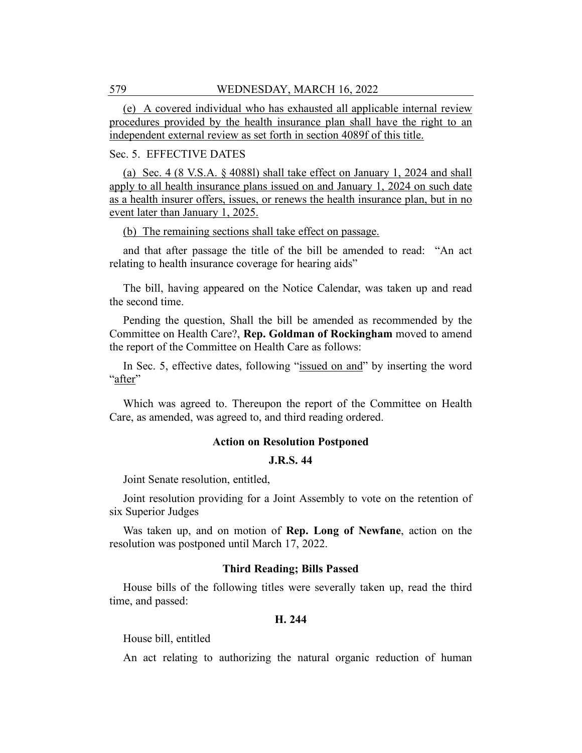(e) A covered individual who has exhausted all applicable internal review procedures provided by the health insurance plan shall have the right to an independent external review as set forth in section 4089f of this title.

Sec. 5. EFFECTIVE DATES

(a) Sec. 4 (8 V.S.A. § 4088l) shall take effect on January 1, 2024 and shall apply to all health insurance plans issued on and January 1, 2024 on such date as a health insurer offers, issues, or renews the health insurance plan, but in no event later than January 1, 2025.

(b) The remaining sections shall take effect on passage.

and that after passage the title of the bill be amended to read: "An act relating to health insurance coverage for hearing aids"

The bill, having appeared on the Notice Calendar, was taken up and read the second time.

Pending the question, Shall the bill be amended as recommended by the Committee on Health Care?, **Rep. Goldman of Rockingham** moved to amend the report of the Committee on Health Care as follows:

In Sec. 5, effective dates, following "issued on and" by inserting the word "after"

Which was agreed to. Thereupon the report of the Committee on Health Care, as amended, was agreed to, and third reading ordered.

### Action on Resolution Postponed

### J.R.S. 44

Joint Senate resolution, entitled,

Joint resolution providing for a Joint Assembly to vote on the retention of six Superior Judges

Was taken up, and on motion of **Rep. Long of Newfane**, action on the resolution was postponed until March 17, 2022.

### Third Reading; Bills Passed

House bills of the following titles were severally taken up, read the third time, and passed:

### H. 244

House bill, entitled

An act relating to authorizing the natural organic reduction of human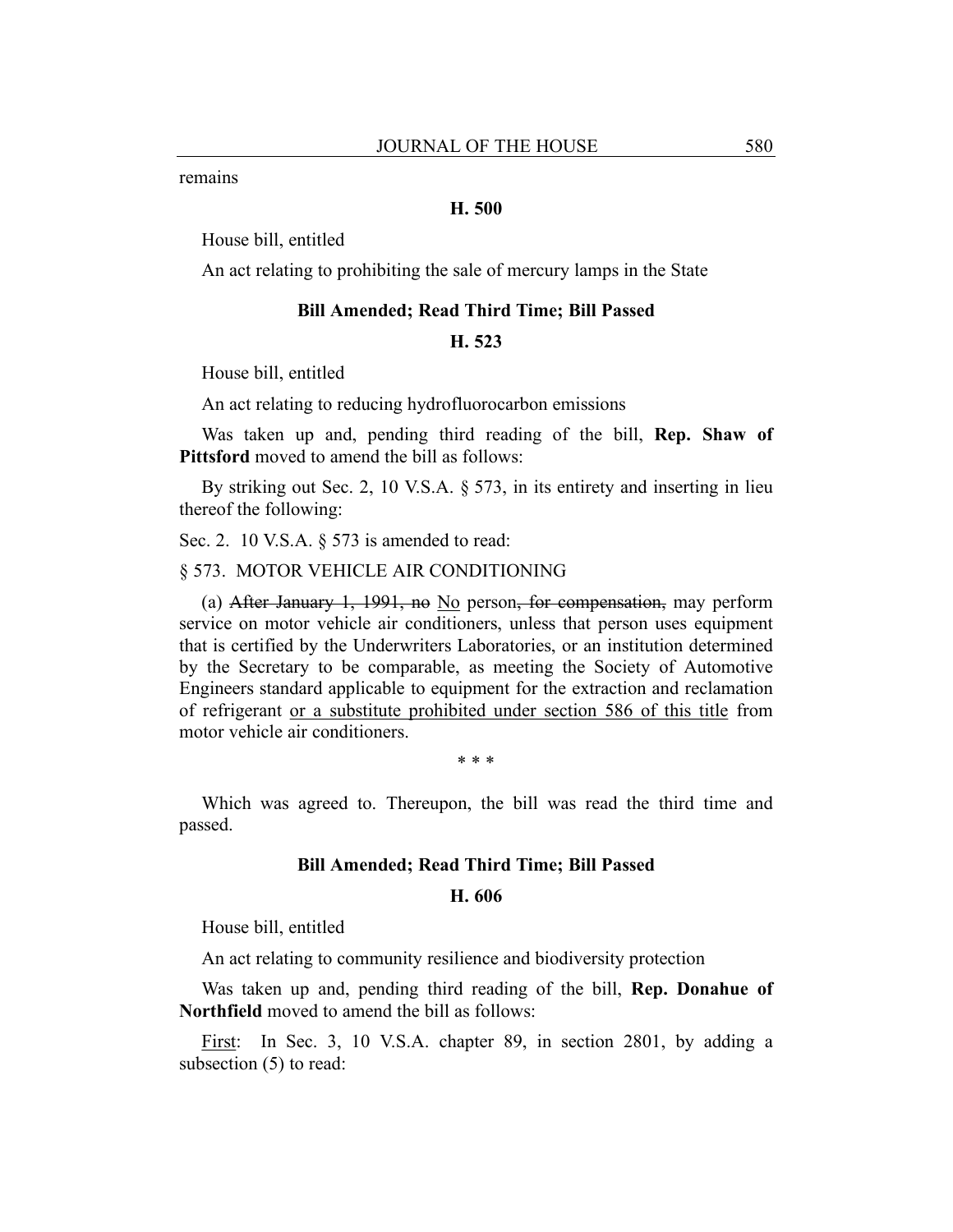remains

**H. 500**

House bill, entitled

An act relating to prohibiting the sale of mercury lamps in the State

**Bill Amended; Read Third Time; Bill Passed**

**H. 523**

House bill, entitled

An act relating to reducing hydrofluorocarbon emissions

Was taken up and, pending third reading of the bill, **Rep. Shaw of Pittsford** moved to amend the bill as follows:

By striking out Sec. 2, 10 V.S.A. § 573, in its entirety and inserting in lieu thereof the following:

Sec. 2. 10 V.S.A. § 573 is amended to read:

§ 573. MOTOR VEHICLE AIR CONDITIONING

(a) ~~After January 1, 1991, no~~ <u>No</u> person~~, for compensation,~~ may perform service on motor vehicle air conditioners, unless that person uses equipment that is certified by the Underwriters Laboratories, or an institution determined by the Secretary to be comparable, as meeting the Society of Automotive Engineers standard applicable to equipment for the extraction and reclamation of refrigerant <u>or a substitute prohibited under section 586 of this title</u> from motor vehicle air conditioners.

\* \* \*

Which was agreed to. Thereupon, the bill was read the third time and passed.

**Bill Amended; Read Third Time; Bill Passed**

**H. 606**

House bill, entitled

An act relating to community resilience and biodiversity protection

Was taken up and, pending third reading of the bill, **Rep. Donahue of Northfield** moved to amend the bill as follows:

<u>First</u>: In Sec. 3, 10 V.S.A. chapter 89, in section 2801, by adding a subsection (5) to read: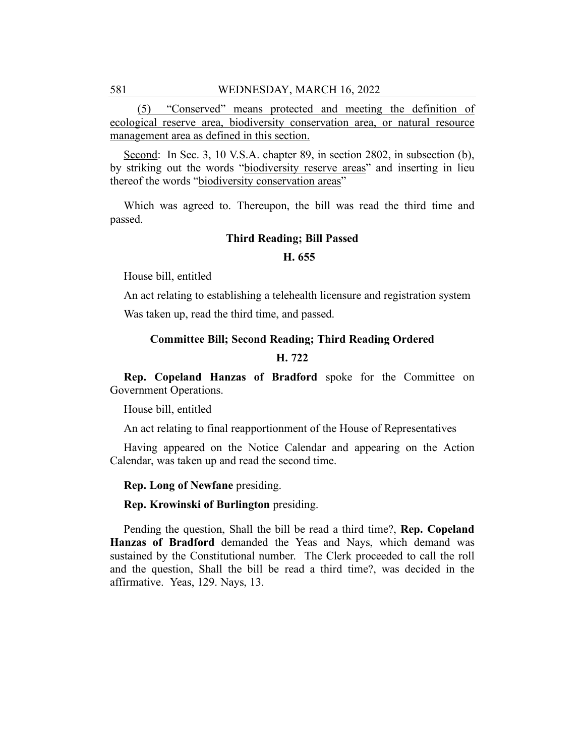(5) "Conserved" means protected and meeting the definition of ecological reserve area, biodiversity conservation area, or natural resource management area as defined in this section.

Second: In Sec. 3, 10 V.S.A. chapter 89, in section 2802, in subsection (b), by striking out the words "biodiversity reserve areas" and inserting in lieu thereof the words "biodiversity conservation areas"

Which was agreed to. Thereupon, the bill was read the third time and passed.

### Third Reading; Bill Passed

### H. 655

House bill, entitled

An act relating to establishing a telehealth licensure and registration system

Was taken up, read the third time, and passed.

### Committee Bill; Second Reading; Third Reading Ordered

### H. 722

**Rep. Copeland Hanzas of Bradford** spoke for the Committee on Government Operations.

House bill, entitled

An act relating to final reapportionment of the House of Representatives

Having appeared on the Notice Calendar and appearing on the Action Calendar, was taken up and read the second time.

**Rep. Long of Newfane** presiding.

**Rep. Krowinski of Burlington** presiding.

Pending the question, Shall the bill be read a third time?, **Rep. Copeland Hanzas of Bradford** demanded the Yeas and Nays, which demand was sustained by the Constitutional number. The Clerk proceeded to call the roll and the question, Shall the bill be read a third time?, was decided in the affirmative. Yeas, 129. Nays, 13.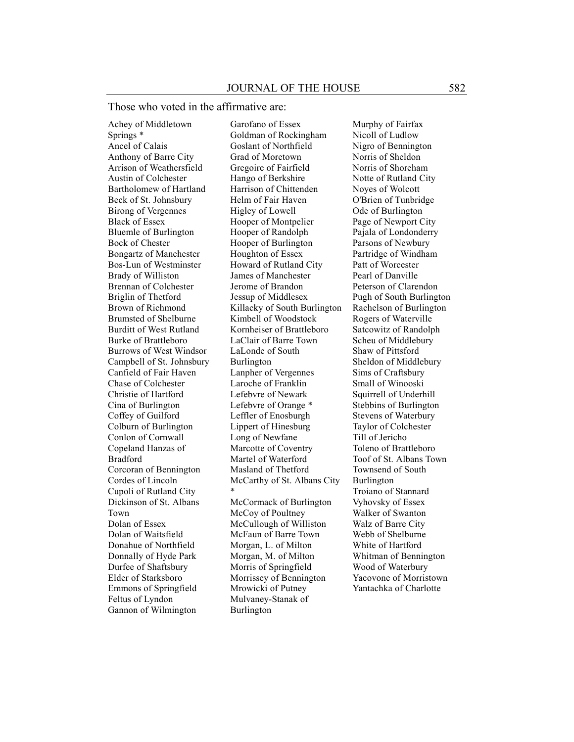Those who voted in the affirmative are:

Achey of Middletown Springs *
Ancel of Calais
Anthony of Barre City
Arrison of Weathersfield
Austin of Colchester
Bartholomew of Hartland
Beck of St. Johnsbury
Birong of Vergennes
Black of Essex
Bluemle of Burlington
Bock of Chester
Bongartz of Manchester
Bos-Lun of Westminster
Brady of Williston
Brennan of Colchester
Briglin of Thetford
Brown of Richmond
Brumsted of Shelburne
Burditt of West Rutland
Burke of Brattleboro
Burrows of West Windsor
Campbell of St. Johnsbury
Canfield of Fair Haven
Chase of Colchester
Christie of Hartford
Cina of Burlington
Coffey of Guilford
Colburn of Burlington
Conlon of Cornwall
Copeland Hanzas of Bradford
Corcoran of Bennington
Cordes of Lincoln
Cupoli of Rutland City
Dickinson of St. Albans Town
Dolan of Essex
Dolan of Waitsfield
Donahue of Northfield
Donnally of Hyde Park
Durfee of Shaftsbury
Elder of Starksboro
Emmons of Springfield
Feltus of Lyndon
Gannon of Wilmington
Garofano of Essex
Goldman of Rockingham
Goslant of Northfield
Grad of Moretown
Gregoire of Fairfield
Hango of Berkshire
Harrison of Chittenden
Helm of Fair Haven
Higley of Lowell
Hooper of Montpelier
Hooper of Randolph
Hooper of Burlington
Houghton of Essex
Howard of Rutland City
James of Manchester
Jerome of Brandon
Jessup of Middlesex
Killacky of South Burlington
Kimbell of Woodstock
Kornheiser of Brattleboro
LaClair of Barre Town
LaLonde of South Burlington
Lanpher of Vergennes
Laroche of Franklin
Lefebvre of Newark
Lefebvre of Orange *
Leffler of Enosburgh
Lippert of Hinesburg
Long of Newfane
Marcotte of Coventry
Martel of Waterford
Masland of Thetford
McCarthy of St. Albans City *
McCormack of Burlington
McCoy of Poultney
McCullough of Williston
McFaun of Barre Town
Morgan, L. of Milton
Morgan, M. of Milton
Morris of Springfield
Morrissey of Bennington
Mrowicki of Putney
Mulvaney-Stanak of Burlington
Murphy of Fairfax
Nicoll of Ludlow
Nigro of Bennington
Norris of Sheldon
Norris of Shoreham
Notte of Rutland City
Noyes of Wolcott
O'Brien of Tunbridge
Ode of Burlington
Page of Newport City
Pajala of Londonderry
Parsons of Newbury
Partridge of Windham
Patt of Worcester
Pearl of Danville
Peterson of Clarendon
Pugh of South Burlington
Rachelson of Burlington
Rogers of Waterville
Satcowitz of Randolph
Scheu of Middlebury
Shaw of Pittsford
Sheldon of Middlebury
Sims of Craftsbury
Small of Winooski
Squirrell of Underhill
Stebbins of Burlington
Stevens of Waterbury
Taylor of Colchester
Till of Jericho
Toleno of Brattleboro
Toof of St. Albans Town
Townsend of South Burlington
Troiano of Stannard
Vyhovsky of Essex
Walker of Swanton
Walz of Barre City
Webb of Shelburne
White of Hartford
Whitman of Bennington
Wood of Waterbury
Yacovone of Morristown
Yantachka of Charlotte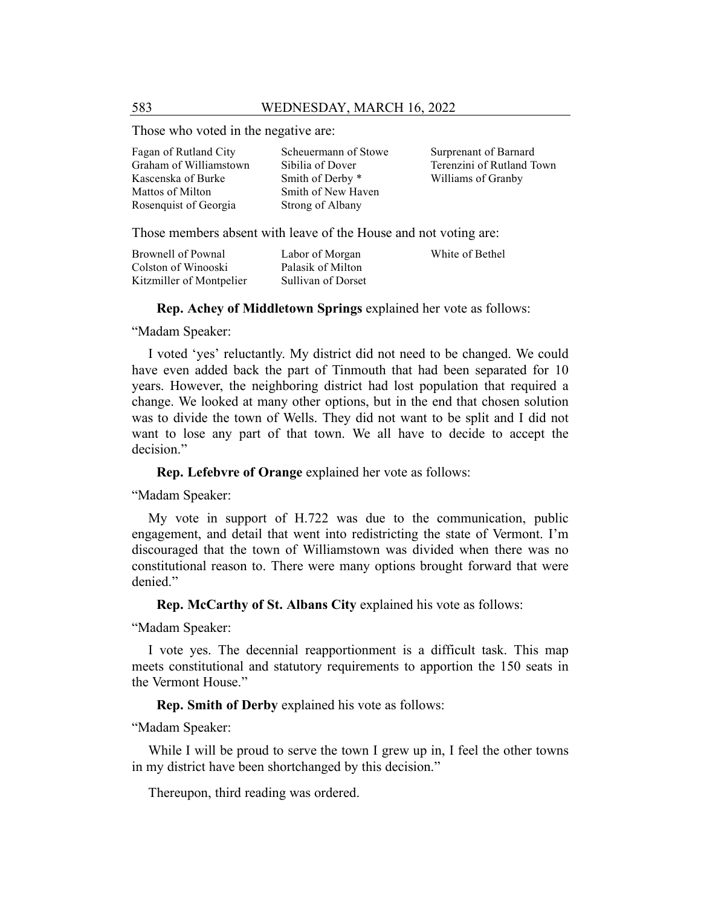Those who voted in the negative are:

| | | |
|---|---|---|
| Fagan of Rutland City | Scheuermann of Stowe | Surprenant of Barnard |
| Graham of Williamstown | Sibilia of Dover | Terenzini of Rutland Town |
| Kascenska of Burke | Smith of Derby * | Williams of Granby |
| Mattos of Milton | Smith of New Haven | |
| Rosenquist of Georgia | Strong of Albany | |

Those members absent with leave of the House and not voting are:

| | | |
|---|---|---|
| Brownell of Pownal | Labor of Morgan | White of Bethel |
| Colston of Winooski | Palasik of Milton | |
| Kitzmiller of Montpelier | Sullivan of Dorset | |

**Rep. Achey of Middletown Springs** explained her vote as follows:

"Madam Speaker:

I voted 'yes' reluctantly. My district did not need to be changed. We could have even added back the part of Tinmouth that had been separated for 10 years. However, the neighboring district had lost population that required a change. We looked at many other options, but in the end that chosen solution was to divide the town of Wells. They did not want to be split and I did not want to lose any part of that town. We all have to decide to accept the decision."

**Rep. Lefebvre of Orange** explained her vote as follows:

"Madam Speaker:

My vote in support of H.722 was due to the communication, public engagement, and detail that went into redistricting the state of Vermont. I'm discouraged that the town of Williamstown was divided when there was no constitutional reason to. There were many options brought forward that were denied."

**Rep. McCarthy of St. Albans City** explained his vote as follows:

"Madam Speaker:

I vote yes. The decennial reapportionment is a difficult task. This map meets constitutional and statutory requirements to apportion the 150 seats in the Vermont House."

**Rep. Smith of Derby** explained his vote as follows:

"Madam Speaker:

While I will be proud to serve the town I grew up in, I feel the other towns in my district have been shortchanged by this decision."

Thereupon, third reading was ordered.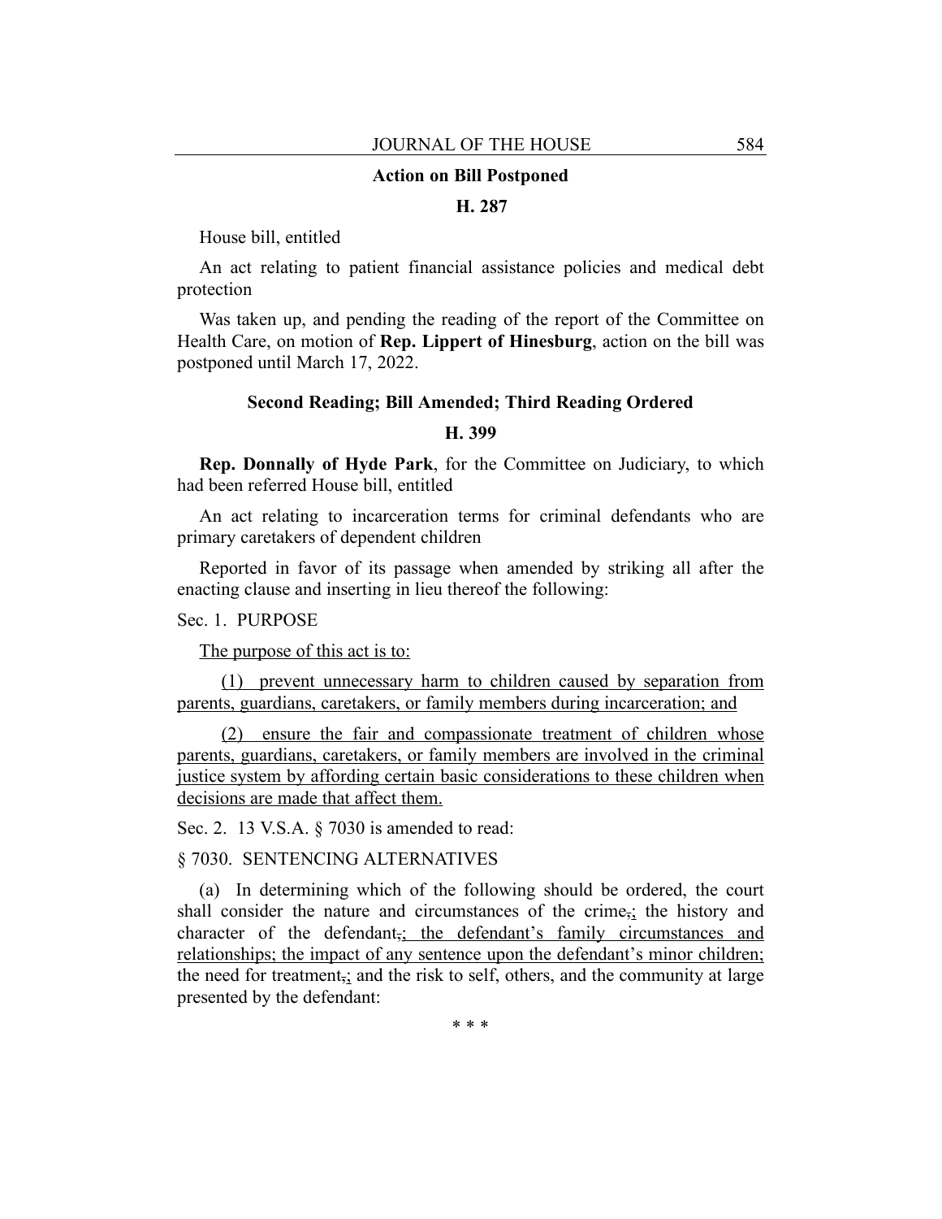### Action on Bill Postponed

### H. 287

House bill, entitled

An act relating to patient financial assistance policies and medical debt protection

Was taken up, and pending the reading of the report of the Committee on Health Care, on motion of **Rep. Lippert of Hinesburg**, action on the bill was postponed until March 17, 2022.

### Second Reading; Bill Amended; Third Reading Ordered

### H. 399

**Rep. Donnally of Hyde Park**, for the Committee on Judiciary, to which had been referred House bill, entitled

An act relating to incarceration terms for criminal defendants who are primary caretakers of dependent children

Reported in favor of its passage when amended by striking all after the enacting clause and inserting in lieu thereof the following:

Sec. 1. PURPOSE

The purpose of this act is to:

(1) prevent unnecessary harm to children caused by separation from parents, guardians, caretakers, or family members during incarceration; and

(2) ensure the fair and compassionate treatment of children whose parents, guardians, caretakers, or family members are involved in the criminal justice system by affording certain basic considerations to these children when decisions are made that affect them.

Sec. 2. 13 V.S.A. § 7030 is amended to read:

§ 7030. SENTENCING ALTERNATIVES

(a) In determining which of the following should be ordered, the court shall consider the nature and circumstances of the crime,; the history and character of the defendant,; the defendant's family circumstances and relationships; the impact of any sentence upon the defendant's minor children; the need for treatment,; and the risk to self, others, and the community at large presented by the defendant:

* * *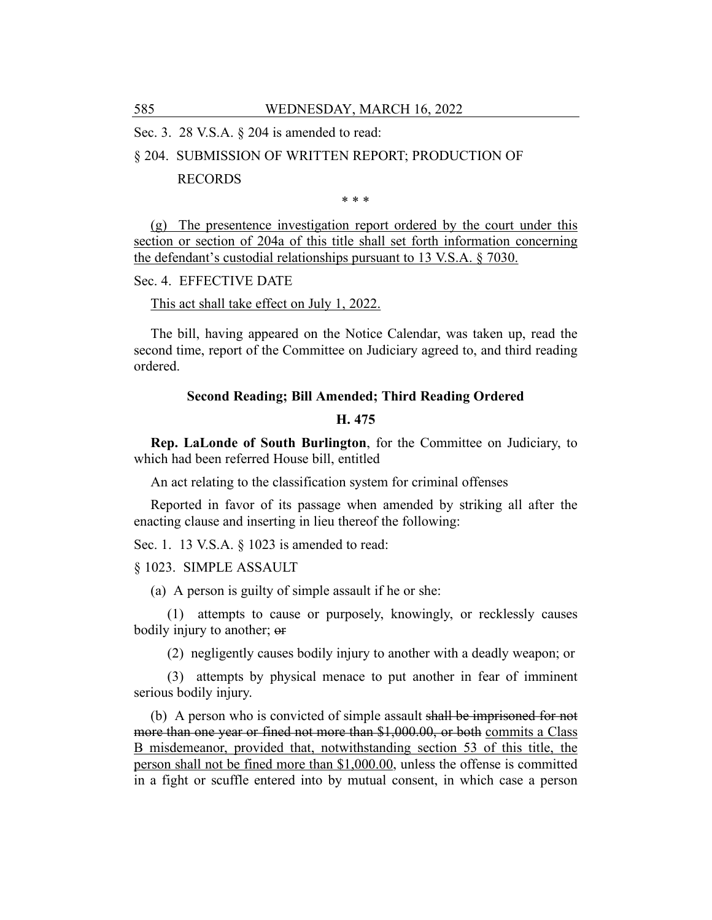Sec. 3. 28 V.S.A. § 204 is amended to read:

§ 204. SUBMISSION OF WRITTEN REPORT; PRODUCTION OF RECORDS

\* \* \*

<u>(g) The presentence investigation report ordered by the court under this section or section of 204a of this title shall set forth information concerning the defendant's custodial relationships pursuant to 13 V.S.A. § 7030.</u>

Sec. 4. EFFECTIVE DATE

<u>This act shall take effect on July 1, 2022.</u>

The bill, having appeared on the Notice Calendar, was taken up, read the second time, report of the Committee on Judiciary agreed to, and third reading ordered.

**Second Reading; Bill Amended; Third Reading Ordered**

**H. 475**

**Rep. LaLonde of South Burlington**, for the Committee on Judiciary, to which had been referred House bill, entitled

An act relating to the classification system for criminal offenses

Reported in favor of its passage when amended by striking all after the enacting clause and inserting in lieu thereof the following:

Sec. 1. 13 V.S.A. § 1023 is amended to read:

§ 1023. SIMPLE ASSAULT

(a) A person is guilty of simple assault if he or she:

(1) attempts to cause or purposely, knowingly, or recklessly causes bodily injury to another; ~~or~~

(2) negligently causes bodily injury to another with a deadly weapon; or

(3) attempts by physical menace to put another in fear of imminent serious bodily injury.

(b) A person who is convicted of simple assault ~~shall be imprisoned for not more than one year or fined not more than $1,000.00, or both~~ <u>commits a Class B misdemeanor, provided that, notwithstanding section 53 of this title, the person shall not be fined more than $1,000.00</u>, unless the offense is committed in a fight or scuffle entered into by mutual consent, in which case a person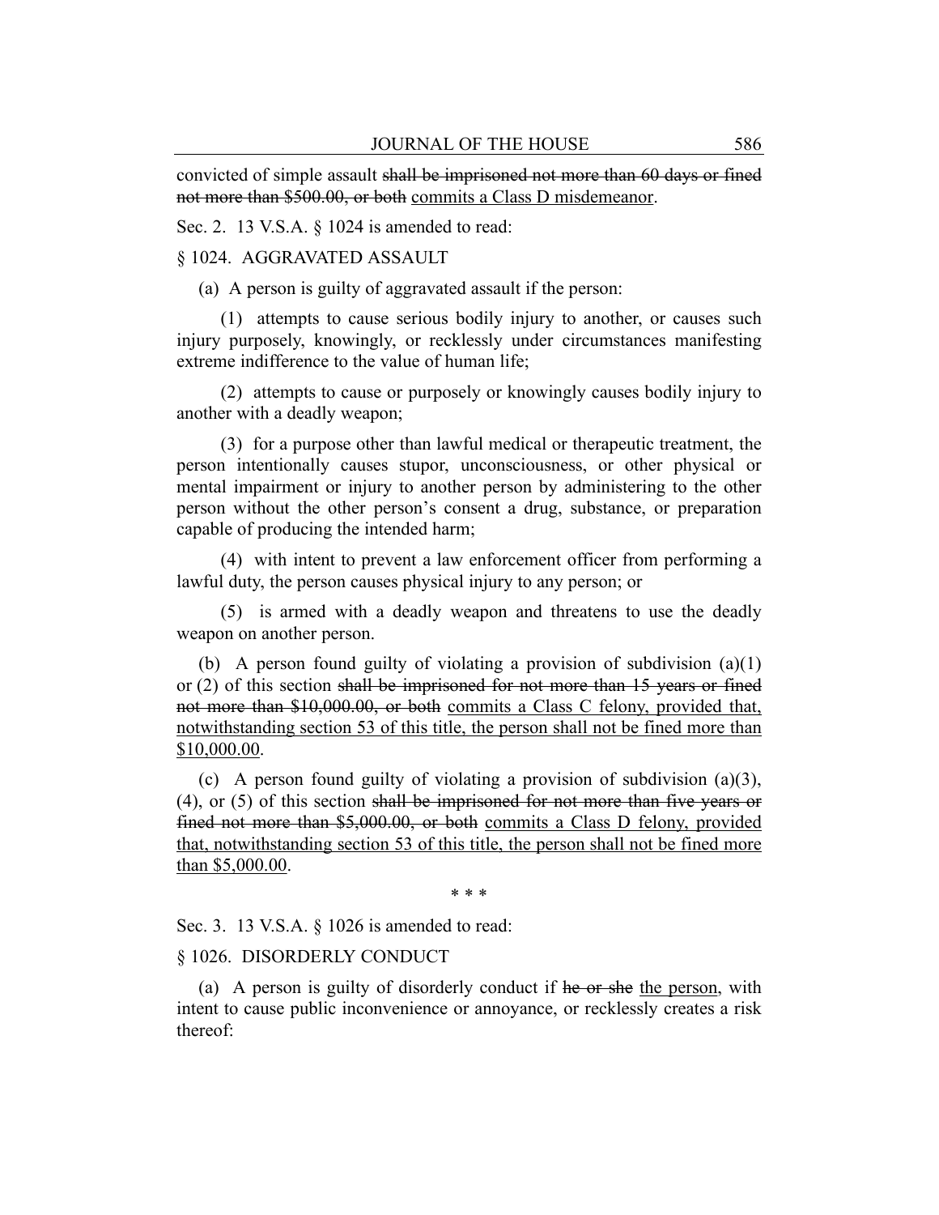convicted of simple assault ~~shall be imprisoned not more than 60 days or fined not more than $500.00, or both~~ <u>commits a Class D misdemeanor</u>.

Sec. 2. 13 V.S.A. § 1024 is amended to read:

§ 1024. AGGRAVATED ASSAULT

(a) A person is guilty of aggravated assault if the person:

(1) attempts to cause serious bodily injury to another, or causes such injury purposely, knowingly, or recklessly under circumstances manifesting extreme indifference to the value of human life;

(2) attempts to cause or purposely or knowingly causes bodily injury to another with a deadly weapon;

(3) for a purpose other than lawful medical or therapeutic treatment, the person intentionally causes stupor, unconsciousness, or other physical or mental impairment or injury to another person by administering to the other person without the other person's consent a drug, substance, or preparation capable of producing the intended harm;

(4) with intent to prevent a law enforcement officer from performing a lawful duty, the person causes physical injury to any person; or

(5) is armed with a deadly weapon and threatens to use the deadly weapon on another person.

(b) A person found guilty of violating a provision of subdivision (a)(1) or (2) of this section ~~shall be imprisoned for not more than 15 years or fined not more than $10,000.00, or both~~ <u>commits a Class C felony, provided that, notwithstanding section 53 of this title, the person shall not be fined more than $10,000.00</u>.

(c) A person found guilty of violating a provision of subdivision (a)(3), (4), or (5) of this section ~~shall be imprisoned for not more than five years or fined not more than $5,000.00, or both~~ <u>commits a Class D felony, provided that, notwithstanding section 53 of this title, the person shall not be fined more than $5,000.00</u>.

\* \* \*

Sec. 3. 13 V.S.A. § 1026 is amended to read:

§ 1026. DISORDERLY CONDUCT

(a) A person is guilty of disorderly conduct if ~~he or she~~ <u>the person</u>, with intent to cause public inconvenience or annoyance, or recklessly creates a risk thereof: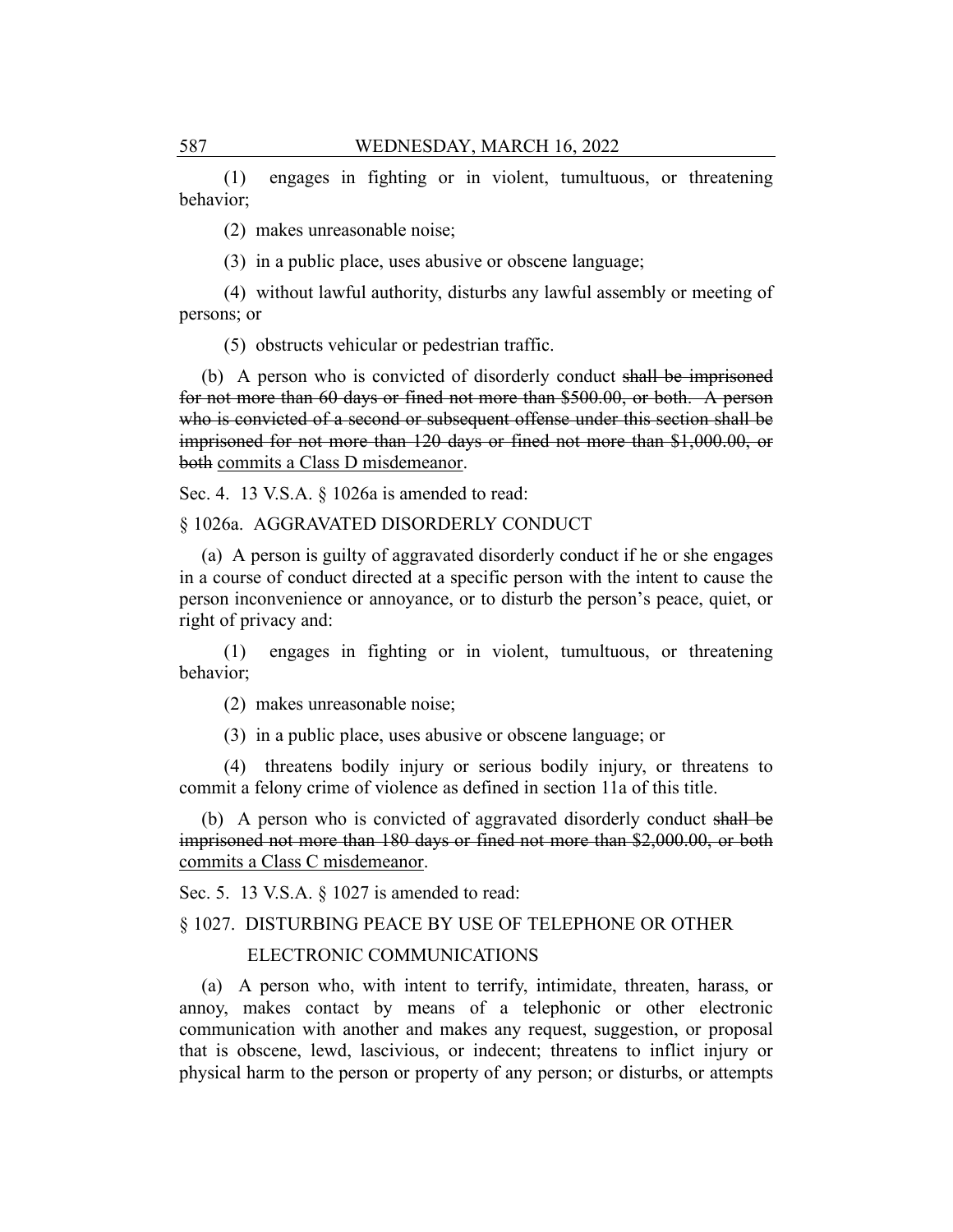(1) engages in fighting or in violent, tumultuous, or threatening behavior;

(2) makes unreasonable noise;

(3) in a public place, uses abusive or obscene language;

(4) without lawful authority, disturbs any lawful assembly or meeting of persons; or

(5) obstructs vehicular or pedestrian traffic.

(b) A person who is convicted of disorderly conduct ~~shall be imprisoned for not more than 60 days or fined not more than $500.00, or both. A person who is convicted of a second or subsequent offense under this section shall be imprisoned for not more than 120 days or fined not more than $1,000.00, or both~~ commits a Class D misdemeanor.

Sec. 4. 13 V.S.A. § 1026a is amended to read:

§ 1026a. AGGRAVATED DISORDERLY CONDUCT

(a) A person is guilty of aggravated disorderly conduct if he or she engages in a course of conduct directed at a specific person with the intent to cause the person inconvenience or annoyance, or to disturb the person's peace, quiet, or right of privacy and:

(1) engages in fighting or in violent, tumultuous, or threatening behavior;

(2) makes unreasonable noise;

(3) in a public place, uses abusive or obscene language; or

(4) threatens bodily injury or serious bodily injury, or threatens to commit a felony crime of violence as defined in section 11a of this title.

(b) A person who is convicted of aggravated disorderly conduct ~~shall be imprisoned not more than 180 days or fined not more than $2,000.00, or both~~ commits a Class C misdemeanor.

Sec. 5. 13 V.S.A. § 1027 is amended to read:

§ 1027. DISTURBING PEACE BY USE OF TELEPHONE OR OTHER ELECTRONIC COMMUNICATIONS

(a) A person who, with intent to terrify, intimidate, threaten, harass, or annoy, makes contact by means of a telephonic or other electronic communication with another and makes any request, suggestion, or proposal that is obscene, lewd, lascivious, or indecent; threatens to inflict injury or physical harm to the person or property of any person; or disturbs, or attempts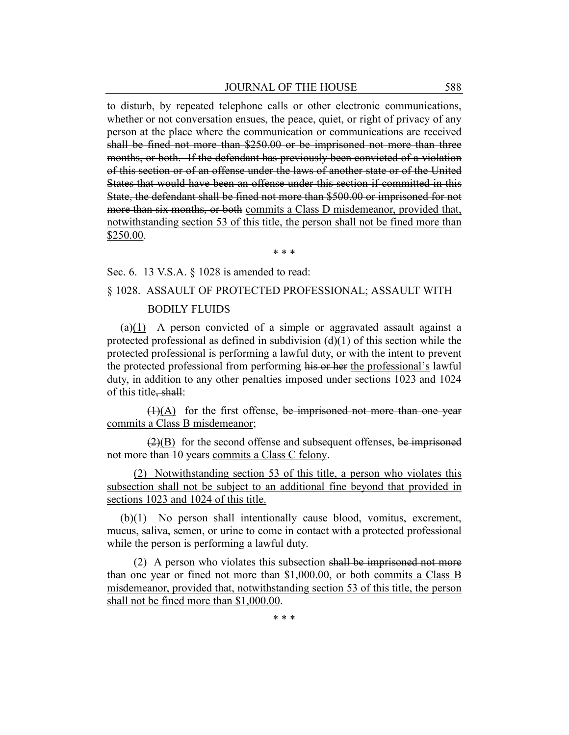to disturb, by repeated telephone calls or other electronic communications, whether or not conversation ensues, the peace, quiet, or right of privacy of any person at the place where the communication or communications are received ~~shall be fined not more than $250.00 or be imprisoned not more than three months, or both. If the defendant has previously been convicted of a violation of this section or of an offense under the laws of another state or of the United States that would have been an offense under this section if committed in this State, the defendant shall be fined not more than $500.00 or imprisoned for not more than six months, or both~~ <u>commits a Class D misdemeanor, provided that, notwithstanding section 53 of this title, the person shall not be fined more than $250.00</u>.

\* \* \*

Sec. 6. 13 V.S.A. § 1028 is amended to read:

§ 1028. ASSAULT OF PROTECTED PROFESSIONAL; ASSAULT WITH BODILY FLUIDS

(a)<u>(1)</u> A person convicted of a simple or aggravated assault against a protected professional as defined in subdivision (d)(1) of this section while the protected professional is performing a lawful duty, or with the intent to prevent the protected professional from performing ~~his or her~~ <u>the professional's</u> lawful duty, in addition to any other penalties imposed under sections 1023 and 1024 of this title~~, shall~~:

~~(1)~~<u>(A)</u> for the first offense, ~~be imprisoned not more than one year~~ <u>commits a Class B misdemeanor</u>;

~~(2)~~<u>(B)</u> for the second offense and subsequent offenses, ~~be imprisoned not more than 10 years~~ <u>commits a Class C felony</u>.

<u>(2) Notwithstanding section 53 of this title, a person who violates this subsection shall not be subject to an additional fine beyond that provided in sections 1023 and 1024 of this title.</u>

(b)(1) No person shall intentionally cause blood, vomitus, excrement, mucus, saliva, semen, or urine to come in contact with a protected professional while the person is performing a lawful duty.

(2) A person who violates this subsection ~~shall be imprisoned not more than one year or fined not more than $1,000.00, or both~~ <u>commits a Class B misdemeanor, provided that, notwithstanding section 53 of this title, the person shall not be fined more than $1,000.00</u>.

\* \* \*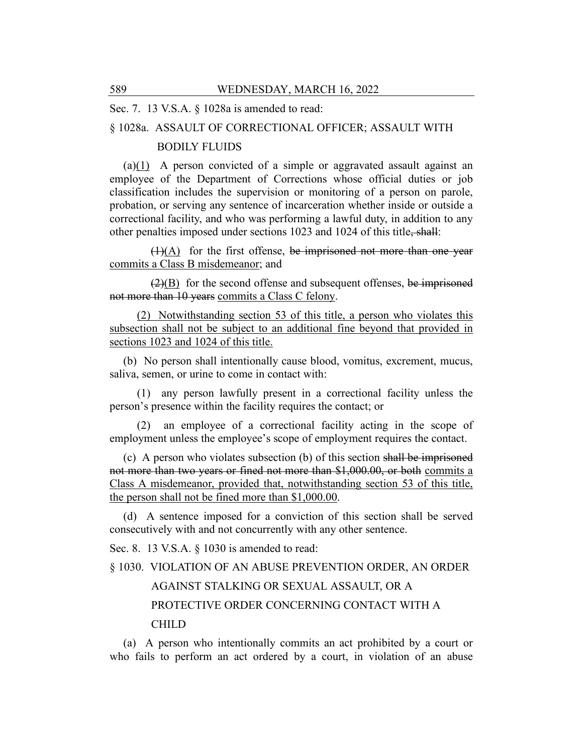Sec. 7. 13 V.S.A. § 1028a is amended to read:

§ 1028a. ASSAULT OF CORRECTIONAL OFFICER; ASSAULT WITH BODILY FLUIDS

(a)~~(1)~~(1) A person convicted of a simple or aggravated assault against an employee of the Department of Corrections whose official duties or job classification includes the supervision or monitoring of a person on parole, probation, or serving any sentence of incarceration whether inside or outside a correctional facility, and who was performing a lawful duty, in addition to any other penalties imposed under sections 1023 and 1024 of this title~~, shall~~:

~~(1)~~(A) for the first offense, ~~be imprisoned not more than one year~~ commits a Class B misdemeanor; and

~~(2)~~(B) for the second offense and subsequent offenses, ~~be imprisoned not more than 10 years~~ commits a Class C felony.

(2) Notwithstanding section 53 of this title, a person who violates this subsection shall not be subject to an additional fine beyond that provided in sections 1023 and 1024 of this title.

(b) No person shall intentionally cause blood, vomitus, excrement, mucus, saliva, semen, or urine to come in contact with:

(1) any person lawfully present in a correctional facility unless the person's presence within the facility requires the contact; or

(2) an employee of a correctional facility acting in the scope of employment unless the employee's scope of employment requires the contact.

(c) A person who violates subsection (b) of this section ~~shall be imprisoned not more than two years or fined not more than $1,000.00, or both~~ commits a Class A misdemeanor, provided that, notwithstanding section 53 of this title, the person shall not be fined more than $1,000.00.

(d) A sentence imposed for a conviction of this section shall be served consecutively with and not concurrently with any other sentence.

Sec. 8. 13 V.S.A. § 1030 is amended to read:

§ 1030. VIOLATION OF AN ABUSE PREVENTION ORDER, AN ORDER AGAINST STALKING OR SEXUAL ASSAULT, OR A PROTECTIVE ORDER CONCERNING CONTACT WITH A CHILD

(a) A person who intentionally commits an act prohibited by a court or who fails to perform an act ordered by a court, in violation of an abuse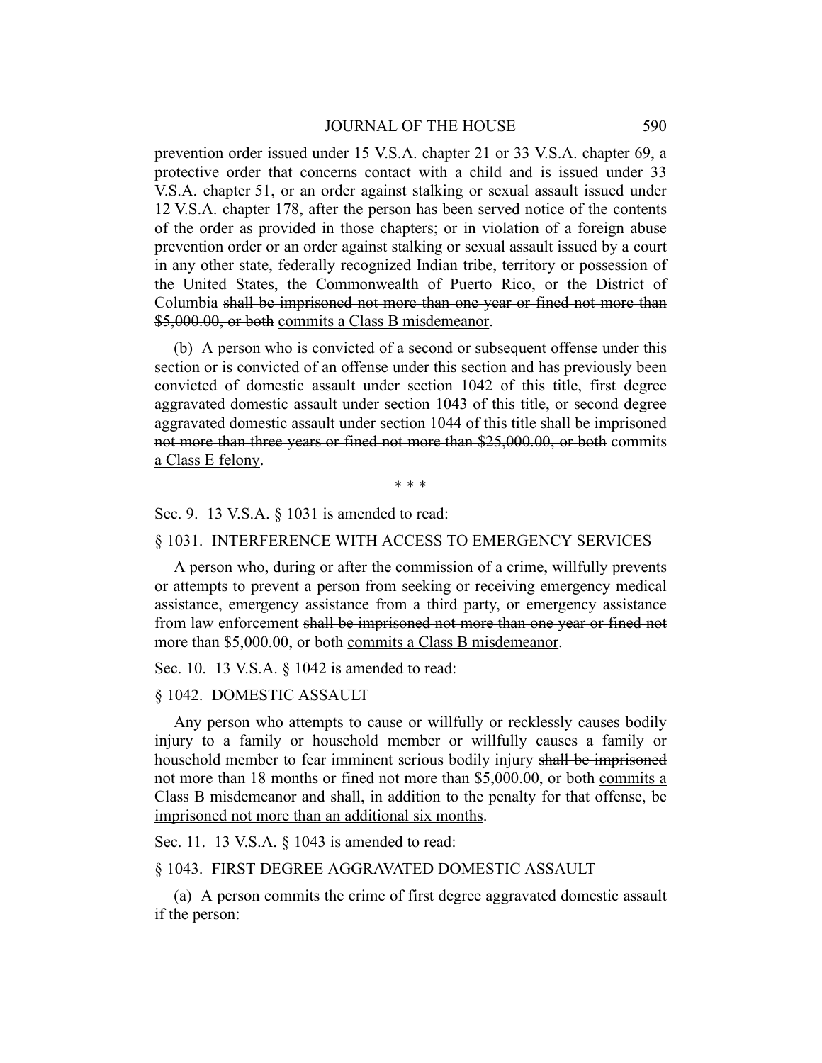prevention order issued under 15 V.S.A. chapter 21 or 33 V.S.A. chapter 69, a protective order that concerns contact with a child and is issued under 33 V.S.A. chapter 51, or an order against stalking or sexual assault issued under 12 V.S.A. chapter 178, after the person has been served notice of the contents of the order as provided in those chapters; or in violation of a foreign abuse prevention order or an order against stalking or sexual assault issued by a court in any other state, federally recognized Indian tribe, territory or possession of the United States, the Commonwealth of Puerto Rico, or the District of Columbia ~~shall be imprisoned not more than one year or fined not more than \$5,000.00, or both~~ <u>commits a Class B misdemeanor</u>.

(b) A person who is convicted of a second or subsequent offense under this section or is convicted of an offense under this section and has previously been convicted of domestic assault under section 1042 of this title, first degree aggravated domestic assault under section 1043 of this title, or second degree aggravated domestic assault under section 1044 of this title ~~shall be imprisoned not more than three years or fined not more than \$25,000.00, or both~~ <u>commits a Class E felony</u>.

\* \* \*

Sec. 9. 13 V.S.A. § 1031 is amended to read:

§ 1031. INTERFERENCE WITH ACCESS TO EMERGENCY SERVICES

A person who, during or after the commission of a crime, willfully prevents or attempts to prevent a person from seeking or receiving emergency medical assistance, emergency assistance from a third party, or emergency assistance from law enforcement ~~shall be imprisoned not more than one year or fined not more than \$5,000.00, or both~~ <u>commits a Class B misdemeanor</u>.

Sec. 10. 13 V.S.A. § 1042 is amended to read:

§ 1042. DOMESTIC ASSAULT

Any person who attempts to cause or willfully or recklessly causes bodily injury to a family or household member or willfully causes a family or household member to fear imminent serious bodily injury ~~shall be imprisoned not more than 18 months or fined not more than \$5,000.00, or both~~ <u>commits a Class B misdemeanor and shall, in addition to the penalty for that offense, be imprisoned not more than an additional six months</u>.

Sec. 11. 13 V.S.A. § 1043 is amended to read:

§ 1043. FIRST DEGREE AGGRAVATED DOMESTIC ASSAULT

(a) A person commits the crime of first degree aggravated domestic assault if the person: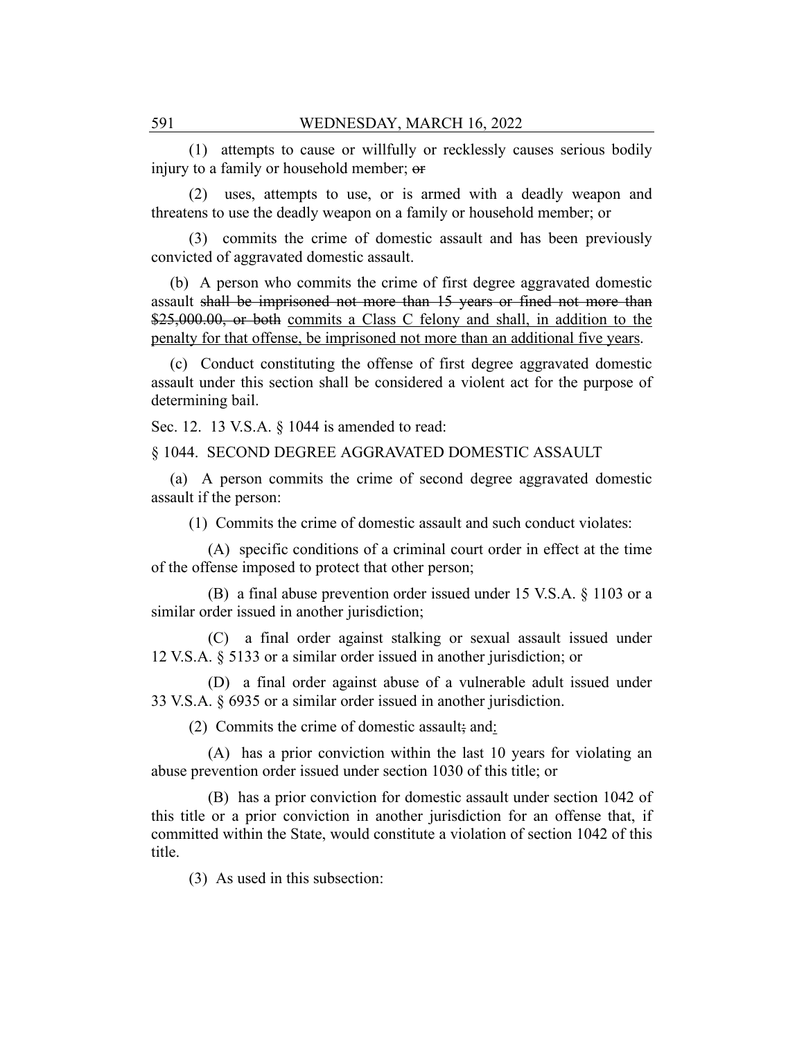(1) attempts to cause or willfully or recklessly causes serious bodily injury to a family or household member; ~~or~~

(2) uses, attempts to use, or is armed with a deadly weapon and threatens to use the deadly weapon on a family or household member; or

(3) commits the crime of domestic assault and has been previously convicted of aggravated domestic assault.

(b) A person who commits the crime of first degree aggravated domestic assault ~~shall be imprisoned not more than 15 years or fined not more than $25,000.00, or both~~ <u>commits a Class C felony and shall, in addition to the penalty for that offense, be imprisoned not more than an additional five years</u>.

(c) Conduct constituting the offense of first degree aggravated domestic assault under this section shall be considered a violent act for the purpose of determining bail.

Sec. 12. 13 V.S.A. § 1044 is amended to read:

§ 1044. SECOND DEGREE AGGRAVATED DOMESTIC ASSAULT

(a) A person commits the crime of second degree aggravated domestic assault if the person:

(1) Commits the crime of domestic assault and such conduct violates:

(A) specific conditions of a criminal court order in effect at the time of the offense imposed to protect that other person;

(B) a final abuse prevention order issued under 15 V.S.A. § 1103 or a similar order issued in another jurisdiction;

(C) a final order against stalking or sexual assault issued under 12 V.S.A. § 5133 or a similar order issued in another jurisdiction; or

(D) a final order against abuse of a vulnerable adult issued under 33 V.S.A. § 6935 or a similar order issued in another jurisdiction.

(2) Commits the crime of domestic assault~~,~~ and<u>:</u>

(A) has a prior conviction within the last 10 years for violating an abuse prevention order issued under section 1030 of this title; or

(B) has a prior conviction for domestic assault under section 1042 of this title or a prior conviction in another jurisdiction for an offense that, if committed within the State, would constitute a violation of section 1042 of this title.

(3) As used in this subsection: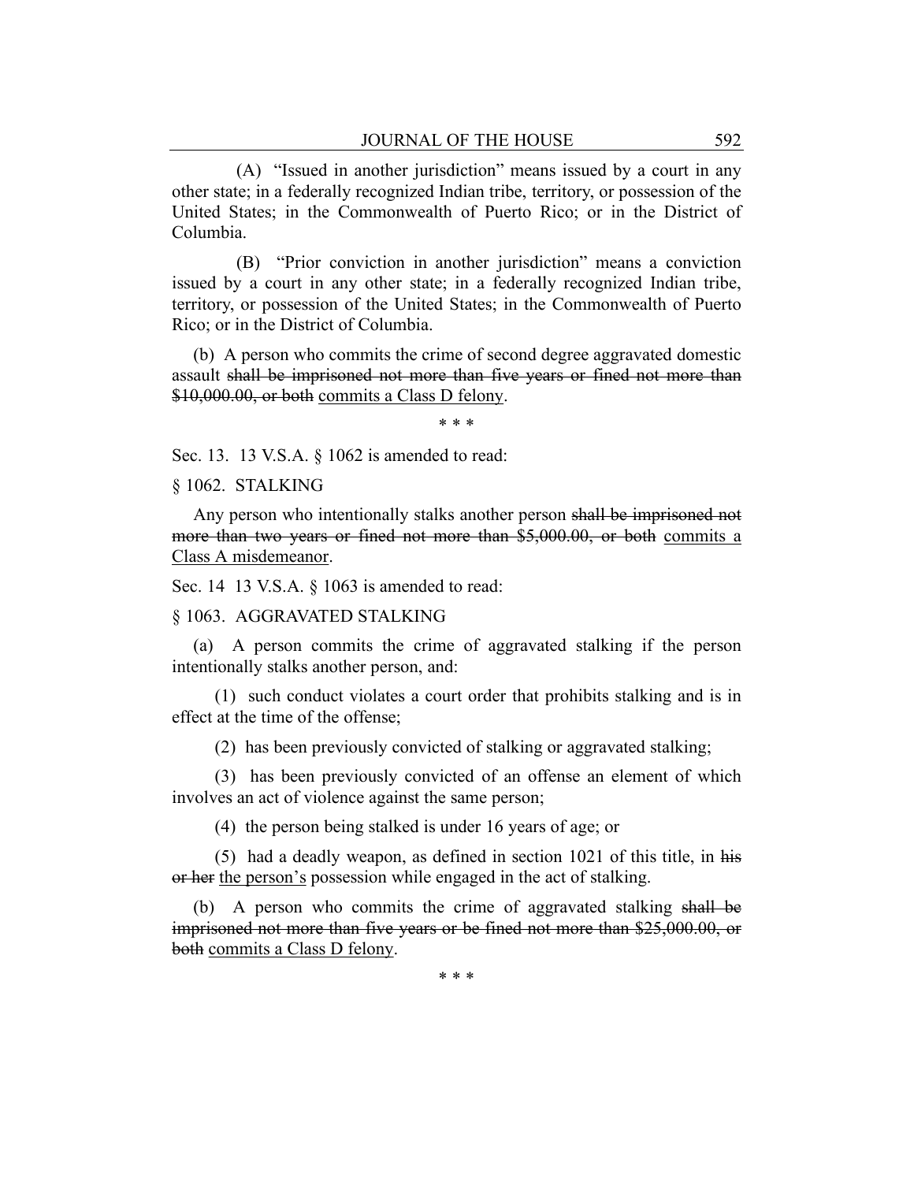(A) "Issued in another jurisdiction" means issued by a court in any other state; in a federally recognized Indian tribe, territory, or possession of the United States; in the Commonwealth of Puerto Rico; or in the District of Columbia.

(B) "Prior conviction in another jurisdiction" means a conviction issued by a court in any other state; in a federally recognized Indian tribe, territory, or possession of the United States; in the Commonwealth of Puerto Rico; or in the District of Columbia.

(b) A person who commits the crime of second degree aggravated domestic assault ~~shall be imprisoned not more than five years or fined not more than $10,000.00, or both~~ commits a Class D felony.

\* \* \*

Sec. 13. 13 V.S.A. § 1062 is amended to read:

§ 1062. STALKING

Any person who intentionally stalks another person ~~shall be imprisoned not more than two years or fined not more than $5,000.00, or both~~ commits a Class A misdemeanor.

Sec. 14 13 V.S.A. § 1063 is amended to read:

§ 1063. AGGRAVATED STALKING

(a) A person commits the crime of aggravated stalking if the person intentionally stalks another person, and:

(1) such conduct violates a court order that prohibits stalking and is in effect at the time of the offense;

(2) has been previously convicted of stalking or aggravated stalking;

(3) has been previously convicted of an offense an element of which involves an act of violence against the same person;

(4) the person being stalked is under 16 years of age; or

(5) had a deadly weapon, as defined in section 1021 of this title, in ~~his or her~~ the person's possession while engaged in the act of stalking.

(b) A person who commits the crime of aggravated stalking ~~shall be imprisoned not more than five years or be fined not more than $25,000.00, or both~~ commits a Class D felony.

\* \* \*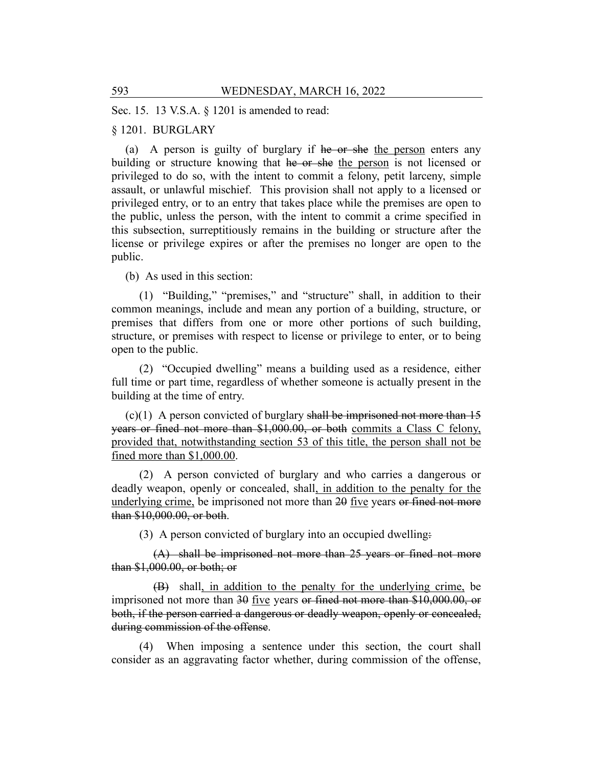Sec. 15. 13 V.S.A. § 1201 is amended to read:

§ 1201. BURGLARY

(a) A person is guilty of burglary if ~~he or she~~ <u>the person</u> enters any building or structure knowing that ~~he or she~~ <u>the person</u> is not licensed or privileged to do so, with the intent to commit a felony, petit larceny, simple assault, or unlawful mischief. This provision shall not apply to a licensed or privileged entry, or to an entry that takes place while the premises are open to the public, unless the person, with the intent to commit a crime specified in this subsection, surreptitiously remains in the building or structure after the license or privilege expires or after the premises no longer are open to the public.

(b) As used in this section:

(1) "Building," "premises," and "structure" shall, in addition to their common meanings, include and mean any portion of a building, structure, or premises that differs from one or more other portions of such building, structure, or premises with respect to license or privilege to enter, or to being open to the public.

(2) "Occupied dwelling" means a building used as a residence, either full time or part time, regardless of whether someone is actually present in the building at the time of entry.

(c)(1) A person convicted of burglary ~~shall be imprisoned not more than 15 years or fined not more than $1,000.00, or both~~ <u>commits a Class C felony, provided that, notwithstanding section 53 of this title, the person shall not be fined more than $1,000.00</u>.

(2) A person convicted of burglary and who carries a dangerous or deadly weapon, openly or concealed, shall<u>, in addition to the penalty for the underlying crime,</u> be imprisoned not more than ~~20~~ <u>five</u> years ~~or fined not more than $10,000.00, or both~~.

(3) A person convicted of burglary into an occupied dwelling~~:~~

~~(A) shall be imprisoned not more than 25 years or fined not more than $1,000.00, or both; or~~

~~(B)~~ shall<u>, in addition to the penalty for the underlying crime,</u> be imprisoned not more than ~~30~~ <u>five</u> years ~~or fined not more than $10,000.00, or both, if the person carried a dangerous or deadly weapon, openly or concealed, during commission of the offense~~.

(4) When imposing a sentence under this section, the court shall consider as an aggravating factor whether, during commission of the offense,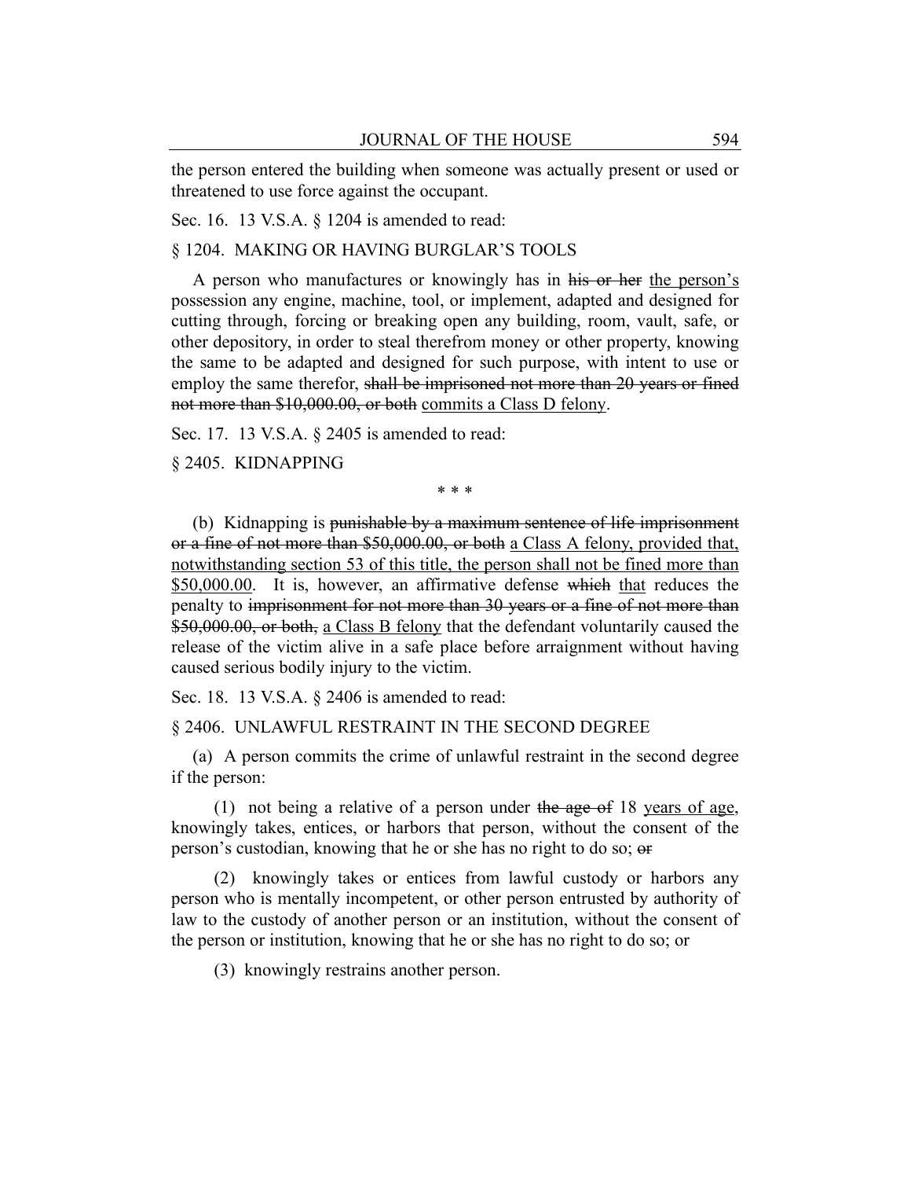the person entered the building when someone was actually present or used or threatened to use force against the occupant.

Sec. 16. 13 V.S.A. § 1204 is amended to read:

§ 1204. MAKING OR HAVING BURGLAR'S TOOLS

A person who manufactures or knowingly has in ~~his or her~~ <u>the person's</u> possession any engine, machine, tool, or implement, adapted and designed for cutting through, forcing or breaking open any building, room, vault, safe, or other depository, in order to steal therefrom money or other property, knowing the same to be adapted and designed for such purpose, with intent to use or employ the same therefor, ~~shall be imprisoned not more than 20 years or fined not more than $10,000.00, or both~~ <u>commits a Class D felony</u>.

Sec. 17. 13 V.S.A. § 2405 is amended to read:

§ 2405. KIDNAPPING

\* \* \*

(b) Kidnapping is ~~punishable by a maximum sentence of life imprisonment or a fine of not more than $50,000.00, or both~~ <u>a Class A felony, provided that, notwithstanding section 53 of this title, the person shall not be fined more than $50,000.00</u>. It is, however, an affirmative defense ~~which~~ <u>that</u> reduces the penalty to ~~imprisonment for not more than 30 years or a fine of not more than $50,000.00, or both,~~ <u>a Class B felony</u> that the defendant voluntarily caused the release of the victim alive in a safe place before arraignment without having caused serious bodily injury to the victim.

Sec. 18. 13 V.S.A. § 2406 is amended to read:

§ 2406. UNLAWFUL RESTRAINT IN THE SECOND DEGREE

(a) A person commits the crime of unlawful restraint in the second degree if the person:

(1) not being a relative of a person under ~~the age of~~ 18 <u>years of age</u>, knowingly takes, entices, or harbors that person, without the consent of the person's custodian, knowing that he or she has no right to do so; ~~or~~

(2) knowingly takes or entices from lawful custody or harbors any person who is mentally incompetent, or other person entrusted by authority of law to the custody of another person or an institution, without the consent of the person or institution, knowing that he or she has no right to do so; or

(3) knowingly restrains another person.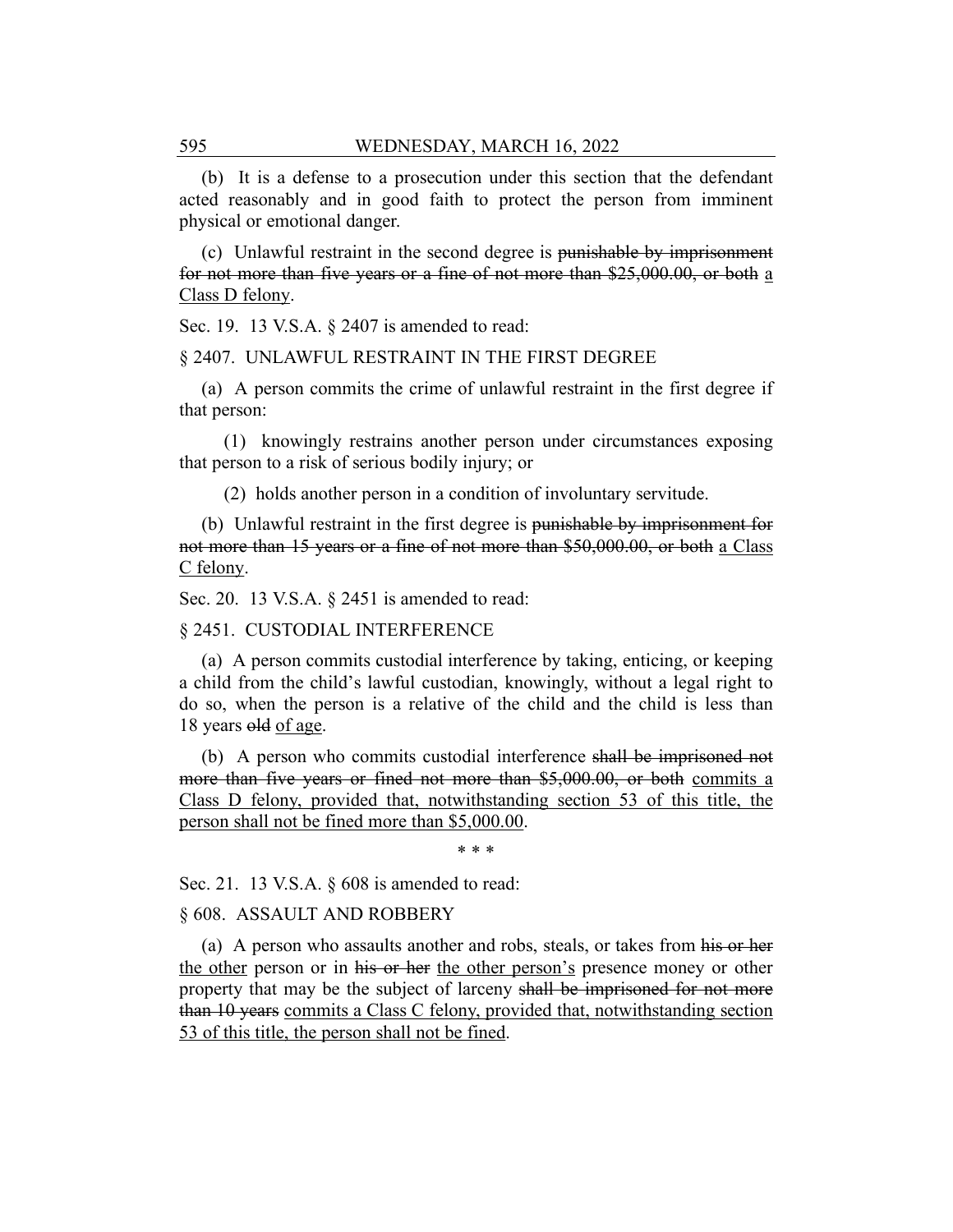(b) It is a defense to a prosecution under this section that the defendant acted reasonably and in good faith to protect the person from imminent physical or emotional danger.

(c) Unlawful restraint in the second degree is ~~punishable by imprisonment for not more than five years or a fine of not more than $25,000.00, or both~~ a Class D felony.

Sec. 19. 13 V.S.A. § 2407 is amended to read:

§ 2407. UNLAWFUL RESTRAINT IN THE FIRST DEGREE

(a) A person commits the crime of unlawful restraint in the first degree if that person:

(1) knowingly restrains another person under circumstances exposing that person to a risk of serious bodily injury; or

(2) holds another person in a condition of involuntary servitude.

(b) Unlawful restraint in the first degree is ~~punishable by imprisonment for not more than 15 years or a fine of not more than $50,000.00, or both~~ a Class C felony.

Sec. 20. 13 V.S.A. § 2451 is amended to read:

§ 2451. CUSTODIAL INTERFERENCE

(a) A person commits custodial interference by taking, enticing, or keeping a child from the child's lawful custodian, knowingly, without a legal right to do so, when the person is a relative of the child and the child is less than 18 years ~~old~~ of age.

(b) A person who commits custodial interference ~~shall be imprisoned not more than five years or fined not more than $5,000.00, or both~~ commits a Class D felony, provided that, notwithstanding section 53 of this title, the person shall not be fined more than $5,000.00.

\* \* \*

Sec. 21. 13 V.S.A. § 608 is amended to read:

§ 608. ASSAULT AND ROBBERY

(a) A person who assaults another and robs, steals, or takes from ~~his or her~~ the other person or in ~~his or her~~ the other person's presence money or other property that may be the subject of larceny ~~shall be imprisoned for not more than 10 years~~ commits a Class C felony, provided that, notwithstanding section 53 of this title, the person shall not be fined.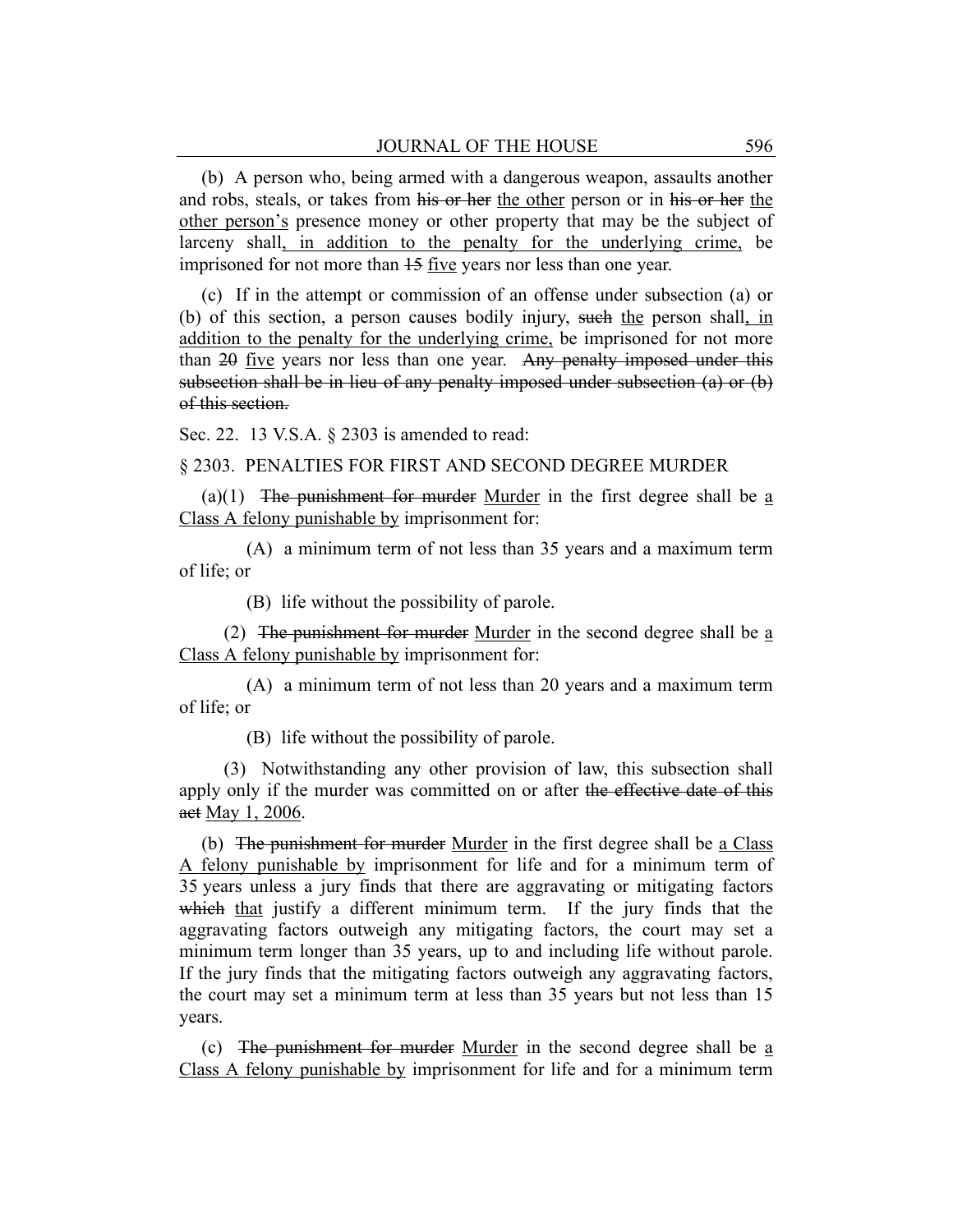(b) A person who, being armed with a dangerous weapon, assaults another and robs, steals, or takes from ~~his or her~~ <u>the other</u> person or in ~~his or her~~ <u>the other person's</u> presence money or other property that may be the subject of larceny shall<u>, in addition to the penalty for the underlying crime,</u> be imprisoned for not more than ~~15~~ <u>five</u> years nor less than one year.

(c) If in the attempt or commission of an offense under subsection (a) or (b) of this section, a person causes bodily injury, ~~such~~ <u>the</u> person shall<u>, in addition to the penalty for the underlying crime,</u> be imprisoned for not more than ~~20~~ <u>five</u> years nor less than one year. ~~Any penalty imposed under this subsection shall be in lieu of any penalty imposed under subsection (a) or (b) of this section.~~

Sec. 22. 13 V.S.A. § 2303 is amended to read:

§ 2303. PENALTIES FOR FIRST AND SECOND DEGREE MURDER

(a)(1) ~~The punishment for murder~~ <u>Murder</u> in the first degree shall be <u>a Class A felony punishable by</u> imprisonment for:

(A) a minimum term of not less than 35 years and a maximum term of life; or

(B) life without the possibility of parole.

(2) ~~The punishment for murder~~ <u>Murder</u> in the second degree shall be <u>a Class A felony punishable by</u> imprisonment for:

(A) a minimum term of not less than 20 years and a maximum term of life; or

(B) life without the possibility of parole.

(3) Notwithstanding any other provision of law, this subsection shall apply only if the murder was committed on or after ~~the effective date of this act~~ <u>May 1, 2006</u>.

(b) ~~The punishment for murder~~ <u>Murder</u> in the first degree shall be <u>a Class A felony punishable by</u> imprisonment for life and for a minimum term of 35 years unless a jury finds that there are aggravating or mitigating factors ~~which~~ <u>that</u> justify a different minimum term. If the jury finds that the aggravating factors outweigh any mitigating factors, the court may set a minimum term longer than 35 years, up to and including life without parole. If the jury finds that the mitigating factors outweigh any aggravating factors, the court may set a minimum term at less than 35 years but not less than 15 years.

(c) ~~The punishment for murder~~ <u>Murder</u> in the second degree shall be <u>a Class A felony punishable by</u> imprisonment for life and for a minimum term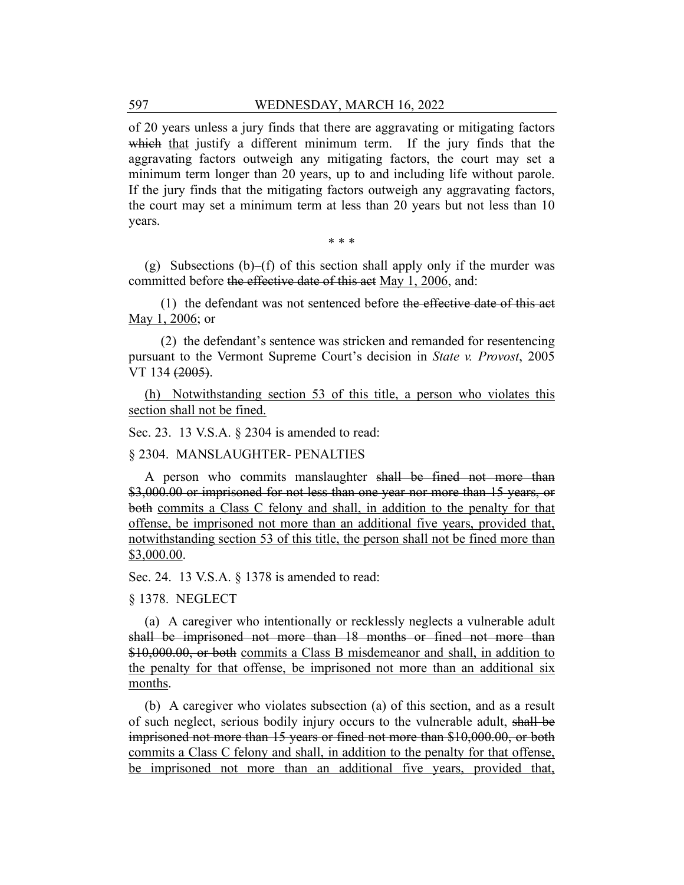of 20 years unless a jury finds that there are aggravating or mitigating factors ~~which~~ <u>that</u> justify a different minimum term. If the jury finds that the aggravating factors outweigh any mitigating factors, the court may set a minimum term longer than 20 years, up to and including life without parole. If the jury finds that the mitigating factors outweigh any aggravating factors, the court may set a minimum term at less than 20 years but not less than 10 years.

\* \* \*

(g) Subsections (b)–(f) of this section shall apply only if the murder was committed before ~~the effective date of this act~~ <u>May 1, 2006</u>, and:

(1) the defendant was not sentenced before ~~the effective date of this act~~ <u>May 1, 2006</u>; or

(2) the defendant's sentence was stricken and remanded for resentencing pursuant to the Vermont Supreme Court's decision in *State v. Provost*, 2005 VT 134 ~~(2005)~~.

<u>(h) Notwithstanding section 53 of this title, a person who violates this section shall not be fined.</u>

Sec. 23. 13 V.S.A. § 2304 is amended to read:

§ 2304. MANSLAUGHTER- PENALTIES

A person who commits manslaughter ~~shall be fined not more than \$3,000.00 or imprisoned for not less than one year nor more than 15 years, or both~~ <u>commits a Class C felony and shall, in addition to the penalty for that offense, be imprisoned not more than an additional five years, provided that, notwithstanding section 53 of this title, the person shall not be fined more than \$3,000.00</u>.

Sec. 24. 13 V.S.A. § 1378 is amended to read:

§ 1378. NEGLECT

(a) A caregiver who intentionally or recklessly neglects a vulnerable adult ~~shall be imprisoned not more than 18 months or fined not more than \$10,000.00, or both~~ <u>commits a Class B misdemeanor and shall, in addition to the penalty for that offense, be imprisoned not more than an additional six months</u>.

(b) A caregiver who violates subsection (a) of this section, and as a result of such neglect, serious bodily injury occurs to the vulnerable adult, ~~shall be imprisoned not more than 15 years or fined not more than \$10,000.00, or both~~ <u>commits a Class C felony and shall, in addition to the penalty for that offense, be imprisoned not more than an additional five years, provided that,</u>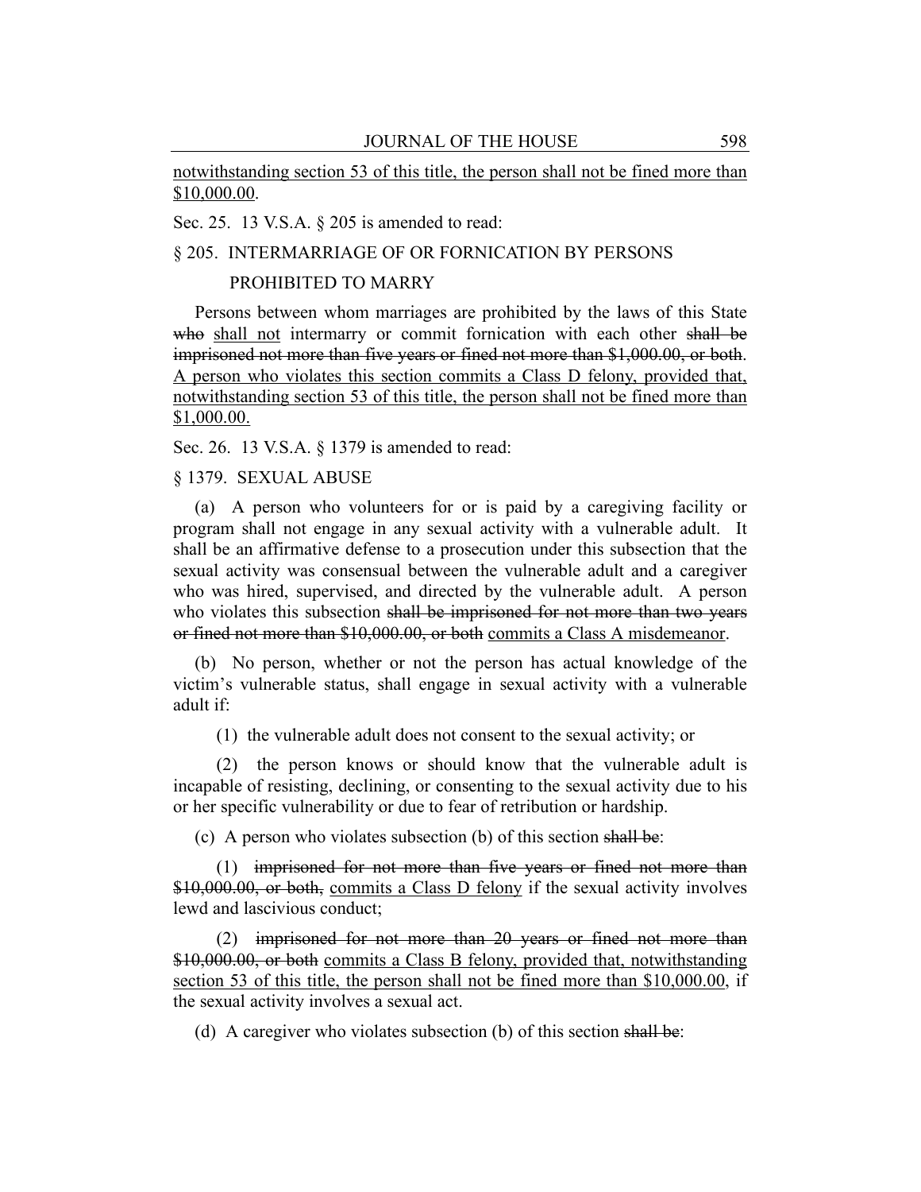<u>notwithstanding section 53 of this title, the person shall not be fined more than $10,000.00</u>.

Sec. 25. 13 V.S.A. § 205 is amended to read:

§ 205. INTERMARRIAGE OF OR FORNICATION BY PERSONS PROHIBITED TO MARRY

Persons between whom marriages are prohibited by the laws of this State ~~who~~ <u>shall not</u> intermarry or commit fornication with each other ~~shall be imprisoned not more than five years or fined not more than $1,000.00, or both~~. <u>A person who violates this section commits a Class D felony, provided that, notwithstanding section 53 of this title, the person shall not be fined more than $1,000.00.</u>

Sec. 26. 13 V.S.A. § 1379 is amended to read:

§ 1379. SEXUAL ABUSE

(a) A person who volunteers for or is paid by a caregiving facility or program shall not engage in any sexual activity with a vulnerable adult. It shall be an affirmative defense to a prosecution under this subsection that the sexual activity was consensual between the vulnerable adult and a caregiver who was hired, supervised, and directed by the vulnerable adult. A person who violates this subsection ~~shall be imprisoned for not more than two years or fined not more than $10,000.00, or both~~ <u>commits a Class A misdemeanor</u>.

(b) No person, whether or not the person has actual knowledge of the victim's vulnerable status, shall engage in sexual activity with a vulnerable adult if:

(1) the vulnerable adult does not consent to the sexual activity; or

(2) the person knows or should know that the vulnerable adult is incapable of resisting, declining, or consenting to the sexual activity due to his or her specific vulnerability or due to fear of retribution or hardship.

(c) A person who violates subsection (b) of this section ~~shall be~~:

(1) ~~imprisoned for not more than five years or fined not more than $10,000.00, or both,~~ <u>commits a Class D felony</u> if the sexual activity involves lewd and lascivious conduct;

(2) ~~imprisoned for not more than 20 years or fined not more than $10,000.00, or both~~ <u>commits a Class B felony, provided that, notwithstanding section 53 of this title, the person shall not be fined more than $10,000.00</u>, if the sexual activity involves a sexual act.

(d) A caregiver who violates subsection (b) of this section ~~shall be~~: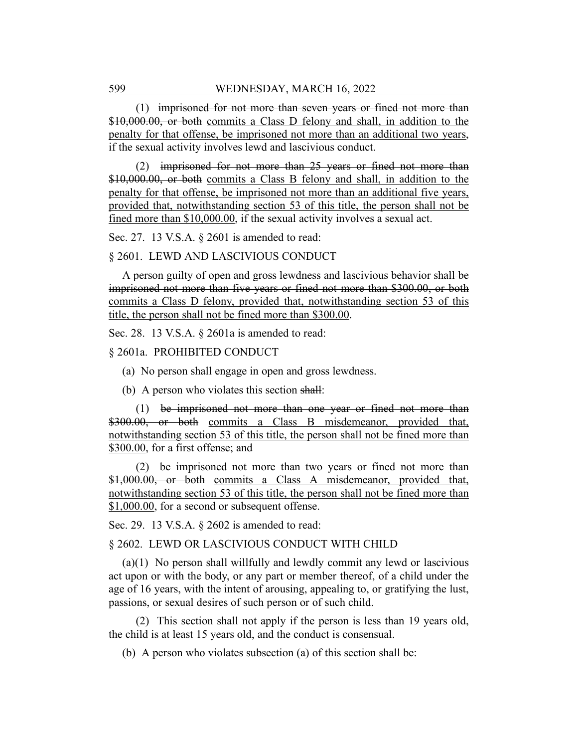(1) ~~imprisoned for not more than seven years or fined not more than $10,000.00, or both~~ <u>commits a Class D felony and shall, in addition to the penalty for that offense, be imprisoned not more than an additional two years</u>, if the sexual activity involves lewd and lascivious conduct.

(2) ~~imprisoned for not more than 25 years or fined not more than $10,000.00, or both~~ <u>commits a Class B felony and shall, in addition to the penalty for that offense, be imprisoned not more than an additional five years, provided that, notwithstanding section 53 of this title, the person shall not be fined more than $10,000.00</u>, if the sexual activity involves a sexual act.

Sec. 27. 13 V.S.A. § 2601 is amended to read:

§ 2601. LEWD AND LASCIVIOUS CONDUCT

A person guilty of open and gross lewdness and lascivious behavior ~~shall be imprisoned not more than five years or fined not more than $300.00, or both~~ <u>commits a Class D felony, provided that, notwithstanding section 53 of this title, the person shall not be fined more than $300.00</u>.

Sec. 28. 13 V.S.A. § 2601a is amended to read:

§ 2601a. PROHIBITED CONDUCT

(a) No person shall engage in open and gross lewdness.

(b) A person who violates this section ~~shall~~:

(1) ~~be imprisoned not more than one year or fined not more than $300.00, or both~~ <u>commits a Class B misdemeanor, provided that, notwithstanding section 53 of this title, the person shall not be fined more than $300.00</u>, for a first offense; and

(2) ~~be imprisoned not more than two years or fined not more than $1,000.00, or both~~ <u>commits a Class A misdemeanor, provided that, notwithstanding section 53 of this title, the person shall not be fined more than $1,000.00</u>, for a second or subsequent offense.

Sec. 29. 13 V.S.A. § 2602 is amended to read:

§ 2602. LEWD OR LASCIVIOUS CONDUCT WITH CHILD

(a)(1) No person shall willfully and lewdly commit any lewd or lascivious act upon or with the body, or any part or member thereof, of a child under the age of 16 years, with the intent of arousing, appealing to, or gratifying the lust, passions, or sexual desires of such person or of such child.

(2) This section shall not apply if the person is less than 19 years old, the child is at least 15 years old, and the conduct is consensual.

(b) A person who violates subsection (a) of this section ~~shall be~~: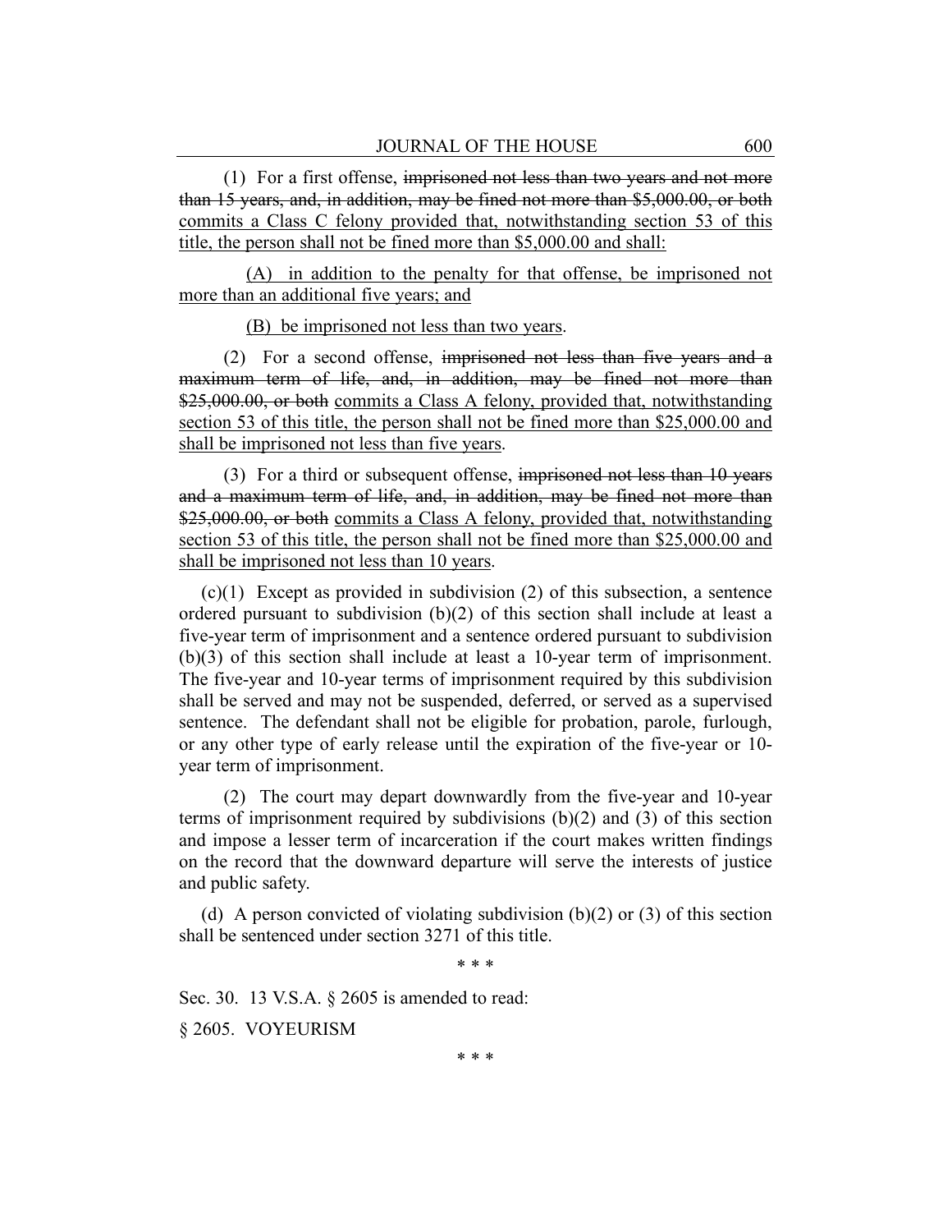(1) For a first offense, ~~imprisoned not less than two years and not more than 15 years, and, in addition, may be fined not more than $5,000.00, or both~~ <u>commits a Class C felony provided that, notwithstanding section 53 of this title, the person shall not be fined more than $5,000.00 and shall:</u>

<u>(A) in addition to the penalty for that offense, be imprisoned not more than an additional five years; and</u>

<u>(B) be imprisoned not less than two years</u>.

(2) For a second offense, ~~imprisoned not less than five years and a maximum term of life, and, in addition, may be fined not more than $25,000.00, or both~~ <u>commits a Class A felony, provided that, notwithstanding section 53 of this title, the person shall not be fined more than $25,000.00 and shall be imprisoned not less than five years</u>.

(3) For a third or subsequent offense, ~~imprisoned not less than 10 years and a maximum term of life, and, in addition, may be fined not more than $25,000.00, or both~~ <u>commits a Class A felony, provided that, notwithstanding section 53 of this title, the person shall not be fined more than $25,000.00 and shall be imprisoned not less than 10 years</u>.

(c)(1) Except as provided in subdivision (2) of this subsection, a sentence ordered pursuant to subdivision (b)(2) of this section shall include at least a five-year term of imprisonment and a sentence ordered pursuant to subdivision (b)(3) of this section shall include at least a 10-year term of imprisonment. The five-year and 10-year terms of imprisonment required by this subdivision shall be served and may not be suspended, deferred, or served as a supervised sentence. The defendant shall not be eligible for probation, parole, furlough, or any other type of early release until the expiration of the five-year or 10-year term of imprisonment.

(2) The court may depart downwardly from the five-year and 10-year terms of imprisonment required by subdivisions (b)(2) and (3) of this section and impose a lesser term of incarceration if the court makes written findings on the record that the downward departure will serve the interests of justice and public safety.

(d) A person convicted of violating subdivision (b)(2) or (3) of this section shall be sentenced under section 3271 of this title.

\* \* \*

Sec. 30. 13 V.S.A. § 2605 is amended to read:

§ 2605. VOYEURISM

\* \* \*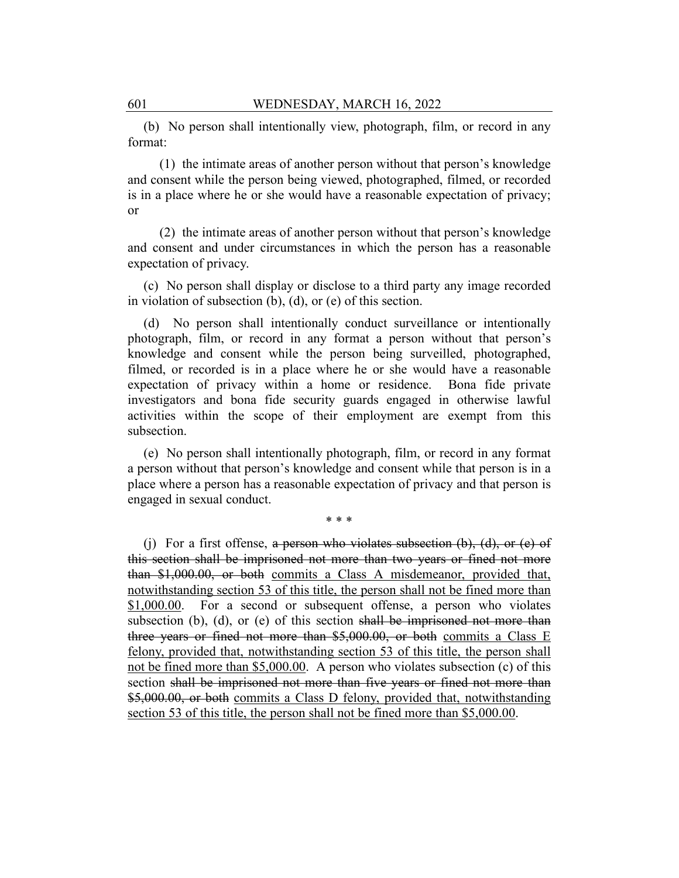(b) No person shall intentionally view, photograph, film, or record in any format:

(1) the intimate areas of another person without that person's knowledge and consent while the person being viewed, photographed, filmed, or recorded is in a place where he or she would have a reasonable expectation of privacy; or

(2) the intimate areas of another person without that person's knowledge and consent and under circumstances in which the person has a reasonable expectation of privacy.

(c) No person shall display or disclose to a third party any image recorded in violation of subsection (b), (d), or (e) of this section.

(d) No person shall intentionally conduct surveillance or intentionally photograph, film, or record in any format a person without that person's knowledge and consent while the person being surveilled, photographed, filmed, or recorded is in a place where he or she would have a reasonable expectation of privacy within a home or residence. Bona fide private investigators and bona fide security guards engaged in otherwise lawful activities within the scope of their employment are exempt from this subsection.

(e) No person shall intentionally photograph, film, or record in any format a person without that person's knowledge and consent while that person is in a place where a person has a reasonable expectation of privacy and that person is engaged in sexual conduct.

\* \* \*

(j) For a first offense, ~~a person who violates subsection (b), (d), or (e) of this section shall be imprisoned not more than two years or fined not more than \$1,000.00, or both~~ <u>commits a Class A misdemeanor, provided that, notwithstanding section 53 of this title, the person shall not be fined more than \$1,000.00</u>. For a second or subsequent offense, a person who violates subsection (b), (d), or (e) of this section ~~shall be imprisoned not more than three years or fined not more than \$5,000.00, or both~~ <u>commits a Class E felony, provided that, notwithstanding section 53 of this title, the person shall not be fined more than \$5,000.00</u>. A person who violates subsection (c) of this section ~~shall be imprisoned not more than five years or fined not more than \$5,000.00, or both~~ <u>commits a Class D felony, provided that, notwithstanding section 53 of this title, the person shall not be fined more than \$5,000.00</u>.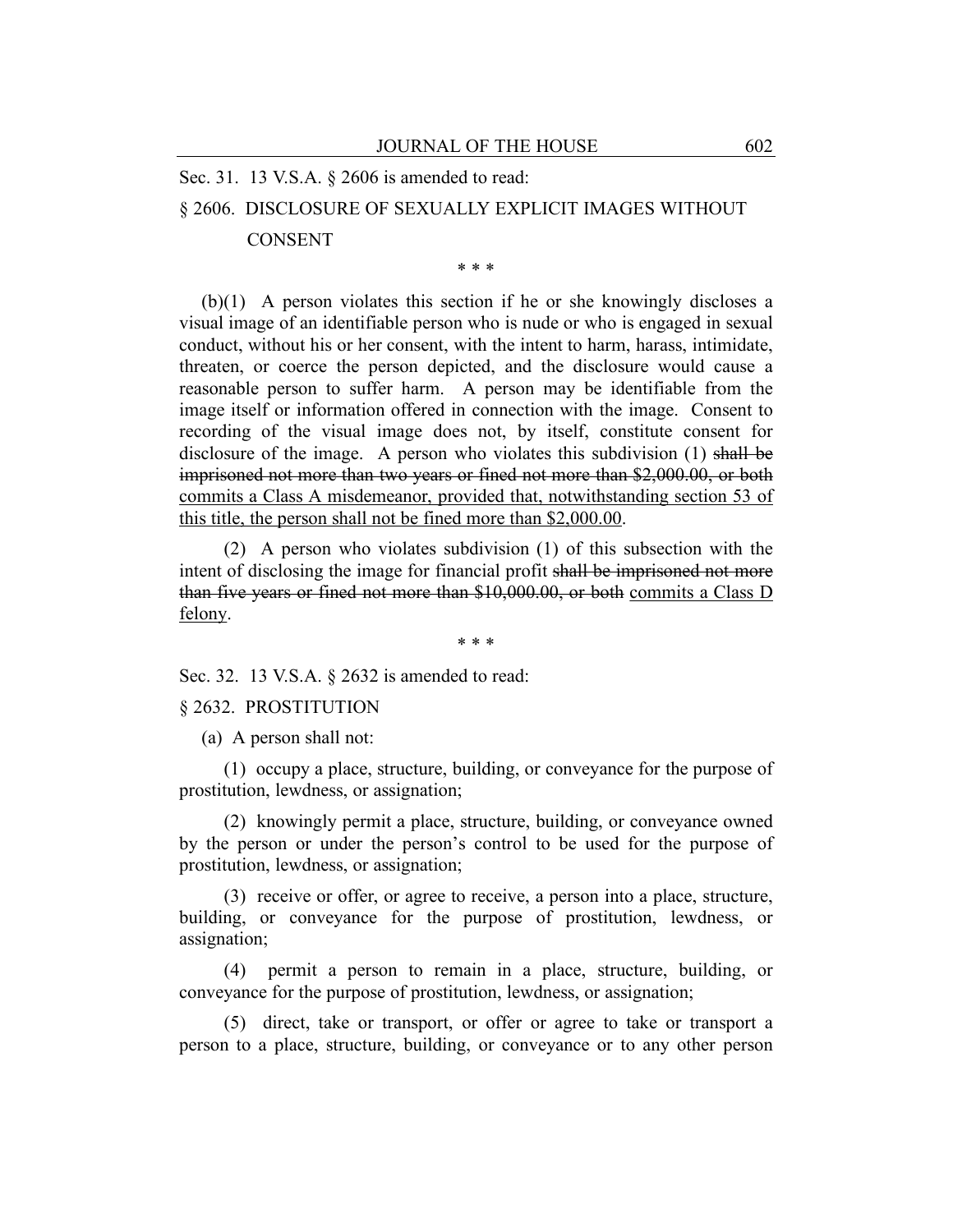Sec. 31. 13 V.S.A. § 2606 is amended to read:

§ 2606. DISCLOSURE OF SEXUALLY EXPLICIT IMAGES WITHOUT CONSENT

\* \* \*

(b)(1) A person violates this section if he or she knowingly discloses a visual image of an identifiable person who is nude or who is engaged in sexual conduct, without his or her consent, with the intent to harm, harass, intimidate, threaten, or coerce the person depicted, and the disclosure would cause a reasonable person to suffer harm. A person may be identifiable from the image itself or information offered in connection with the image. Consent to recording of the visual image does not, by itself, constitute consent for disclosure of the image. A person who violates this subdivision (1) ~~shall be imprisoned not more than two years or fined not more than $2,000.00, or both~~ <u>commits a Class A misdemeanor, provided that, notwithstanding section 53 of this title, the person shall not be fined more than $2,000.00</u>.

(2) A person who violates subdivision (1) of this subsection with the intent of disclosing the image for financial profit ~~shall be imprisoned not more than five years or fined not more than $10,000.00, or both~~ <u>commits a Class D felony</u>.

\* \* \*

Sec. 32. 13 V.S.A. § 2632 is amended to read:

§ 2632. PROSTITUTION

(a) A person shall not:

(1) occupy a place, structure, building, or conveyance for the purpose of prostitution, lewdness, or assignation;

(2) knowingly permit a place, structure, building, or conveyance owned by the person or under the person's control to be used for the purpose of prostitution, lewdness, or assignation;

(3) receive or offer, or agree to receive, a person into a place, structure, building, or conveyance for the purpose of prostitution, lewdness, or assignation;

(4) permit a person to remain in a place, structure, building, or conveyance for the purpose of prostitution, lewdness, or assignation;

(5) direct, take or transport, or offer or agree to take or transport a person to a place, structure, building, or conveyance or to any other person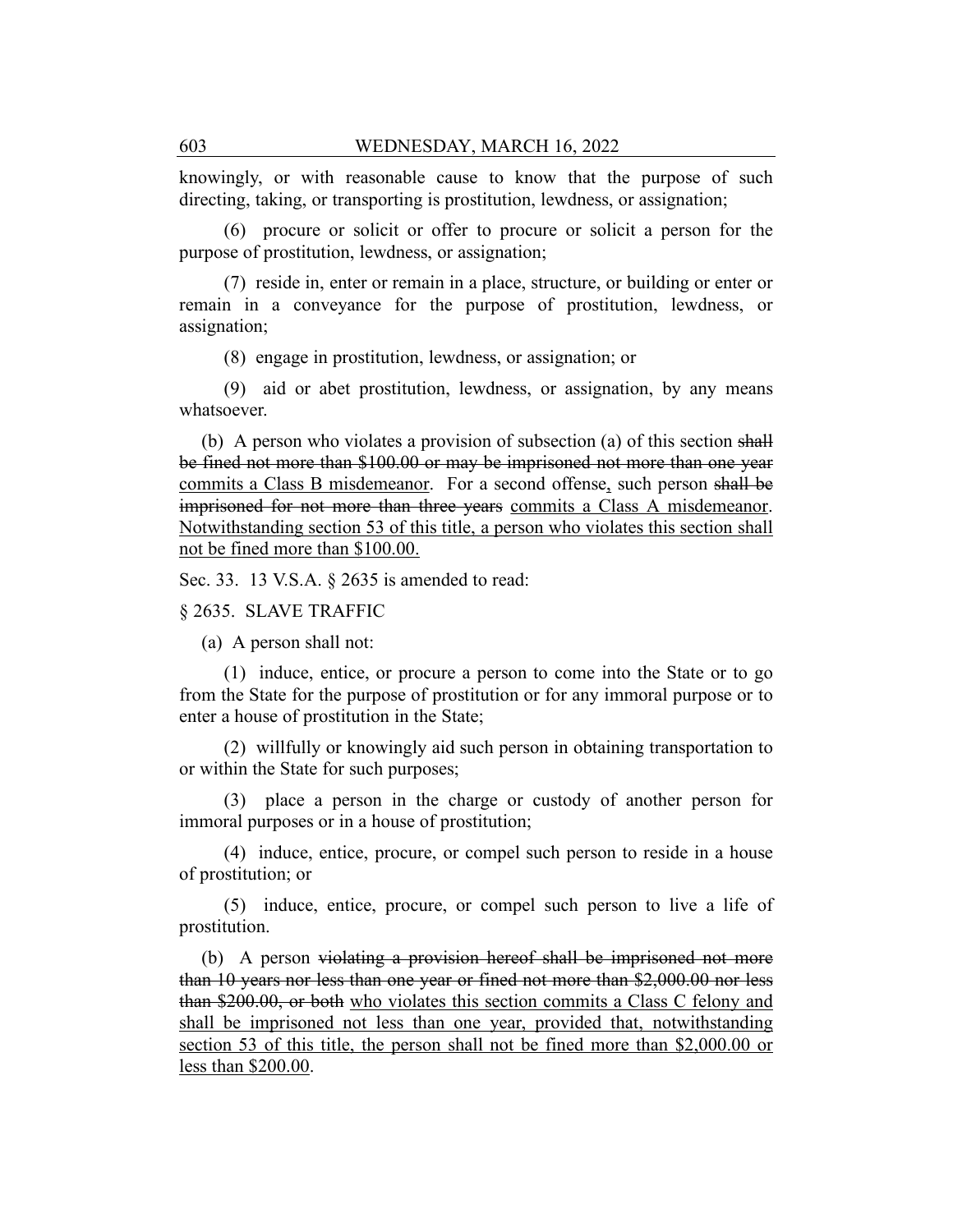knowingly, or with reasonable cause to know that the purpose of such directing, taking, or transporting is prostitution, lewdness, or assignation;

(6) procure or solicit or offer to procure or solicit a person for the purpose of prostitution, lewdness, or assignation;

(7) reside in, enter or remain in a place, structure, or building or enter or remain in a conveyance for the purpose of prostitution, lewdness, or assignation;

(8) engage in prostitution, lewdness, or assignation; or

(9) aid or abet prostitution, lewdness, or assignation, by any means whatsoever.

(b) A person who violates a provision of subsection (a) of this section ~~shall be fined not more than $100.00 or may be imprisoned not more than one year~~ <u>commits a Class B misdemeanor</u>. For a second offense<u>,</u> such person ~~shall be imprisoned for not more than three years~~ <u>commits a Class A misdemeanor</u>. <u>Notwithstanding section 53 of this title, a person who violates this section shall not be fined more than $100.00.</u>

Sec. 33. 13 V.S.A. § 2635 is amended to read:

§ 2635. SLAVE TRAFFIC

(a) A person shall not:

(1) induce, entice, or procure a person to come into the State or to go from the State for the purpose of prostitution or for any immoral purpose or to enter a house of prostitution in the State;

(2) willfully or knowingly aid such person in obtaining transportation to or within the State for such purposes;

(3) place a person in the charge or custody of another person for immoral purposes or in a house of prostitution;

(4) induce, entice, procure, or compel such person to reside in a house of prostitution; or

(5) induce, entice, procure, or compel such person to live a life of prostitution.

(b) A person ~~violating a provision hereof shall be imprisoned not more than 10 years nor less than one year or fined not more than $2,000.00 nor less than $200.00, or both~~ <u>who violates this section commits a Class C felony and shall be imprisoned not less than one year, provided that, notwithstanding section 53 of this title, the person shall not be fined more than $2,000.00 or less than $200.00</u>.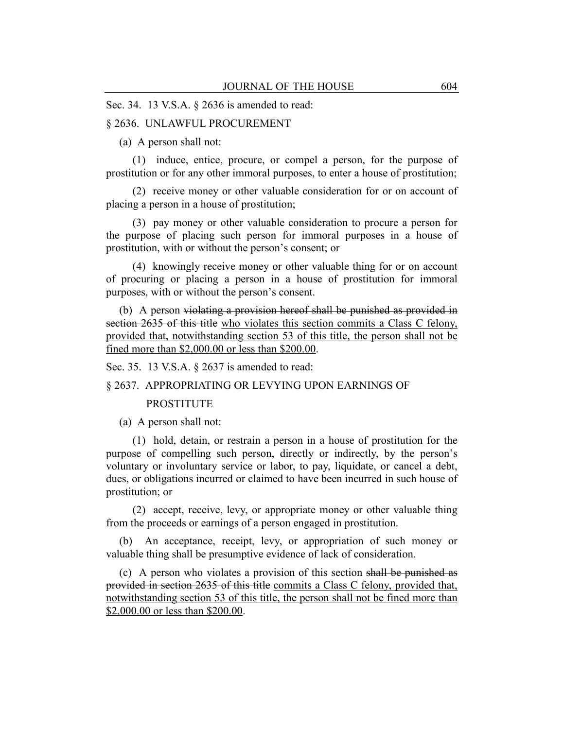Sec. 34. 13 V.S.A. § 2636 is amended to read:

§ 2636. UNLAWFUL PROCUREMENT

(a) A person shall not:

(1) induce, entice, procure, or compel a person, for the purpose of prostitution or for any other immoral purposes, to enter a house of prostitution;

(2) receive money or other valuable consideration for or on account of placing a person in a house of prostitution;

(3) pay money or other valuable consideration to procure a person for the purpose of placing such person for immoral purposes in a house of prostitution, with or without the person's consent; or

(4) knowingly receive money or other valuable thing for or on account of procuring or placing a person in a house of prostitution for immoral purposes, with or without the person's consent.

(b) A person ~~violating a provision hereof shall be punished as provided in section 2635 of this title~~ <u>who violates this section commits a Class C felony, provided that, notwithstanding section 53 of this title, the person shall not be fined more than $2,000.00 or less than $200.00</u>.

Sec. 35. 13 V.S.A. § 2637 is amended to read:

§ 2637. APPROPRIATING OR LEVYING UPON EARNINGS OF PROSTITUTE

(a) A person shall not:

(1) hold, detain, or restrain a person in a house of prostitution for the purpose of compelling such person, directly or indirectly, by the person's voluntary or involuntary service or labor, to pay, liquidate, or cancel a debt, dues, or obligations incurred or claimed to have been incurred in such house of prostitution; or

(2) accept, receive, levy, or appropriate money or other valuable thing from the proceeds or earnings of a person engaged in prostitution.

(b) An acceptance, receipt, levy, or appropriation of such money or valuable thing shall be presumptive evidence of lack of consideration.

(c) A person who violates a provision of this section ~~shall be punished as provided in section 2635 of this title~~ <u>commits a Class C felony, provided that, notwithstanding section 53 of this title, the person shall not be fined more than $2,000.00 or less than $200.00</u>.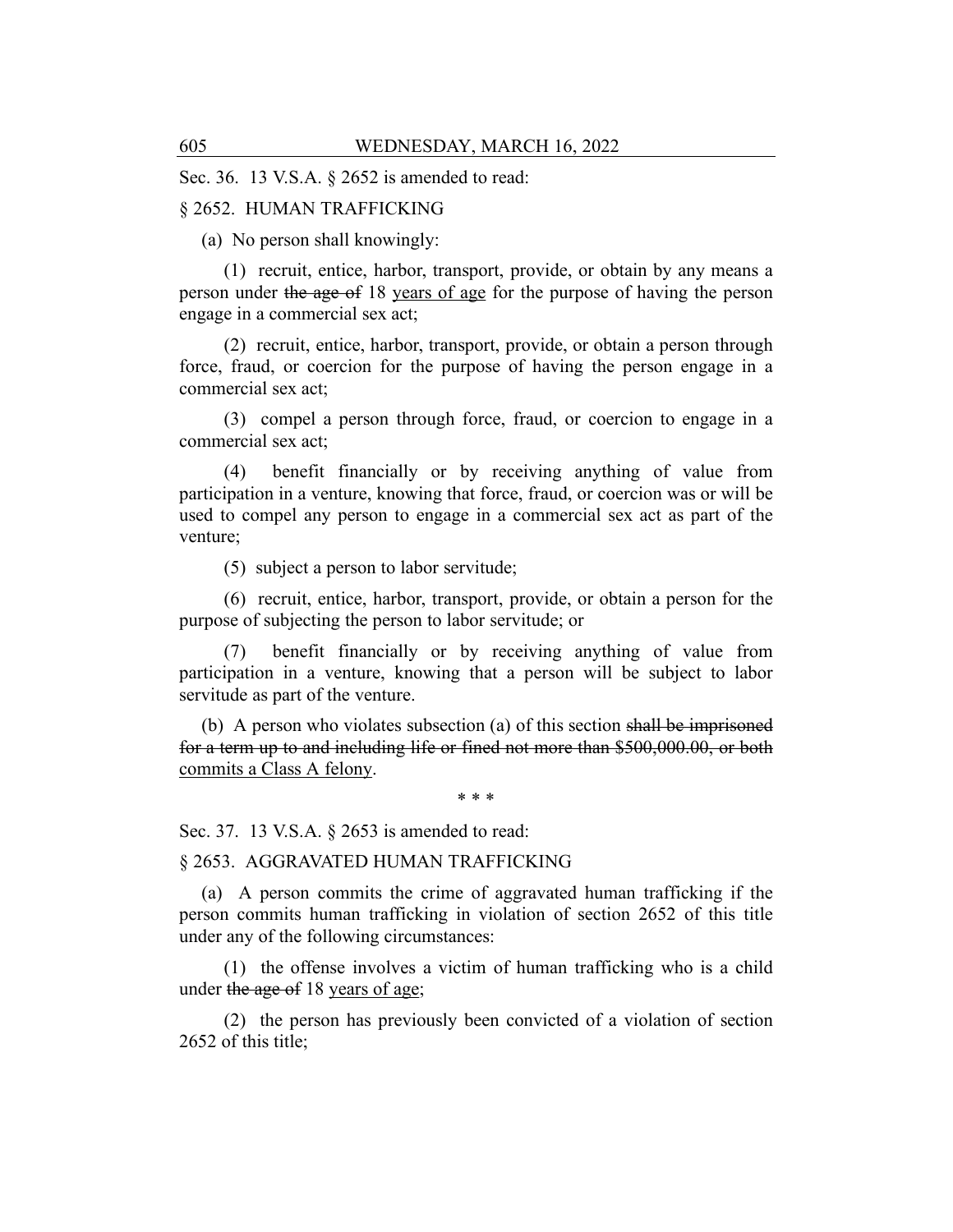Sec. 36. 13 V.S.A. § 2652 is amended to read:

§ 2652. HUMAN TRAFFICKING

(a) No person shall knowingly:

(1) recruit, entice, harbor, transport, provide, or obtain by any means a person under ~~the age of~~ 18 <u>years of age</u> for the purpose of having the person engage in a commercial sex act;

(2) recruit, entice, harbor, transport, provide, or obtain a person through force, fraud, or coercion for the purpose of having the person engage in a commercial sex act;

(3) compel a person through force, fraud, or coercion to engage in a commercial sex act;

(4) benefit financially or by receiving anything of value from participation in a venture, knowing that force, fraud, or coercion was or will be used to compel any person to engage in a commercial sex act as part of the venture;

(5) subject a person to labor servitude;

(6) recruit, entice, harbor, transport, provide, or obtain a person for the purpose of subjecting the person to labor servitude; or

(7) benefit financially or by receiving anything of value from participation in a venture, knowing that a person will be subject to labor servitude as part of the venture.

(b) A person who violates subsection (a) of this section ~~shall be imprisoned for a term up to and including life or fined not more than $500,000.00, or both~~ <u>commits a Class A felony</u>.

\* \* \*

Sec. 37. 13 V.S.A. § 2653 is amended to read:

§ 2653. AGGRAVATED HUMAN TRAFFICKING

(a) A person commits the crime of aggravated human trafficking if the person commits human trafficking in violation of section 2652 of this title under any of the following circumstances:

(1) the offense involves a victim of human trafficking who is a child under ~~the age of~~ 18 <u>years of age</u>;

(2) the person has previously been convicted of a violation of section 2652 of this title;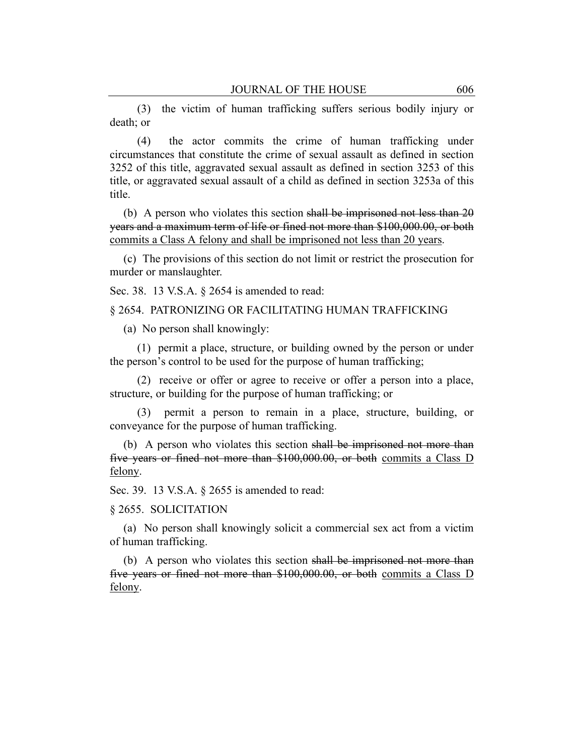(3) the victim of human trafficking suffers serious bodily injury or death; or

(4) the actor commits the crime of human trafficking under circumstances that constitute the crime of sexual assault as defined in section 3252 of this title, aggravated sexual assault as defined in section 3253 of this title, or aggravated sexual assault of a child as defined in section 3253a of this title.

(b) A person who violates this section ~~shall be imprisoned not less than 20 years and a maximum term of life or fined not more than $100,000.00, or both~~ <u>commits a Class A felony and shall be imprisoned not less than 20 years</u>.

(c) The provisions of this section do not limit or restrict the prosecution for murder or manslaughter.

Sec. 38. 13 V.S.A. § 2654 is amended to read:

§ 2654. PATRONIZING OR FACILITATING HUMAN TRAFFICKING

(a) No person shall knowingly:

(1) permit a place, structure, or building owned by the person or under the person's control to be used for the purpose of human trafficking;

(2) receive or offer or agree to receive or offer a person into a place, structure, or building for the purpose of human trafficking; or

(3) permit a person to remain in a place, structure, building, or conveyance for the purpose of human trafficking.

(b) A person who violates this section ~~shall be imprisoned not more than five years or fined not more than $100,000.00, or both~~ <u>commits a Class D felony</u>.

Sec. 39. 13 V.S.A. § 2655 is amended to read:

§ 2655. SOLICITATION

(a) No person shall knowingly solicit a commercial sex act from a victim of human trafficking.

(b) A person who violates this section ~~shall be imprisoned not more than five years or fined not more than $100,000.00, or both~~ <u>commits a Class D felony</u>.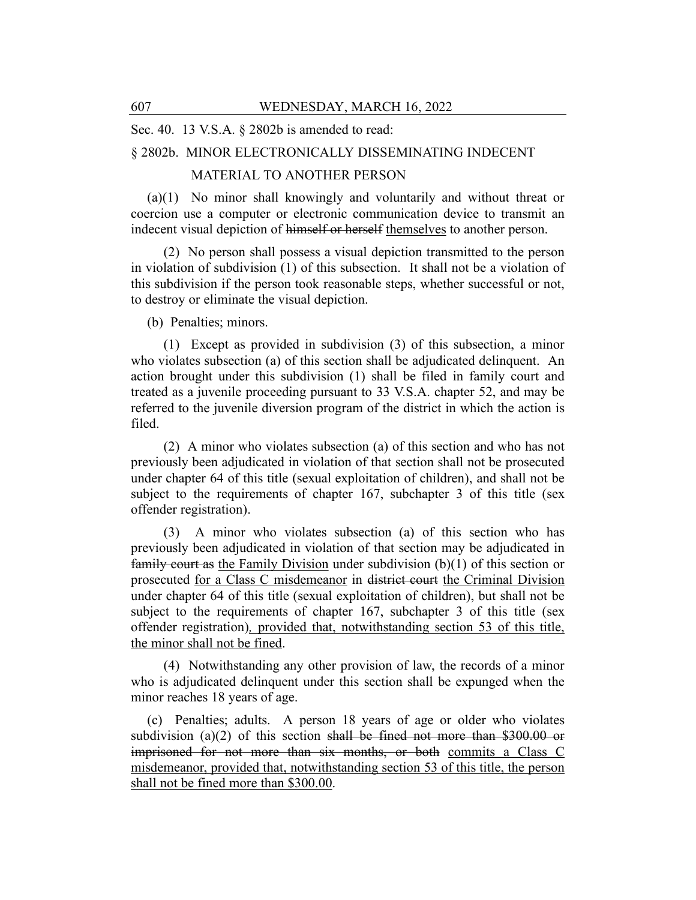Sec. 40. 13 V.S.A. § 2802b is amended to read:

§ 2802b. MINOR ELECTRONICALLY DISSEMINATING INDECENT MATERIAL TO ANOTHER PERSON

(a)(1) No minor shall knowingly and voluntarily and without threat or coercion use a computer or electronic communication device to transmit an indecent visual depiction of ~~himself or herself~~ themselves to another person.

(2) No person shall possess a visual depiction transmitted to the person in violation of subdivision (1) of this subsection. It shall not be a violation of this subdivision if the person took reasonable steps, whether successful or not, to destroy or eliminate the visual depiction.

(b) Penalties; minors.

(1) Except as provided in subdivision (3) of this subsection, a minor who violates subsection (a) of this section shall be adjudicated delinquent. An action brought under this subdivision (1) shall be filed in family court and treated as a juvenile proceeding pursuant to 33 V.S.A. chapter 52, and may be referred to the juvenile diversion program of the district in which the action is filed.

(2) A minor who violates subsection (a) of this section and who has not previously been adjudicated in violation of that section shall not be prosecuted under chapter 64 of this title (sexual exploitation of children), and shall not be subject to the requirements of chapter 167, subchapter 3 of this title (sex offender registration).

(3) A minor who violates subsection (a) of this section who has previously been adjudicated in violation of that section may be adjudicated in ~~family court as~~ the Family Division under subdivision (b)(1) of this section or prosecuted for a Class C misdemeanor in ~~district court~~ the Criminal Division under chapter 64 of this title (sexual exploitation of children), but shall not be subject to the requirements of chapter 167, subchapter 3 of this title (sex offender registration), provided that, notwithstanding section 53 of this title, the minor shall not be fined.

(4) Notwithstanding any other provision of law, the records of a minor who is adjudicated delinquent under this section shall be expunged when the minor reaches 18 years of age.

(c) Penalties; adults. A person 18 years of age or older who violates subdivision (a)(2) of this section ~~shall be fined not more than \$300.00 or imprisoned for not more than six months, or both~~ commits a Class C misdemeanor, provided that, notwithstanding section 53 of this title, the person shall not be fined more than \$300.00.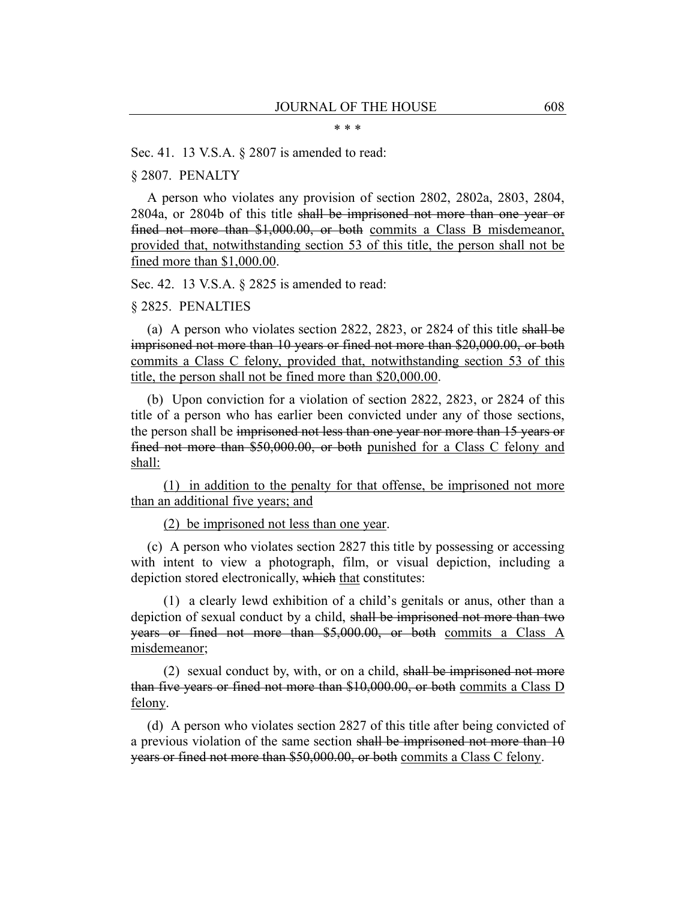\* \* \*

Sec. 41. 13 V.S.A. § 2807 is amended to read:

§ 2807. PENALTY

A person who violates any provision of section 2802, 2802a, 2803, 2804, 2804a, or 2804b of this title ~~shall be imprisoned not more than one year or fined not more than $1,000.00, or both~~ commits a Class B misdemeanor, provided that, notwithstanding section 53 of this title, the person shall not be fined more than $1,000.00.

Sec. 42. 13 V.S.A. § 2825 is amended to read:

§ 2825. PENALTIES

(a) A person who violates section 2822, 2823, or 2824 of this title ~~shall be imprisoned not more than 10 years or fined not more than $20,000.00, or both~~ commits a Class C felony, provided that, notwithstanding section 53 of this title, the person shall not be fined more than $20,000.00.

(b) Upon conviction for a violation of section 2822, 2823, or 2824 of this title of a person who has earlier been convicted under any of those sections, the person shall be ~~imprisoned not less than one year nor more than 15 years or fined not more than $50,000.00, or both~~ punished for a Class C felony and shall:

(1) in addition to the penalty for that offense, be imprisoned not more than an additional five years; and

(2) be imprisoned not less than one year.

(c) A person who violates section 2827 this title by possessing or accessing with intent to view a photograph, film, or visual depiction, including a depiction stored electronically, ~~which~~ that constitutes:

(1) a clearly lewd exhibition of a child's genitals or anus, other than a depiction of sexual conduct by a child, ~~shall be imprisoned not more than two years or fined not more than $5,000.00, or both~~ commits a Class A misdemeanor;

(2) sexual conduct by, with, or on a child, ~~shall be imprisoned not more than five years or fined not more than $10,000.00, or both~~ commits a Class D felony.

(d) A person who violates section 2827 of this title after being convicted of a previous violation of the same section ~~shall be imprisoned not more than 10 years or fined not more than $50,000.00, or both~~ commits a Class C felony.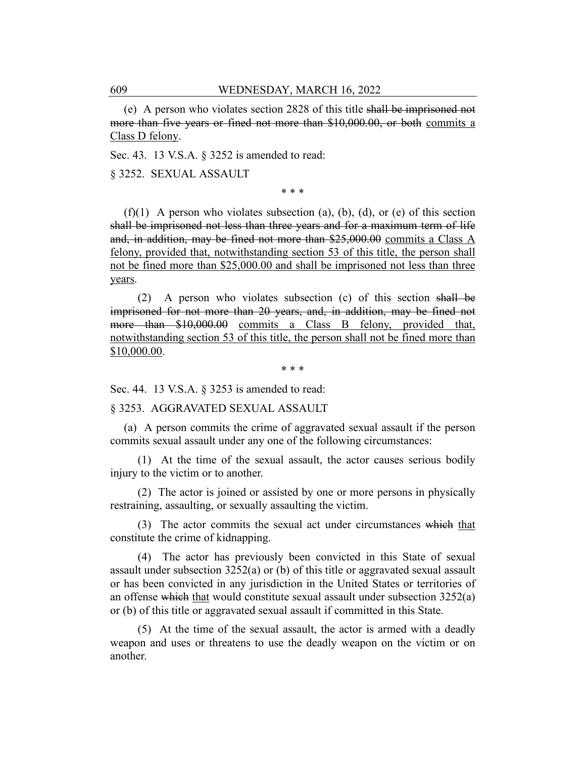(e) A person who violates section 2828 of this title ~~shall be imprisoned not more than five years or fined not more than $10,000.00, or both~~ commits a Class D felony.

Sec. 43. 13 V.S.A. § 3252 is amended to read:

§ 3252. SEXUAL ASSAULT

\* \* \*

(f)(1) A person who violates subsection (a), (b), (d), or (e) of this section ~~shall be imprisoned not less than three years and for a maximum term of life and, in addition, may be fined not more than $25,000.00~~ commits a Class A felony, provided that, notwithstanding section 53 of this title, the person shall not be fined more than $25,000.00 and shall be imprisoned not less than three years.

(2) A person who violates subsection (c) of this section ~~shall be imprisoned for not more than 20 years, and, in addition, may be fined not more than $10,000.00~~ commits a Class B felony, provided that, notwithstanding section 53 of this title, the person shall not be fined more than $10,000.00.

\* \* \*

Sec. 44. 13 V.S.A. § 3253 is amended to read:

§ 3253. AGGRAVATED SEXUAL ASSAULT

(a) A person commits the crime of aggravated sexual assault if the person commits sexual assault under any one of the following circumstances:

(1) At the time of the sexual assault, the actor causes serious bodily injury to the victim or to another.

(2) The actor is joined or assisted by one or more persons in physically restraining, assaulting, or sexually assaulting the victim.

(3) The actor commits the sexual act under circumstances ~~which~~ that constitute the crime of kidnapping.

(4) The actor has previously been convicted in this State of sexual assault under subsection 3252(a) or (b) of this title or aggravated sexual assault or has been convicted in any jurisdiction in the United States or territories of an offense ~~which~~ that would constitute sexual assault under subsection 3252(a) or (b) of this title or aggravated sexual assault if committed in this State.

(5) At the time of the sexual assault, the actor is armed with a deadly weapon and uses or threatens to use the deadly weapon on the victim or on another.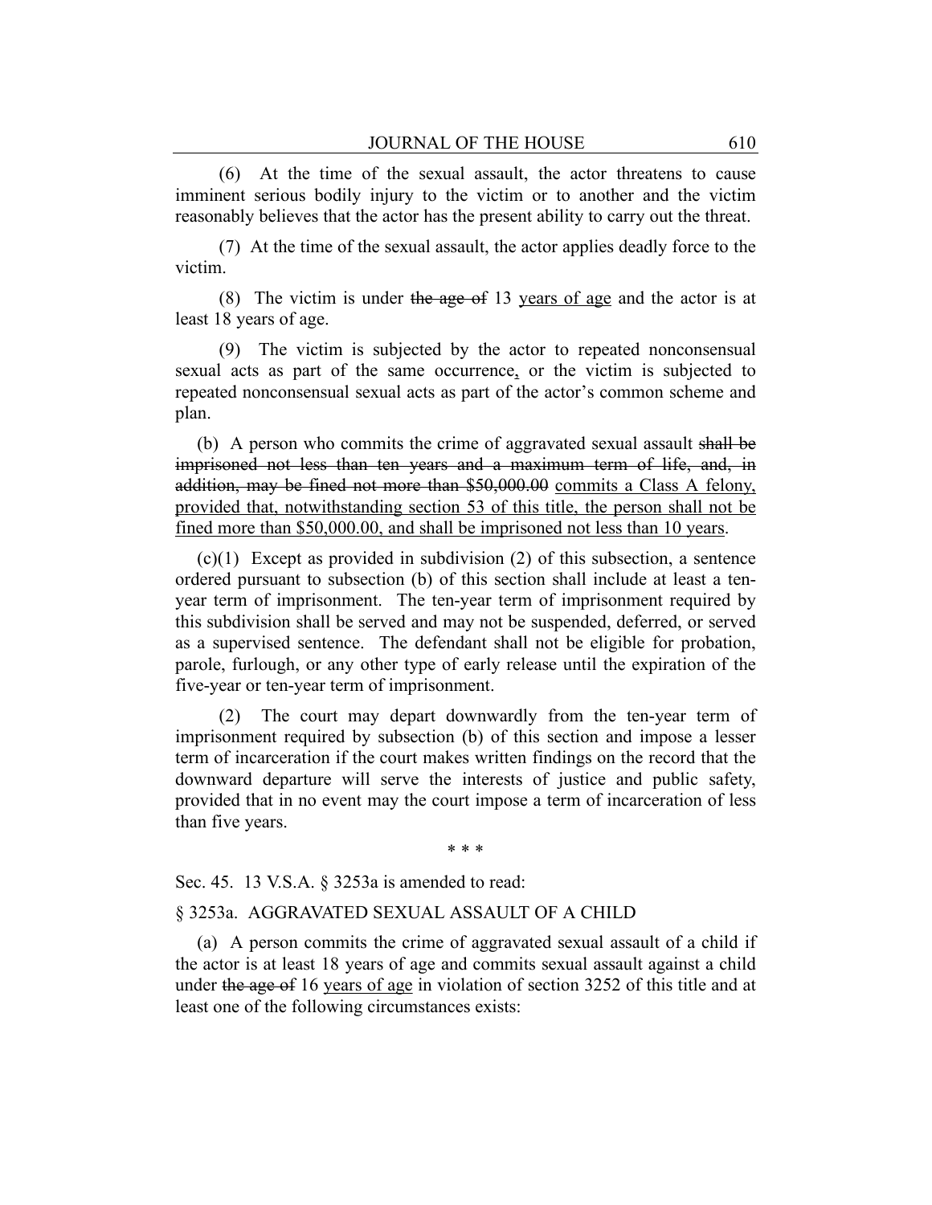(6) At the time of the sexual assault, the actor threatens to cause imminent serious bodily injury to the victim or to another and the victim reasonably believes that the actor has the present ability to carry out the threat.

(7) At the time of the sexual assault, the actor applies deadly force to the victim.

(8) The victim is under ~~the age of~~ 13 <u>years of age</u> and the actor is at least 18 years of age.

(9) The victim is subjected by the actor to repeated nonconsensual sexual acts as part of the same occurrence<u>,</u> or the victim is subjected to repeated nonconsensual sexual acts as part of the actor's common scheme and plan.

(b) A person who commits the crime of aggravated sexual assault ~~shall be imprisoned not less than ten years and a maximum term of life, and, in addition, may be fined not more than $50,000.00~~ <u>commits a Class A felony, provided that, notwithstanding section 53 of this title, the person shall not be fined more than $50,000.00, and shall be imprisoned not less than 10 years</u>.

(c)(1) Except as provided in subdivision (2) of this subsection, a sentence ordered pursuant to subsection (b) of this section shall include at least a ten-year term of imprisonment. The ten-year term of imprisonment required by this subdivision shall be served and may not be suspended, deferred, or served as a supervised sentence. The defendant shall not be eligible for probation, parole, furlough, or any other type of early release until the expiration of the five-year or ten-year term of imprisonment.

(2) The court may depart downwardly from the ten-year term of imprisonment required by subsection (b) of this section and impose a lesser term of incarceration if the court makes written findings on the record that the downward departure will serve the interests of justice and public safety, provided that in no event may the court impose a term of incarceration of less than five years.

\* \* \*

Sec. 45. 13 V.S.A. § 3253a is amended to read:

§ 3253a. AGGRAVATED SEXUAL ASSAULT OF A CHILD

(a) A person commits the crime of aggravated sexual assault of a child if the actor is at least 18 years of age and commits sexual assault against a child under ~~the age of~~ 16 <u>years of age</u> in violation of section 3252 of this title and at least one of the following circumstances exists: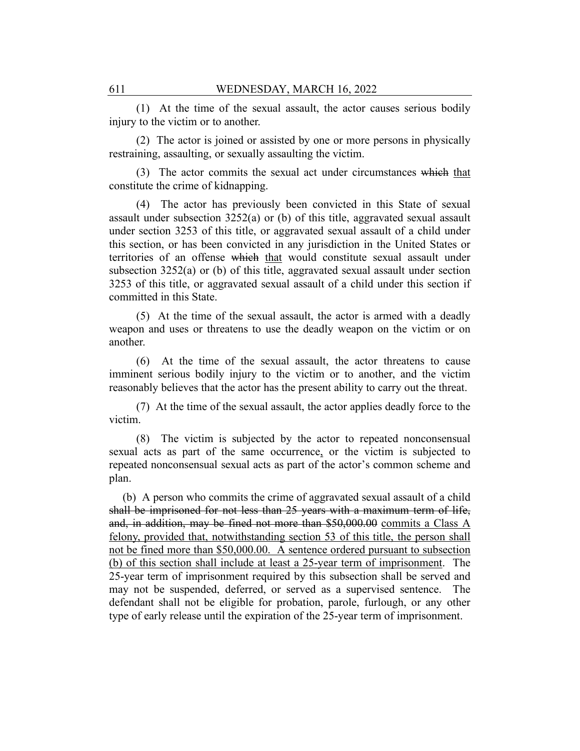(1) At the time of the sexual assault, the actor causes serious bodily injury to the victim or to another.

(2) The actor is joined or assisted by one or more persons in physically restraining, assaulting, or sexually assaulting the victim.

(3) The actor commits the sexual act under circumstances ~~which~~ <u>that</u> constitute the crime of kidnapping.

(4) The actor has previously been convicted in this State of sexual assault under subsection 3252(a) or (b) of this title, aggravated sexual assault under section 3253 of this title, or aggravated sexual assault of a child under this section, or has been convicted in any jurisdiction in the United States or territories of an offense ~~which~~ <u>that</u> would constitute sexual assault under subsection 3252(a) or (b) of this title, aggravated sexual assault under section 3253 of this title, or aggravated sexual assault of a child under this section if committed in this State.

(5) At the time of the sexual assault, the actor is armed with a deadly weapon and uses or threatens to use the deadly weapon on the victim or on another.

(6) At the time of the sexual assault, the actor threatens to cause imminent serious bodily injury to the victim or to another, and the victim reasonably believes that the actor has the present ability to carry out the threat.

(7) At the time of the sexual assault, the actor applies deadly force to the victim.

(8) The victim is subjected by the actor to repeated nonconsensual sexual acts as part of the same occurrence<u>,</u> or the victim is subjected to repeated nonconsensual sexual acts as part of the actor's common scheme and plan.

(b) A person who commits the crime of aggravated sexual assault of a child ~~shall be imprisoned for not less than 25 years with a maximum term of life, and, in addition, may be fined not more than $50,000.00~~ <u>commits a Class A felony, provided that, notwithstanding section 53 of this title, the person shall not be fined more than $50,000.00. A sentence ordered pursuant to subsection (b) of this section shall include at least a 25-year term of imprisonment</u>. The 25-year term of imprisonment required by this subsection shall be served and may not be suspended, deferred, or served as a supervised sentence. The defendant shall not be eligible for probation, parole, furlough, or any other type of early release until the expiration of the 25-year term of imprisonment.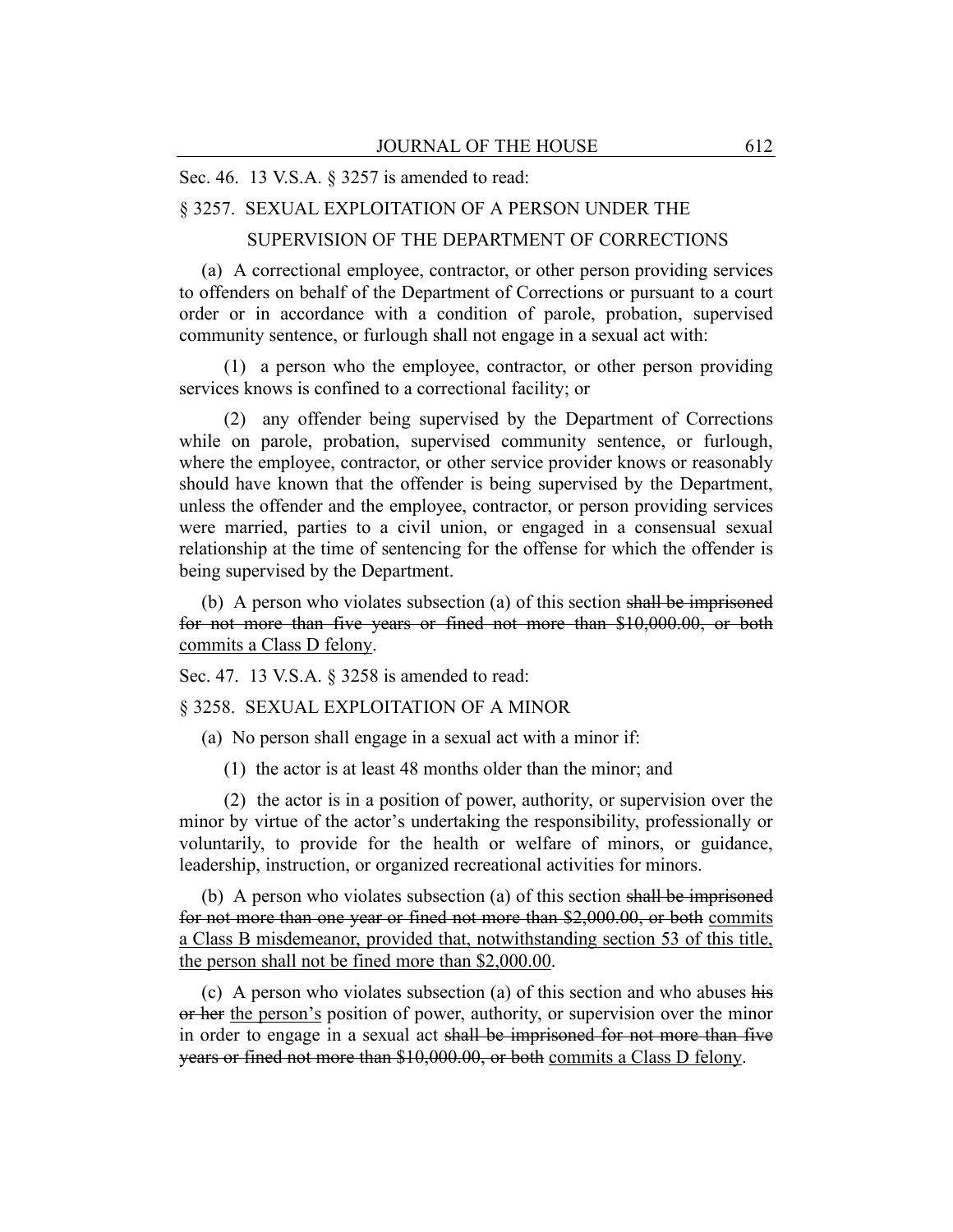Sec. 46. 13 V.S.A. § 3257 is amended to read:

§ 3257. SEXUAL EXPLOITATION OF A PERSON UNDER THE SUPERVISION OF THE DEPARTMENT OF CORRECTIONS

(a) A correctional employee, contractor, or other person providing services to offenders on behalf of the Department of Corrections or pursuant to a court order or in accordance with a condition of parole, probation, supervised community sentence, or furlough shall not engage in a sexual act with:

(1) a person who the employee, contractor, or other person providing services knows is confined to a correctional facility; or

(2) any offender being supervised by the Department of Corrections while on parole, probation, supervised community sentence, or furlough, where the employee, contractor, or other service provider knows or reasonably should have known that the offender is being supervised by the Department, unless the offender and the employee, contractor, or person providing services were married, parties to a civil union, or engaged in a consensual sexual relationship at the time of sentencing for the offense for which the offender is being supervised by the Department.

(b) A person who violates subsection (a) of this section ~~shall be imprisoned for not more than five years or fined not more than $10,000.00, or both~~ <u>commits a Class D felony</u>.

Sec. 47. 13 V.S.A. § 3258 is amended to read:

§ 3258. SEXUAL EXPLOITATION OF A MINOR

(a) No person shall engage in a sexual act with a minor if:

(1) the actor is at least 48 months older than the minor; and

(2) the actor is in a position of power, authority, or supervision over the minor by virtue of the actor's undertaking the responsibility, professionally or voluntarily, to provide for the health or welfare of minors, or guidance, leadership, instruction, or organized recreational activities for minors.

(b) A person who violates subsection (a) of this section ~~shall be imprisoned for not more than one year or fined not more than $2,000.00, or both~~ <u>commits a Class B misdemeanor, provided that, notwithstanding section 53 of this title, the person shall not be fined more than $2,000.00</u>.

(c) A person who violates subsection (a) of this section and who abuses ~~his or her~~ <u>the person's</u> position of power, authority, or supervision over the minor in order to engage in a sexual act ~~shall be imprisoned for not more than five years or fined not more than $10,000.00, or both~~ <u>commits a Class D felony</u>.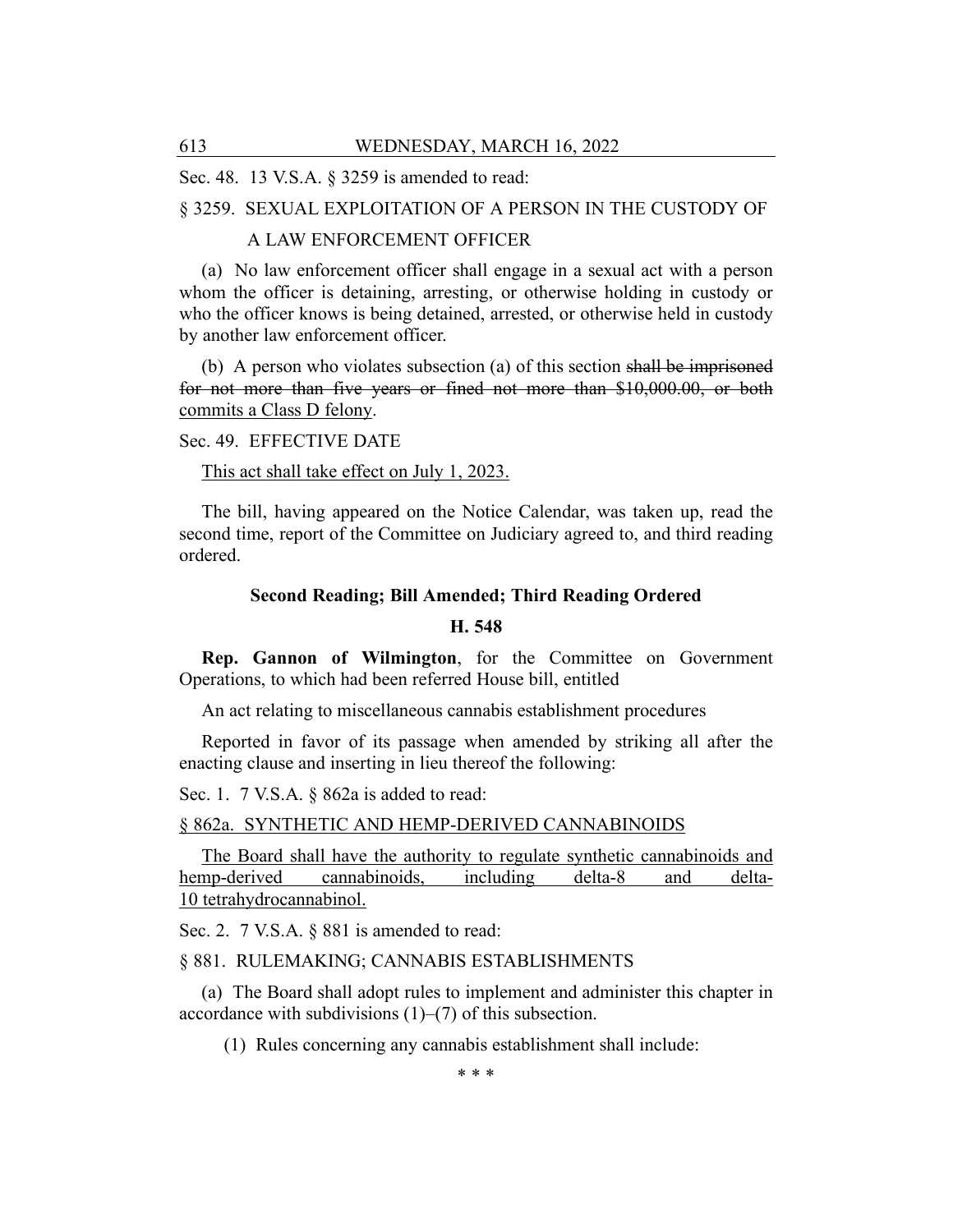Sec. 48. 13 V.S.A. § 3259 is amended to read:

§ 3259. SEXUAL EXPLOITATION OF A PERSON IN THE CUSTODY OF A LAW ENFORCEMENT OFFICER

(a) No law enforcement officer shall engage in a sexual act with a person whom the officer is detaining, arresting, or otherwise holding in custody or who the officer knows is being detained, arrested, or otherwise held in custody by another law enforcement officer.

(b) A person who violates subsection (a) of this section ~~shall be imprisoned for not more than five years or fined not more than $10,000.00, or both~~ <u>commits a Class D felony</u>.

Sec. 49. EFFECTIVE DATE

<u>This act shall take effect on July 1, 2023.</u>

The bill, having appeared on the Notice Calendar, was taken up, read the second time, report of the Committee on Judiciary agreed to, and third reading ordered.

**Second Reading; Bill Amended; Third Reading Ordered**

**H. 548**

**Rep. Gannon of Wilmington**, for the Committee on Government Operations, to which had been referred House bill, entitled

An act relating to miscellaneous cannabis establishment procedures

Reported in favor of its passage when amended by striking all after the enacting clause and inserting in lieu thereof the following:

Sec. 1. 7 V.S.A. § 862a is added to read:

<u>§ 862a. SYNTHETIC AND HEMP-DERIVED CANNABINOIDS</u>

<u>The Board shall have the authority to regulate synthetic cannabinoids and hemp-derived cannabinoids, including delta-8 and delta-10 tetrahydrocannabinol.</u>

Sec. 2. 7 V.S.A. § 881 is amended to read:

§ 881. RULEMAKING; CANNABIS ESTABLISHMENTS

(a) The Board shall adopt rules to implement and administer this chapter in accordance with subdivisions (1)–(7) of this subsection.

(1) Rules concerning any cannabis establishment shall include:

\* \* \*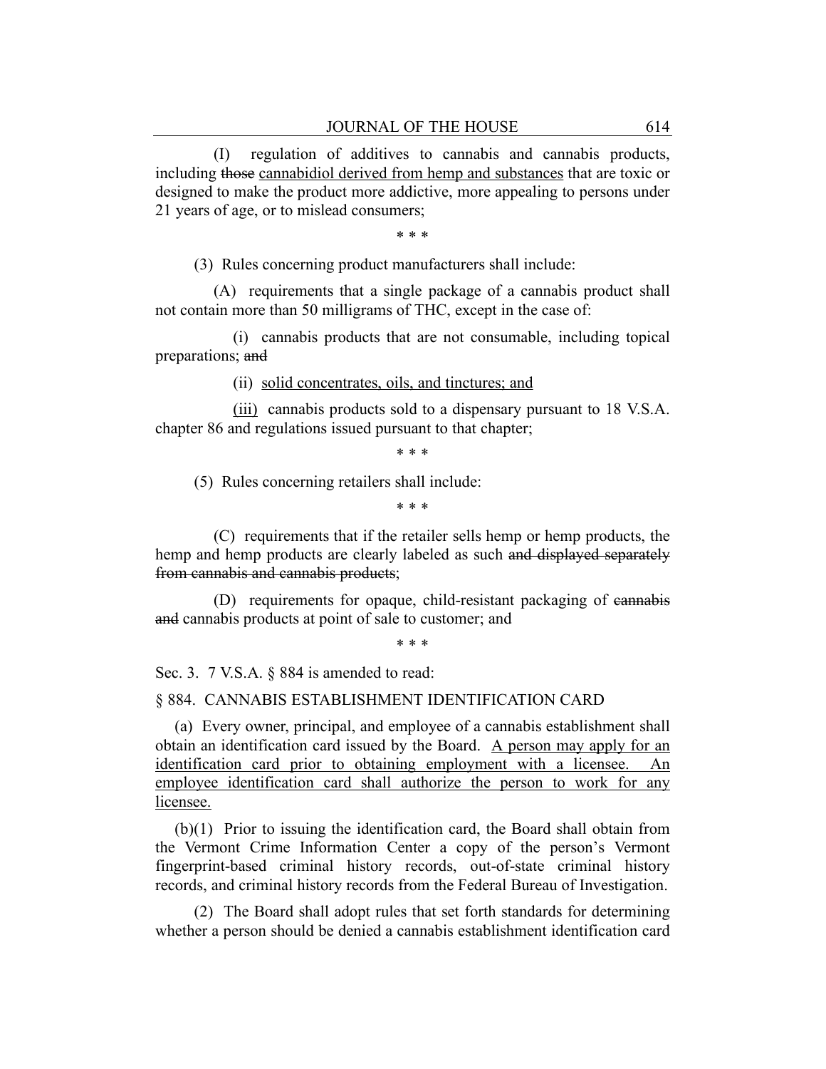(I) regulation of additives to cannabis and cannabis products, including ~~those~~ <u>cannabidiol derived from hemp and substances</u> that are toxic or designed to make the product more addictive, more appealing to persons under 21 years of age, or to mislead consumers;

\* \* \*

(3) Rules concerning product manufacturers shall include:

(A) requirements that a single package of a cannabis product shall not contain more than 50 milligrams of THC, except in the case of:

(i) cannabis products that are not consumable, including topical preparations; ~~and~~

(ii) <u>solid concentrates, oils, and tinctures; and</u>

<u>(iii)</u> cannabis products sold to a dispensary pursuant to 18 V.S.A. chapter 86 and regulations issued pursuant to that chapter;

\* \* \*

(5) Rules concerning retailers shall include:

\* \* \*

(C) requirements that if the retailer sells hemp or hemp products, the hemp and hemp products are clearly labeled as such ~~and displayed separately from cannabis and cannabis products~~;

(D) requirements for opaque, child-resistant packaging of ~~cannabis and~~ cannabis products at point of sale to customer; and

\* \* \*

Sec. 3. 7 V.S.A. § 884 is amended to read:

§ 884. CANNABIS ESTABLISHMENT IDENTIFICATION CARD

(a) Every owner, principal, and employee of a cannabis establishment shall obtain an identification card issued by the Board. <u>A person may apply for an identification card prior to obtaining employment with a licensee. An employee identification card shall authorize the person to work for any licensee.</u>

(b)(1) Prior to issuing the identification card, the Board shall obtain from the Vermont Crime Information Center a copy of the person's Vermont fingerprint-based criminal history records, out-of-state criminal history records, and criminal history records from the Federal Bureau of Investigation.

(2) The Board shall adopt rules that set forth standards for determining whether a person should be denied a cannabis establishment identification card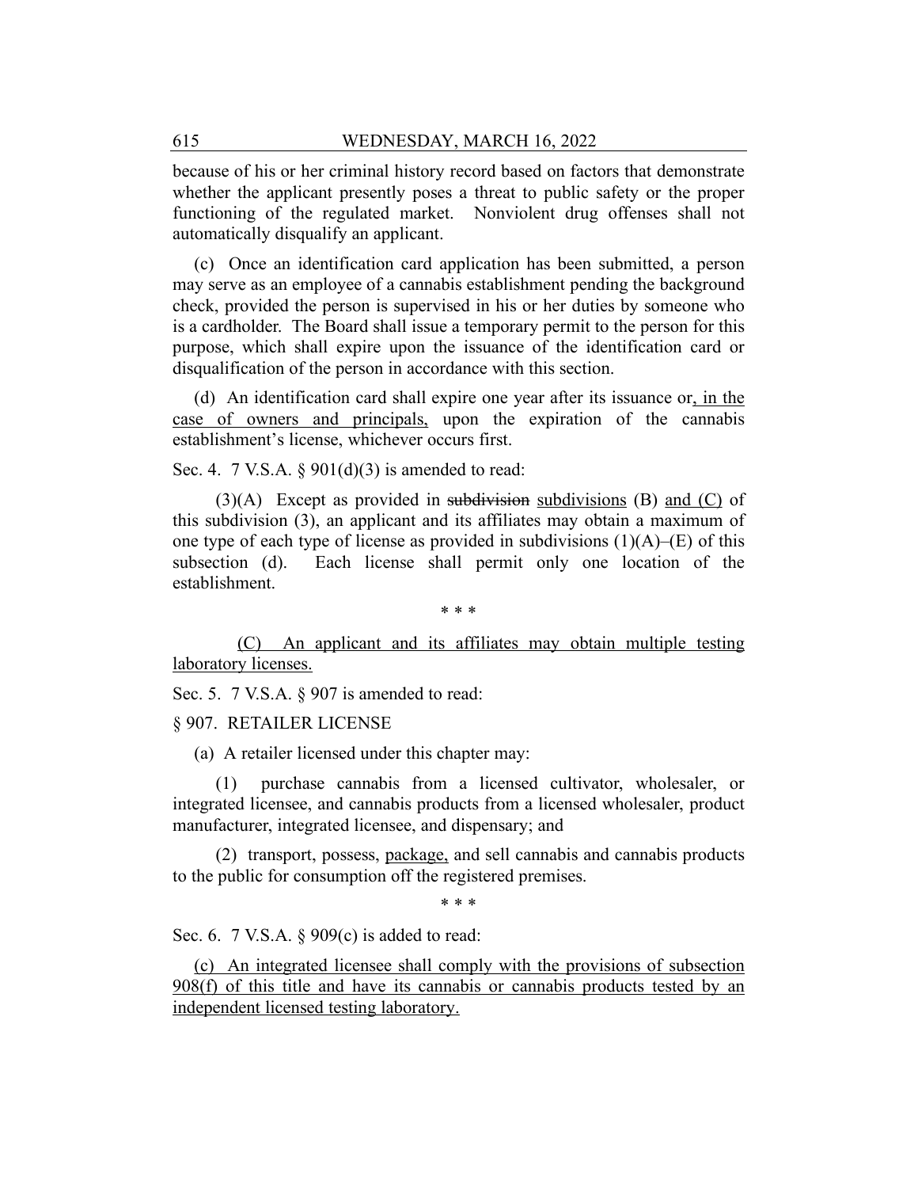because of his or her criminal history record based on factors that demonstrate whether the applicant presently poses a threat to public safety or the proper functioning of the regulated market. Nonviolent drug offenses shall not automatically disqualify an applicant.

(c) Once an identification card application has been submitted, a person may serve as an employee of a cannabis establishment pending the background check, provided the person is supervised in his or her duties by someone who is a cardholder. The Board shall issue a temporary permit to the person for this purpose, which shall expire upon the issuance of the identification card or disqualification of the person in accordance with this section.

(d) An identification card shall expire one year after its issuance or, in the case of owners and principals, upon the expiration of the cannabis establishment's license, whichever occurs first.

Sec. 4. 7 V.S.A. § 901(d)(3) is amended to read:

(3)(A) Except as provided in ~~subdivision~~ subdivisions (B) and (C) of this subdivision (3), an applicant and its affiliates may obtain a maximum of one type of each type of license as provided in subdivisions (1)(A)–(E) of this subsection (d). Each license shall permit only one location of the establishment.

\* \* \*

(C) An applicant and its affiliates may obtain multiple testing laboratory licenses.

Sec. 5. 7 V.S.A. § 907 is amended to read:

§ 907. RETAILER LICENSE

(a) A retailer licensed under this chapter may:

(1) purchase cannabis from a licensed cultivator, wholesaler, or integrated licensee, and cannabis products from a licensed wholesaler, product manufacturer, integrated licensee, and dispensary; and

(2) transport, possess, package, and sell cannabis and cannabis products to the public for consumption off the registered premises.

\* \* \*

Sec. 6. 7 V.S.A. § 909(c) is added to read:

(c) An integrated licensee shall comply with the provisions of subsection 908(f) of this title and have its cannabis or cannabis products tested by an independent licensed testing laboratory.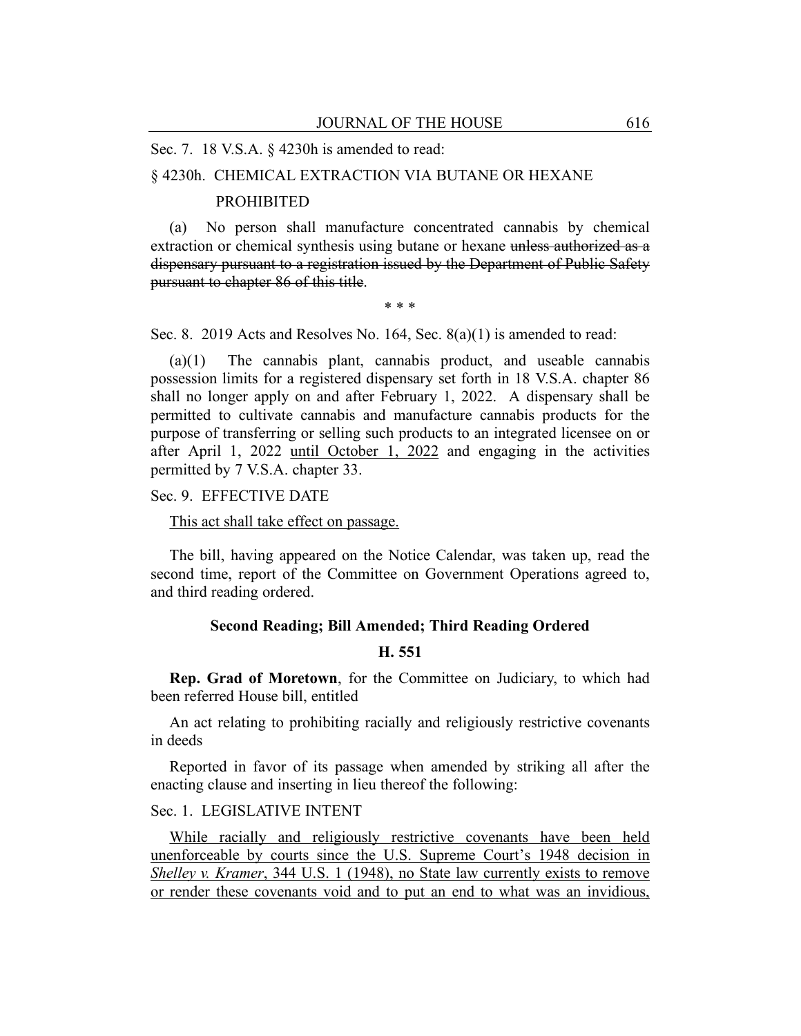Sec. 7. 18 V.S.A. § 4230h is amended to read:

§ 4230h. CHEMICAL EXTRACTION VIA BUTANE OR HEXANE PROHIBITED

(a) No person shall manufacture concentrated cannabis by chemical extraction or chemical synthesis using butane or hexane ~~unless authorized as a dispensary pursuant to a registration issued by the Department of Public Safety pursuant to chapter 86 of this title~~.

\* \* \*

Sec. 8. 2019 Acts and Resolves No. 164, Sec. 8(a)(1) is amended to read:

(a)(1) The cannabis plant, cannabis product, and useable cannabis possession limits for a registered dispensary set forth in 18 V.S.A. chapter 86 shall no longer apply on and after February 1, 2022. A dispensary shall be permitted to cultivate cannabis and manufacture cannabis products for the purpose of transferring or selling such products to an integrated licensee on or after April 1, 2022 <u>until October 1, 2022</u> and engaging in the activities permitted by 7 V.S.A. chapter 33.

Sec. 9. EFFECTIVE DATE

<u>This act shall take effect on passage.</u>

The bill, having appeared on the Notice Calendar, was taken up, read the second time, report of the Committee on Government Operations agreed to, and third reading ordered.

### Second Reading; Bill Amended; Third Reading Ordered

### H. 551

**Rep. Grad of Moretown**, for the Committee on Judiciary, to which had been referred House bill, entitled

An act relating to prohibiting racially and religiously restrictive covenants in deeds

Reported in favor of its passage when amended by striking all after the enacting clause and inserting in lieu thereof the following:

Sec. 1. LEGISLATIVE INTENT

<u>While racially and religiously restrictive covenants have been held unenforceable by courts since the U.S. Supreme Court's 1948 decision in *Shelley v. Kramer*, 344 U.S. 1 (1948), no State law currently exists to remove or render these covenants void and to put an end to what was an invidious,</u>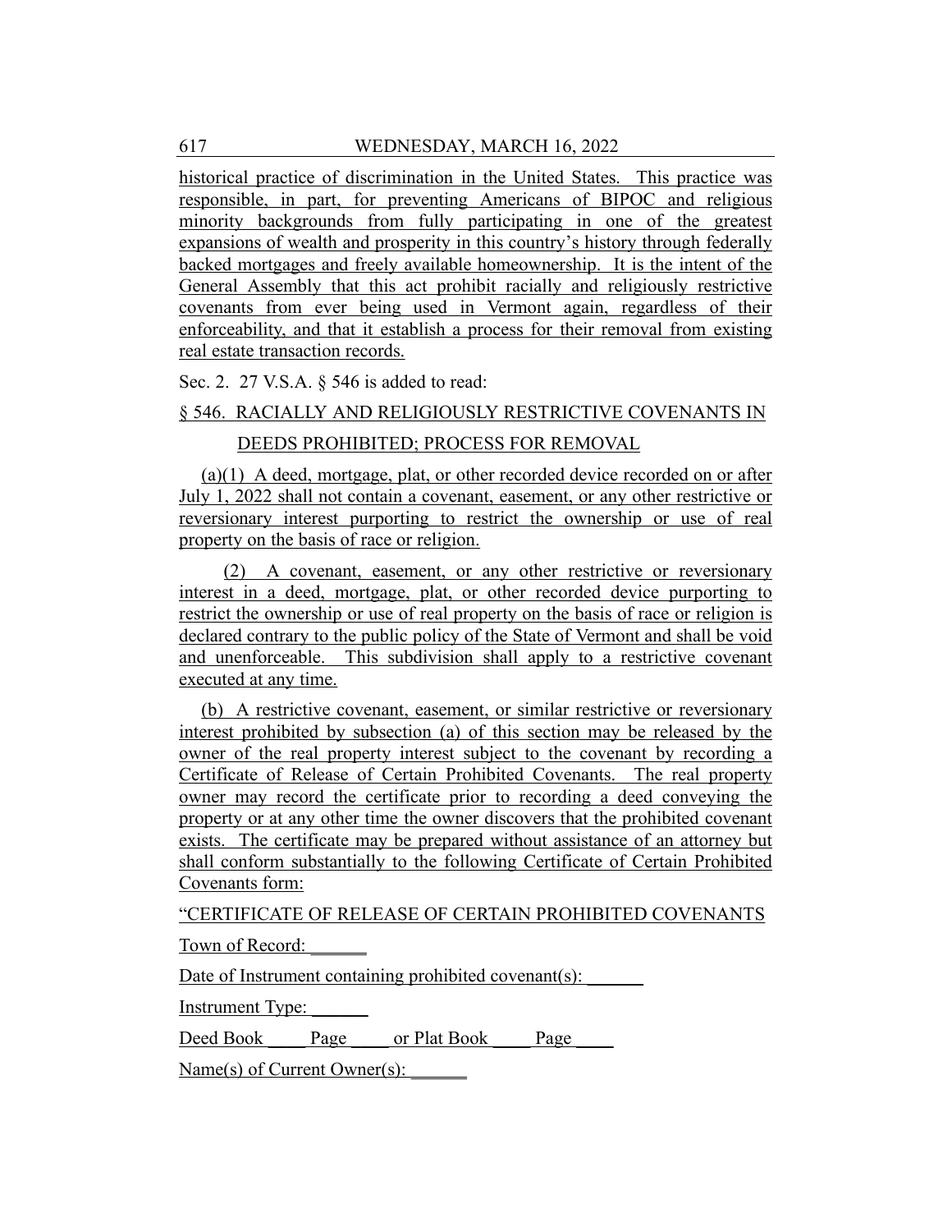historical practice of discrimination in the United States. This practice was responsible, in part, for preventing Americans of BIPOC and religious minority backgrounds from fully participating in one of the greatest expansions of wealth and prosperity in this country's history through federally backed mortgages and freely available homeownership. It is the intent of the General Assembly that this act prohibit racially and religiously restrictive covenants from ever being used in Vermont again, regardless of their enforceability, and that it establish a process for their removal from existing real estate transaction records.

Sec. 2. 27 V.S.A. § 546 is added to read:

§ 546. RACIALLY AND RELIGIOUSLY RESTRICTIVE COVENANTS IN DEEDS PROHIBITED; PROCESS FOR REMOVAL

(a)(1) A deed, mortgage, plat, or other recorded device recorded on or after July 1, 2022 shall not contain a covenant, easement, or any other restrictive or reversionary interest purporting to restrict the ownership or use of real property on the basis of race or religion.

(2) A covenant, easement, or any other restrictive or reversionary interest in a deed, mortgage, plat, or other recorded device purporting to restrict the ownership or use of real property on the basis of race or religion is declared contrary to the public policy of the State of Vermont and shall be void and unenforceable. This subdivision shall apply to a restrictive covenant executed at any time.

(b) A restrictive covenant, easement, or similar restrictive or reversionary interest prohibited by subsection (a) of this section may be released by the owner of the real property interest subject to the covenant by recording a Certificate of Release of Certain Prohibited Covenants. The real property owner may record the certificate prior to recording a deed conveying the property or at any other time the owner discovers that the prohibited covenant exists. The certificate may be prepared without assistance of an attorney but shall conform substantially to the following Certificate of Certain Prohibited Covenants form:

"CERTIFICATE OF RELEASE OF CERTAIN PROHIBITED COVENANTS

Town of Record: ______

Date of Instrument containing prohibited covenant(s): ______

Instrument Type: ______

Deed Book ____ Page ____ or Plat Book ____ Page ____

Name(s) of Current Owner(s): ______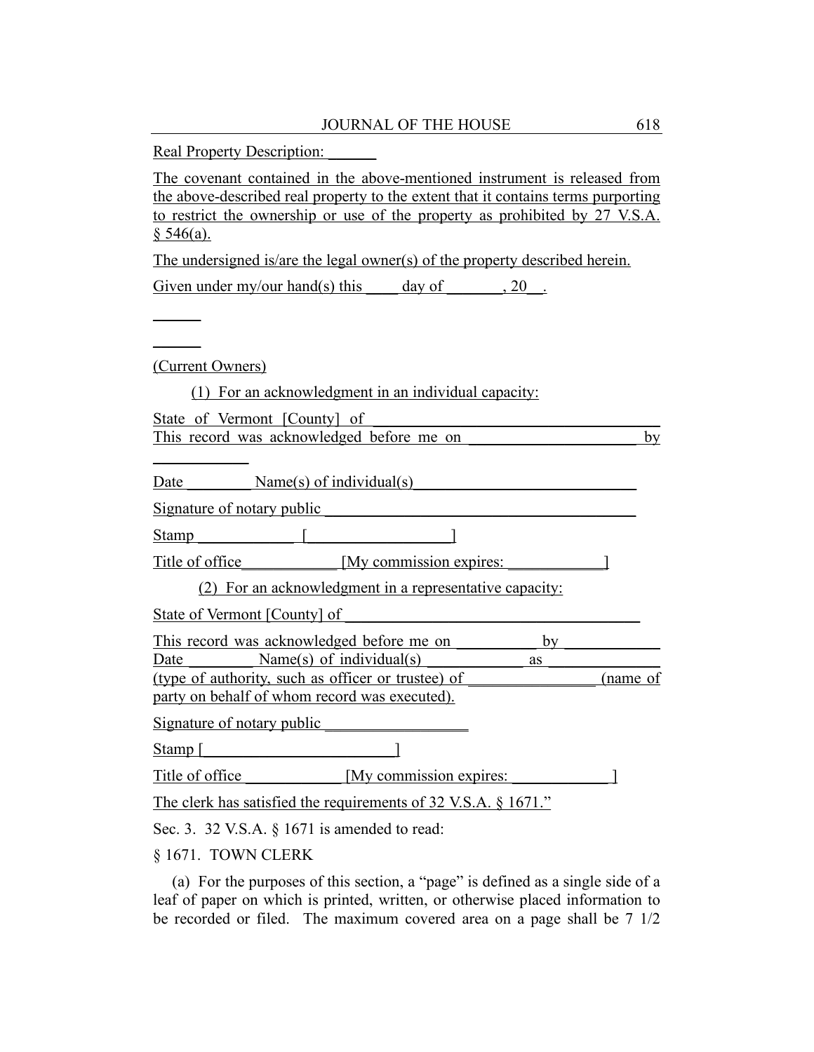Real Property Description: ______

The covenant contained in the above-mentioned instrument is released from the above-described real property to the extent that it contains terms purporting to restrict the ownership or use of the property as prohibited by 27 V.S.A. § 546(a).

The undersigned is/are the legal owner(s) of the property described herein.

Given under my/our hand(s) this ____ day of _______, 20__.

______

______

(Current Owners)

(1) For an acknowledgment in an individual capacity:

State of Vermont [County] of ______________________________________
This record was acknowledged before me on ____________________ by ____________

Date ________ Name(s) of individual(s) ___________________________

Signature of notary public ________________________________________

Stamp ____________ [__________________]

Title of office____________ [My commission expires: ___________]

(2) For an acknowledgment in a representative capacity:

State of Vermont [County] of ____________________________________

This record was acknowledged before me on __________ by ____________
Date ________ Name(s) of individual(s) ____________ as ______________
(type of authority, such as officer or trustee) of _______________ (name of party on behalf of whom record was executed).

Signature of notary public __________________

Stamp [________________________]

Title of office ____________ [My commission expires: ____________]

The clerk has satisfied the requirements of 32 V.S.A. § 1671."

Sec. 3. 32 V.S.A. § 1671 is amended to read:

§ 1671. TOWN CLERK

(a) For the purposes of this section, a "page" is defined as a single side of a leaf of paper on which is printed, written, or otherwise placed information to be recorded or filed. The maximum covered area on a page shall be 7 1/2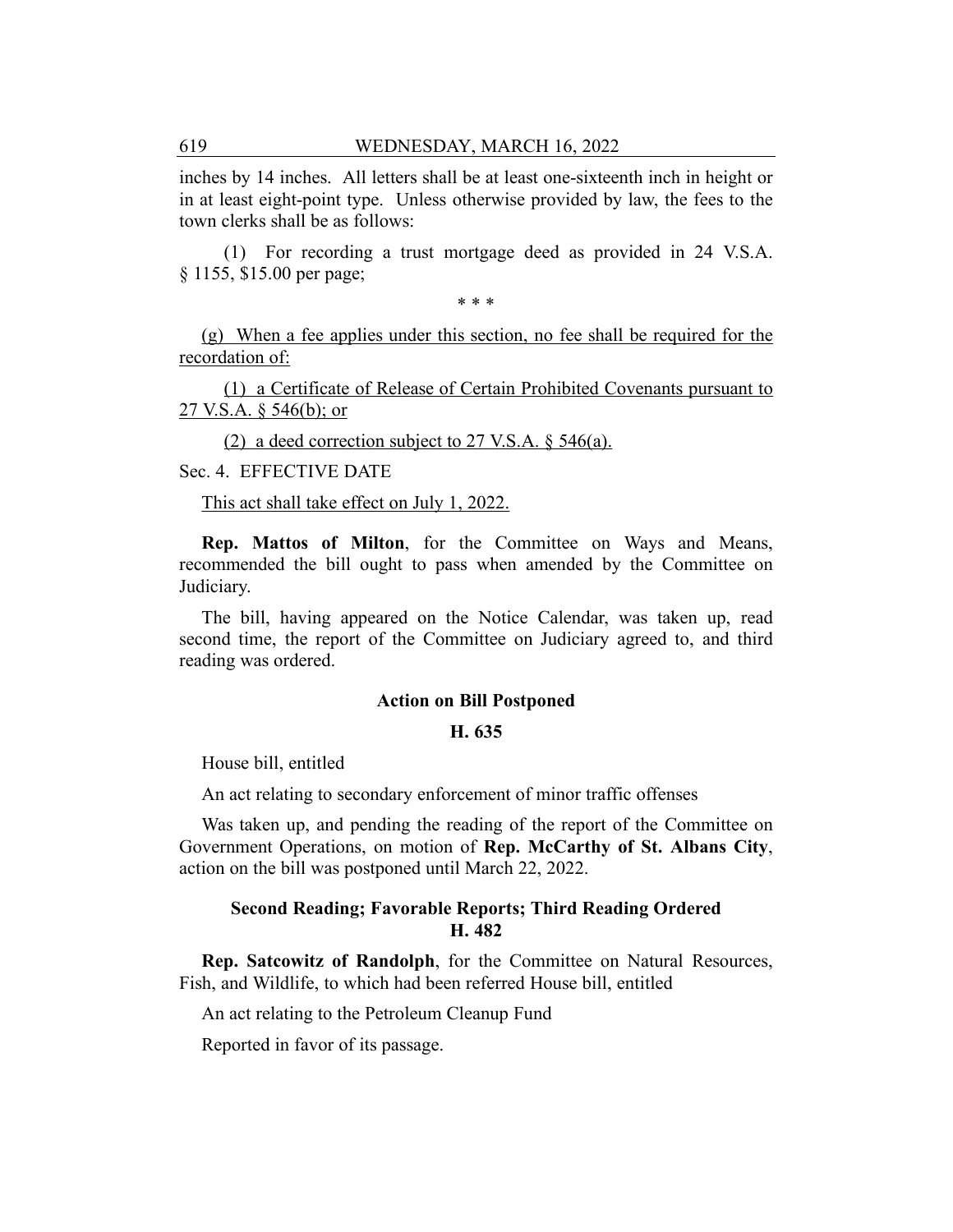inches by 14 inches. All letters shall be at least one-sixteenth inch in height or in at least eight-point type. Unless otherwise provided by law, the fees to the town clerks shall be as follows:

(1) For recording a trust mortgage deed as provided in 24 V.S.A. § 1155, $15.00 per page;

\* \* \*

(g) When a fee applies under this section, no fee shall be required for the recordation of:

(1) a Certificate of Release of Certain Prohibited Covenants pursuant to 27 V.S.A. § 546(b); or

(2) a deed correction subject to 27 V.S.A. § 546(a).

Sec. 4. EFFECTIVE DATE

This act shall take effect on July 1, 2022.

**Rep. Mattos of Milton**, for the Committee on Ways and Means, recommended the bill ought to pass when amended by the Committee on Judiciary.

The bill, having appeared on the Notice Calendar, was taken up, read second time, the report of the Committee on Judiciary agreed to, and third reading was ordered.

### Action on Bill Postponed

### H. 635

House bill, entitled

An act relating to secondary enforcement of minor traffic offenses

Was taken up, and pending the reading of the report of the Committee on Government Operations, on motion of **Rep. McCarthy of St. Albans City**, action on the bill was postponed until March 22, 2022.

### Second Reading; Favorable Reports; Third Reading Ordered
### H. 482

**Rep. Satcowitz of Randolph**, for the Committee on Natural Resources, Fish, and Wildlife, to which had been referred House bill, entitled

An act relating to the Petroleum Cleanup Fund

Reported in favor of its passage.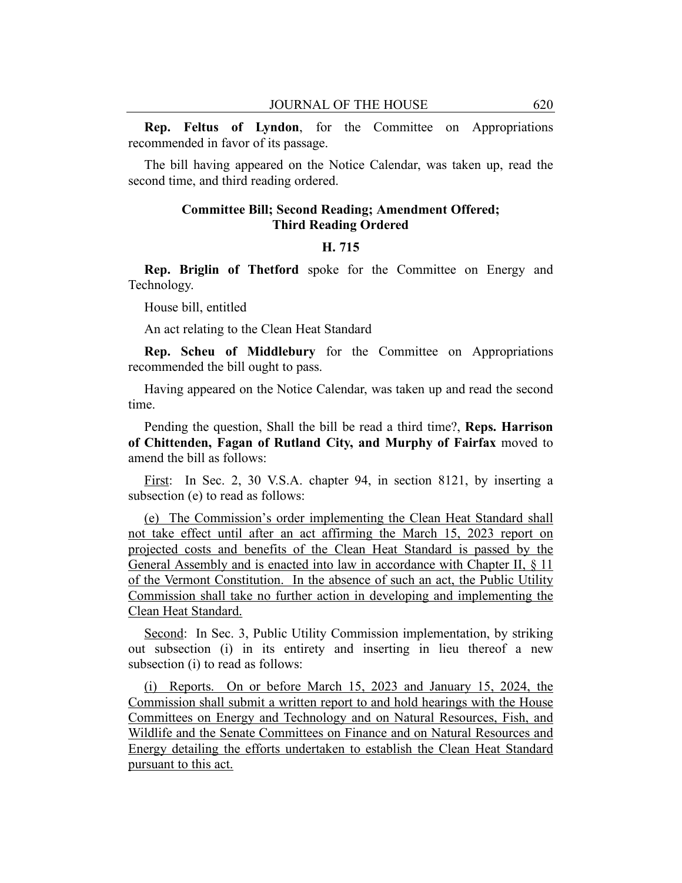**Rep. Feltus of Lyndon**, for the Committee on Appropriations recommended in favor of its passage.

The bill having appeared on the Notice Calendar, was taken up, read the second time, and third reading ordered.

### Committee Bill; Second Reading; Amendment Offered; Third Reading Ordered

### H. 715

**Rep. Briglin of Thetford** spoke for the Committee on Energy and Technology.

House bill, entitled

An act relating to the Clean Heat Standard

**Rep. Scheu of Middlebury** for the Committee on Appropriations recommended the bill ought to pass.

Having appeared on the Notice Calendar, was taken up and read the second time.

Pending the question, Shall the bill be read a third time?, **Reps. Harrison of Chittenden, Fagan of Rutland City, and Murphy of Fairfax** moved to amend the bill as follows:

<u>First</u>: In Sec. 2, 30 V.S.A. chapter 94, in section 8121, by inserting a subsection (e) to read as follows:

<u>(e) The Commission's order implementing the Clean Heat Standard shall not take effect until after an act affirming the March 15, 2023 report on projected costs and benefits of the Clean Heat Standard is passed by the General Assembly and is enacted into law in accordance with Chapter II, § 11 of the Vermont Constitution. In the absence of such an act, the Public Utility Commission shall take no further action in developing and implementing the Clean Heat Standard.</u>

<u>Second</u>: In Sec. 3, Public Utility Commission implementation, by striking out subsection (i) in its entirety and inserting in lieu thereof a new subsection (i) to read as follows:

<u>(i) Reports. On or before March 15, 2023 and January 15, 2024, the Commission shall submit a written report to and hold hearings with the House Committees on Energy and Technology and on Natural Resources, Fish, and Wildlife and the Senate Committees on Finance and on Natural Resources and Energy detailing the efforts undertaken to establish the Clean Heat Standard pursuant to this act.</u>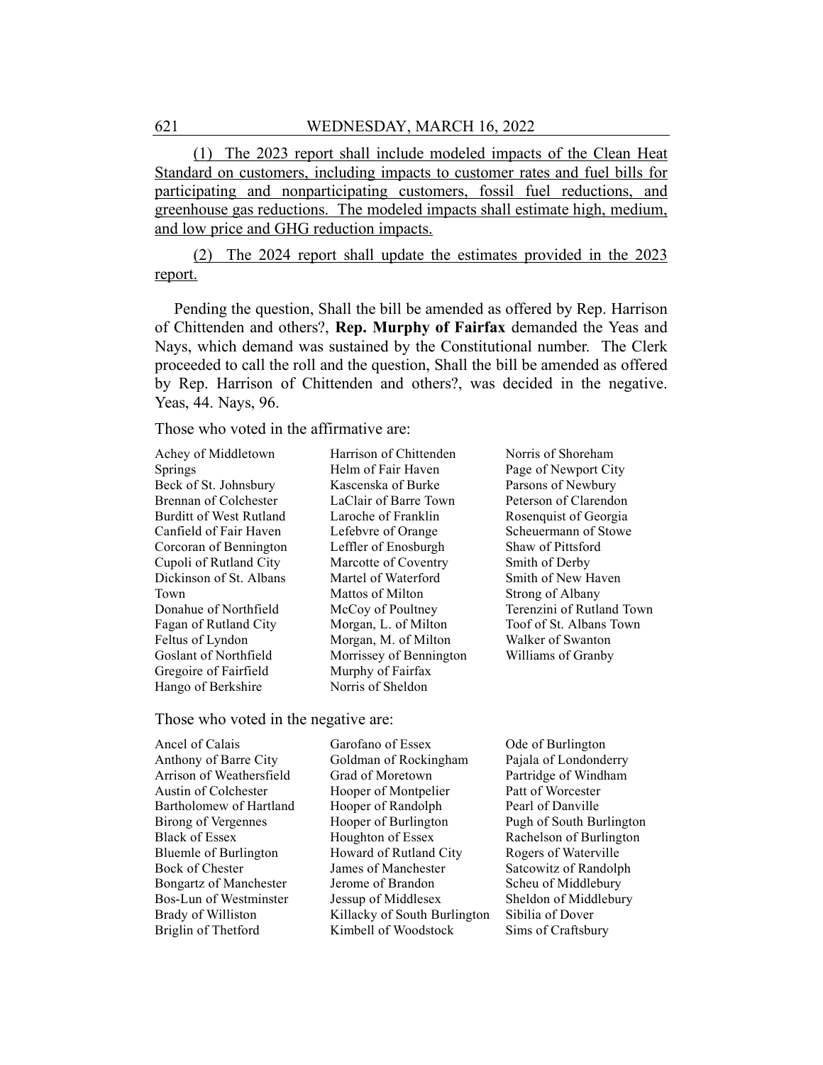(1) The 2023 report shall include modeled impacts of the Clean Heat Standard on customers, including impacts to customer rates and fuel bills for participating and nonparticipating customers, fossil fuel reductions, and greenhouse gas reductions. The modeled impacts shall estimate high, medium, and low price and GHG reduction impacts.

(2) The 2024 report shall update the estimates provided in the 2023 report.

Pending the question, Shall the bill be amended as offered by Rep. Harrison of Chittenden and others?, **Rep. Murphy of Fairfax** demanded the Yeas and Nays, which demand was sustained by the Constitutional number. The Clerk proceeded to call the roll and the question, Shall the bill be amended as offered by Rep. Harrison of Chittenden and others?, was decided in the negative. Yeas, 44. Nays, 96.

Those who voted in the affirmative are:

Achey of Middletown Springs
Beck of St. Johnsbury
Brennan of Colchester
Burditt of West Rutland
Canfield of Fair Haven
Corcoran of Bennington
Cupoli of Rutland City
Dickinson of St. Albans Town
Donahue of Northfield
Fagan of Rutland City
Feltus of Lyndon
Goslant of Northfield
Gregoire of Fairfield
Hango of Berkshire
Harrison of Chittenden
Helm of Fair Haven
Kascenska of Burke
LaClair of Barre Town
Laroche of Franklin
Lefebvre of Orange
Leffler of Enosburgh
Marcotte of Coventry
Martel of Waterford
Mattos of Milton
McCoy of Poultney
Morgan, L. of Milton
Morgan, M. of Milton
Morrissey of Bennington
Murphy of Fairfax
Norris of Sheldon
Norris of Shoreham
Page of Newport City
Parsons of Newbury
Peterson of Clarendon
Rosenquist of Georgia
Scheuermann of Stowe
Shaw of Pittsford
Smith of Derby
Smith of New Haven
Strong of Albany
Terenzini of Rutland Town
Toof of St. Albans Town
Walker of Swanton
Williams of Granby

Those who voted in the negative are:

Ancel of Calais
Anthony of Barre City
Arrison of Weathersfield
Austin of Colchester
Bartholomew of Hartland
Birong of Vergennes
Black of Essex
Bluemle of Burlington
Bock of Chester
Bongartz of Manchester
Bos-Lun of Westminster
Brady of Williston
Briglin of Thetford
Garofano of Essex
Goldman of Rockingham
Grad of Moretown
Hooper of Montpelier
Hooper of Randolph
Hooper of Burlington
Houghton of Essex
Howard of Rutland City
James of Manchester
Jerome of Brandon
Jessup of Middlesex
Killacky of South Burlington
Kimbell of Woodstock
Ode of Burlington
Pajala of Londonderry
Partridge of Windham
Patt of Worcester
Pearl of Danville
Pugh of South Burlington
Rachelson of Burlington
Rogers of Waterville
Satcowitz of Randolph
Scheu of Middlebury
Sheldon of Middlebury
Sibilia of Dover
Sims of Craftsbury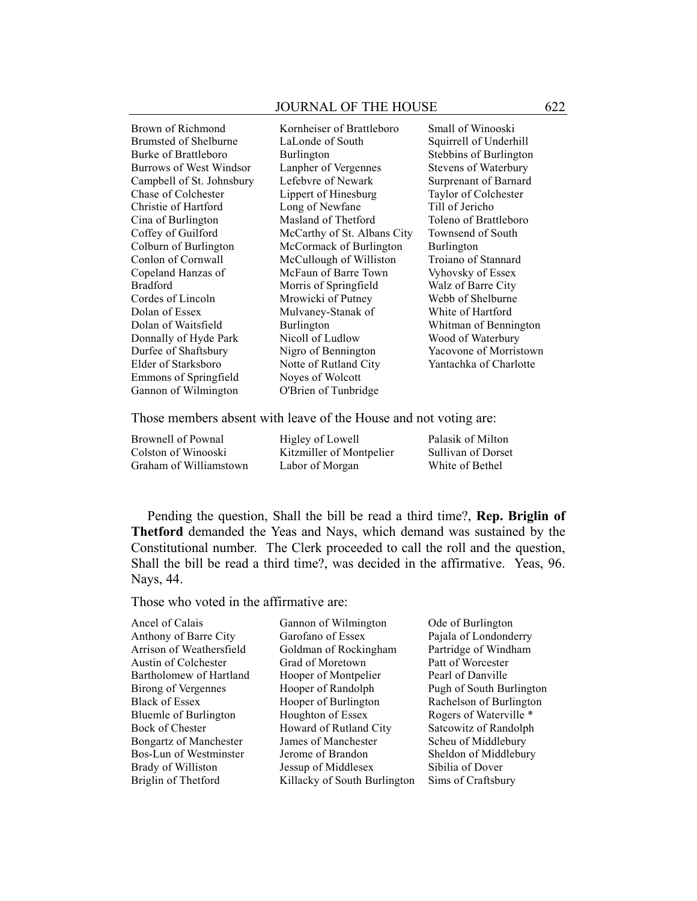Brown of Richmond
Brumsted of Shelburne
Burke of Brattleboro
Burrows of West Windsor
Campbell of St. Johnsbury
Chase of Colchester
Christie of Hartford
Cina of Burlington
Coffey of Guilford
Colburn of Burlington
Conlon of Cornwall
Copeland Hanzas of Bradford
Cordes of Lincoln
Dolan of Essex
Dolan of Waitsfield
Donnally of Hyde Park
Durfee of Shaftsbury
Elder of Starksboro
Emmons of Springfield
Gannon of Wilmington
Kornheiser of Brattleboro
LaLonde of South Burlington
Lanpher of Vergennes
Lefebvre of Newark
Lippert of Hinesburg
Long of Newfane
Masland of Thetford
McCarthy of St. Albans City
McCormack of Burlington
McCullough of Williston
McFaun of Barre Town
Morris of Springfield
Mrowicki of Putney
Mulvaney-Stanak of Burlington
Nicoll of Ludlow
Nigro of Bennington
Notte of Rutland City
Noyes of Wolcott
O'Brien of Tunbridge
Small of Winooski
Squirrell of Underhill
Stebbins of Burlington
Stevens of Waterbury
Surprenant of Barnard
Taylor of Colchester
Till of Jericho
Toleno of Brattleboro
Townsend of South Burlington
Troiano of Stannard
Vyhovsky of Essex
Walz of Barre City
Webb of Shelburne
White of Hartford
Whitman of Bennington
Wood of Waterbury
Yacovone of Morristown
Yantachka of Charlotte

Those members absent with leave of the House and not voting are:

Brownell of Pownal
Colston of Winooski
Graham of Williamstown
Higley of Lowell
Kitzmiller of Montpelier
Labor of Morgan
Palasik of Milton
Sullivan of Dorset
White of Bethel

Pending the question, Shall the bill be read a third time?, **Rep. Briglin of Thetford** demanded the Yeas and Nays, which demand was sustained by the Constitutional number. The Clerk proceeded to call the roll and the question, Shall the bill be read a third time?, was decided in the affirmative. Yeas, 96. Nays, 44.

Those who voted in the affirmative are:

Ancel of Calais
Anthony of Barre City
Arrison of Weathersfield
Austin of Colchester
Bartholomew of Hartland
Birong of Vergennes
Black of Essex
Bluemle of Burlington
Bock of Chester
Bongartz of Manchester
Bos-Lun of Westminster
Brady of Williston
Briglin of Thetford
Gannon of Wilmington
Garofano of Essex
Goldman of Rockingham
Grad of Moretown
Hooper of Montpelier
Hooper of Randolph
Hooper of Burlington
Houghton of Essex
Howard of Rutland City
James of Manchester
Jerome of Brandon
Jessup of Middlesex
Killacky of South Burlington
Ode of Burlington
Pajala of Londonderry
Partridge of Windham
Patt of Worcester
Pearl of Danville
Pugh of South Burlington
Rachelson of Burlington
Rogers of Waterville *
Satcowitz of Randolph
Scheu of Middlebury
Sheldon of Middlebury
Sibilia of Dover
Sims of Craftsbury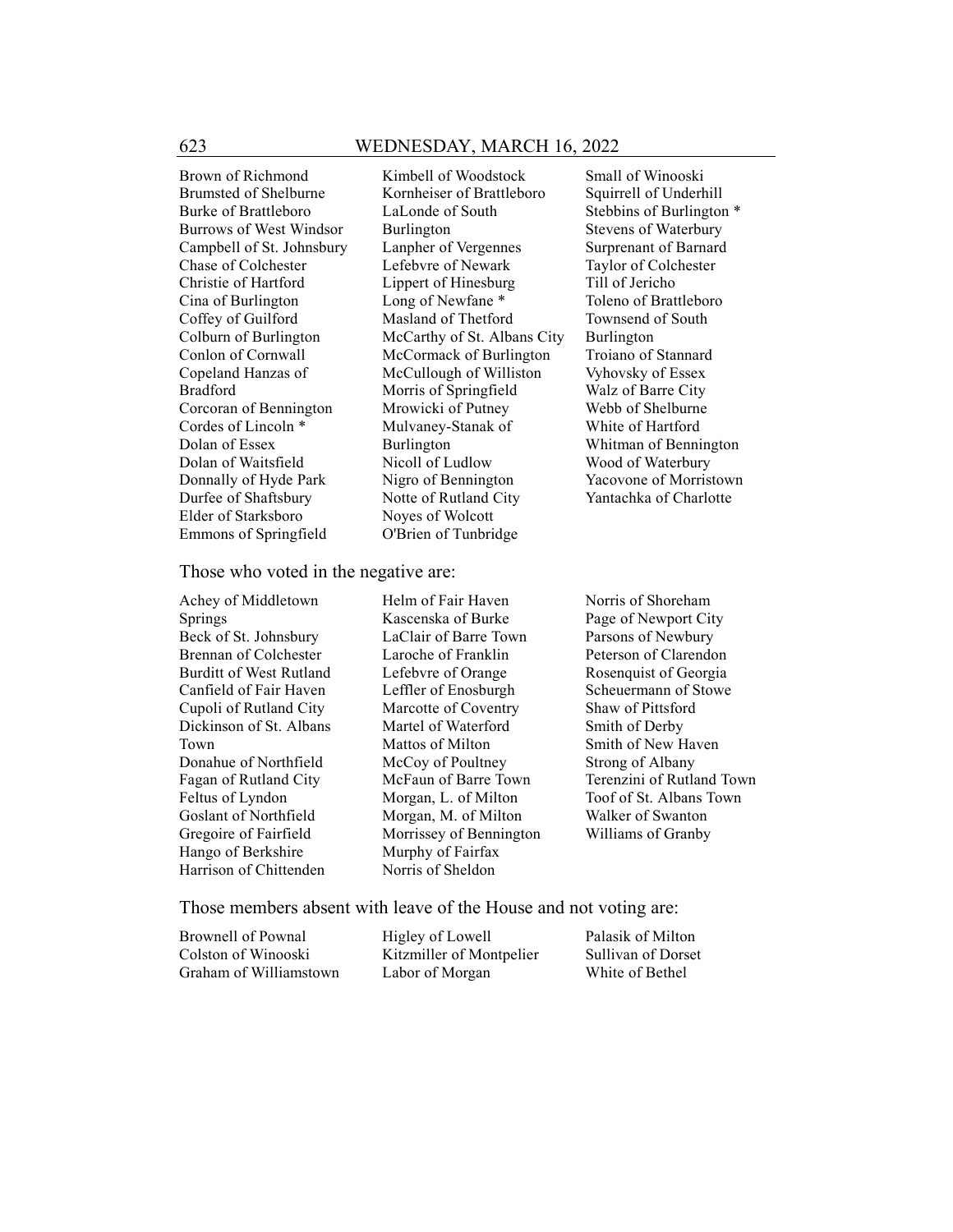Brown of Richmond
Brumsted of Shelburne
Burke of Brattleboro
Burrows of West Windsor
Campbell of St. Johnsbury
Chase of Colchester
Christie of Hartford
Cina of Burlington
Coffey of Guilford
Colburn of Burlington
Conlon of Cornwall
Copeland Hanzas of Bradford
Corcoran of Bennington
Cordes of Lincoln *
Dolan of Essex
Dolan of Waitsfield
Donnally of Hyde Park
Durfee of Shaftsbury
Elder of Starksboro
Emmons of Springfield
Kimbell of Woodstock
Kornheiser of Brattleboro
LaLonde of South Burlington
Lanpher of Vergennes
Lefebvre of Newark
Lippert of Hinesburg
Long of Newfane *
Masland of Thetford
McCarthy of St. Albans City
McCormack of Burlington
McCullough of Williston
Morris of Springfield
Mrowicki of Putney
Mulvaney-Stanak of Burlington
Nicoll of Ludlow
Nigro of Bennington
Notte of Rutland City
Noyes of Wolcott
O'Brien of Tunbridge
Small of Winooski
Squirrell of Underhill
Stebbins of Burlington *
Stevens of Waterbury
Surprenant of Barnard
Taylor of Colchester
Till of Jericho
Toleno of Brattleboro
Townsend of South Burlington
Troiano of Stannard
Vyhovsky of Essex
Walz of Barre City
Webb of Shelburne
White of Hartford
Whitman of Bennington
Wood of Waterbury
Yacovone of Morristown
Yantachka of Charlotte

Those who voted in the negative are:

Achey of Middletown Springs
Beck of St. Johnsbury
Brennan of Colchester
Burditt of West Rutland
Canfield of Fair Haven
Cupoli of Rutland City
Dickinson of St. Albans Town
Donahue of Northfield
Fagan of Rutland City
Feltus of Lyndon
Goslant of Northfield
Gregoire of Fairfield
Hango of Berkshire
Harrison of Chittenden
Helm of Fair Haven
Kascenska of Burke
LaClair of Barre Town
Laroche of Franklin
Lefebvre of Orange
Leffler of Enosburgh
Marcotte of Coventry
Martel of Waterford
Mattos of Milton
McCoy of Poultney
McFaun of Barre Town
Morgan, L. of Milton
Morgan, M. of Milton
Morrissey of Bennington
Murphy of Fairfax
Norris of Sheldon
Norris of Shoreham
Page of Newport City
Parsons of Newbury
Peterson of Clarendon
Rosenquist of Georgia
Scheuermann of Stowe
Shaw of Pittsford
Smith of Derby
Smith of New Haven
Strong of Albany
Terenzini of Rutland Town
Toof of St. Albans Town
Walker of Swanton
Williams of Granby

Those members absent with leave of the House and not voting are:

Brownell of Pownal
Colston of Winooski
Graham of Williamstown
Higley of Lowell
Kitzmiller of Montpelier
Labor of Morgan
Palasik of Milton
Sullivan of Dorset
White of Bethel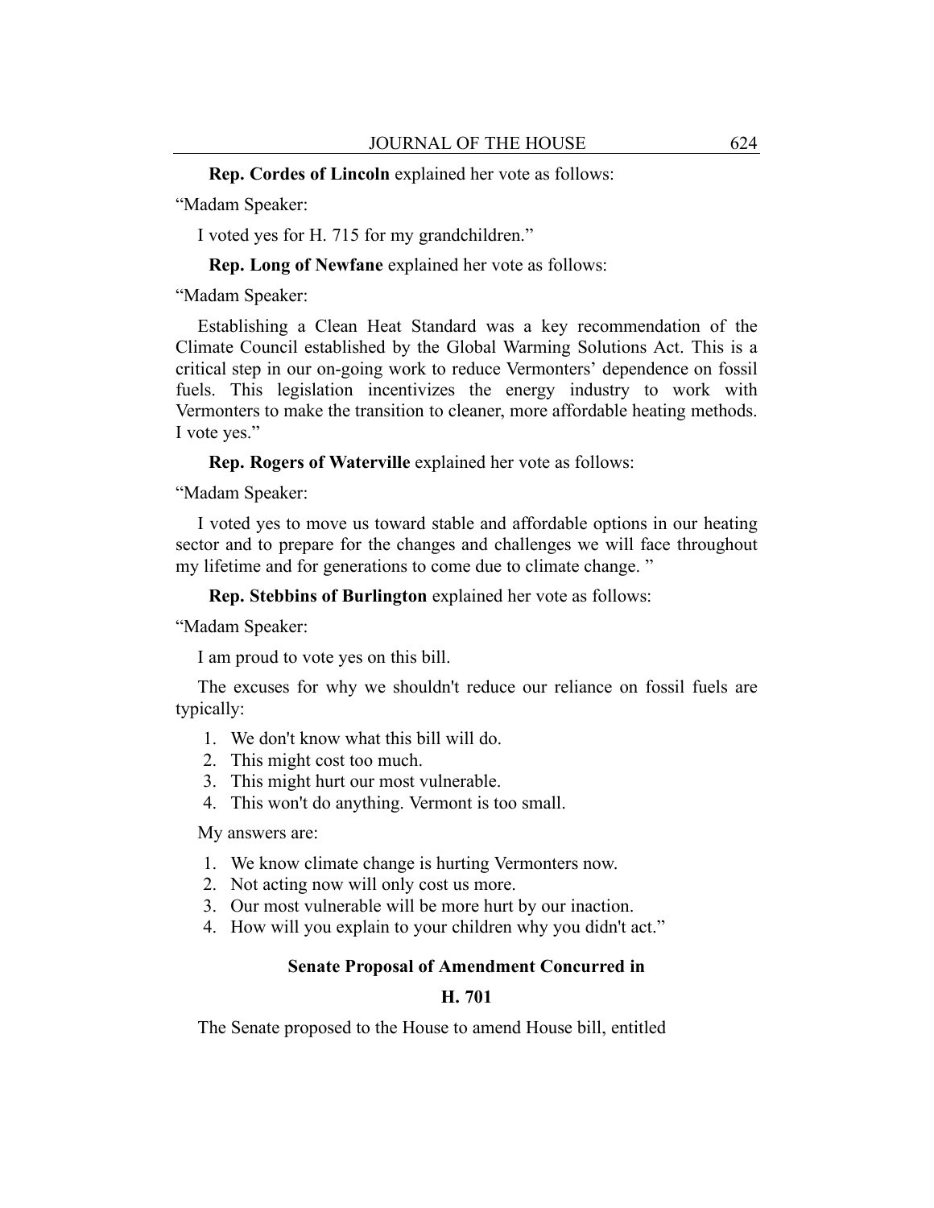**Rep. Cordes of Lincoln** explained her vote as follows:

"Madam Speaker:

I voted yes for H. 715 for my grandchildren."

**Rep. Long of Newfane** explained her vote as follows:

"Madam Speaker:

Establishing a Clean Heat Standard was a key recommendation of the Climate Council established by the Global Warming Solutions Act. This is a critical step in our on-going work to reduce Vermonters' dependence on fossil fuels. This legislation incentivizes the energy industry to work with Vermonters to make the transition to cleaner, more affordable heating methods. I vote yes."

**Rep. Rogers of Waterville** explained her vote as follows:

"Madam Speaker:

I voted yes to move us toward stable and affordable options in our heating sector and to prepare for the changes and challenges we will face throughout my lifetime and for generations to come due to climate change. "

**Rep. Stebbins of Burlington** explained her vote as follows:

"Madam Speaker:

I am proud to vote yes on this bill.

The excuses for why we shouldn't reduce our reliance on fossil fuels are typically:

1. We don't know what this bill will do.
2. This might cost too much.
3. This might hurt our most vulnerable.
4. This won't do anything. Vermont is too small.

My answers are:

1. We know climate change is hurting Vermonters now.
2. Not acting now will only cost us more.
3. Our most vulnerable will be more hurt by our inaction.
4. How will you explain to your children why you didn't act."

## Senate Proposal of Amendment Concurred in

## H. 701

The Senate proposed to the House to amend House bill, entitled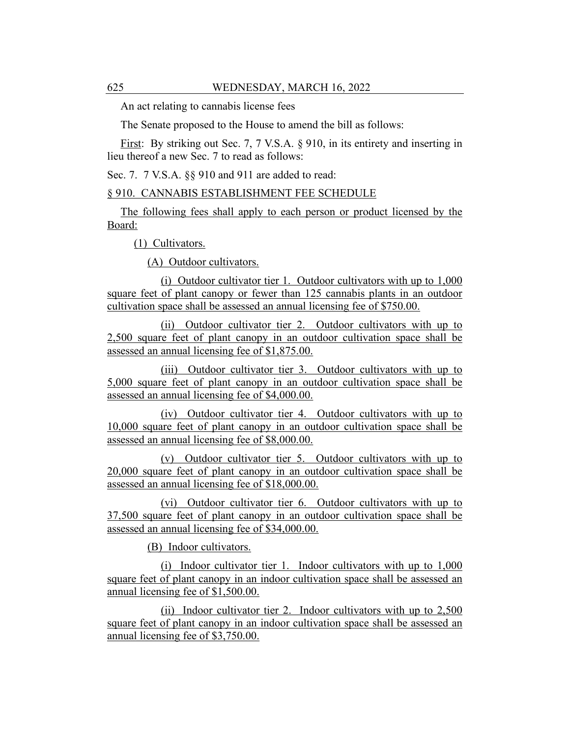An act relating to cannabis license fees

The Senate proposed to the House to amend the bill as follows:

First: By striking out Sec. 7, 7 V.S.A. § 910, in its entirety and inserting in lieu thereof a new Sec. 7 to read as follows:

Sec. 7. 7 V.S.A. §§ 910 and 911 are added to read:

§ 910. CANNABIS ESTABLISHMENT FEE SCHEDULE

The following fees shall apply to each person or product licensed by the Board:

(1) Cultivators.

(A) Outdoor cultivators.

(i) Outdoor cultivator tier 1. Outdoor cultivators with up to 1,000 square feet of plant canopy or fewer than 125 cannabis plants in an outdoor cultivation space shall be assessed an annual licensing fee of $750.00.

(ii) Outdoor cultivator tier 2. Outdoor cultivators with up to 2,500 square feet of plant canopy in an outdoor cultivation space shall be assessed an annual licensing fee of $1,875.00.

(iii) Outdoor cultivator tier 3. Outdoor cultivators with up to 5,000 square feet of plant canopy in an outdoor cultivation space shall be assessed an annual licensing fee of $4,000.00.

(iv) Outdoor cultivator tier 4. Outdoor cultivators with up to 10,000 square feet of plant canopy in an outdoor cultivation space shall be assessed an annual licensing fee of $8,000.00.

(v) Outdoor cultivator tier 5. Outdoor cultivators with up to 20,000 square feet of plant canopy in an outdoor cultivation space shall be assessed an annual licensing fee of $18,000.00.

(vi) Outdoor cultivator tier 6. Outdoor cultivators with up to 37,500 square feet of plant canopy in an outdoor cultivation space shall be assessed an annual licensing fee of $34,000.00.

(B) Indoor cultivators.

(i) Indoor cultivator tier 1. Indoor cultivators with up to 1,000 square feet of plant canopy in an indoor cultivation space shall be assessed an annual licensing fee of $1,500.00.

(ii) Indoor cultivator tier 2. Indoor cultivators with up to 2,500 square feet of plant canopy in an indoor cultivation space shall be assessed an annual licensing fee of $3,750.00.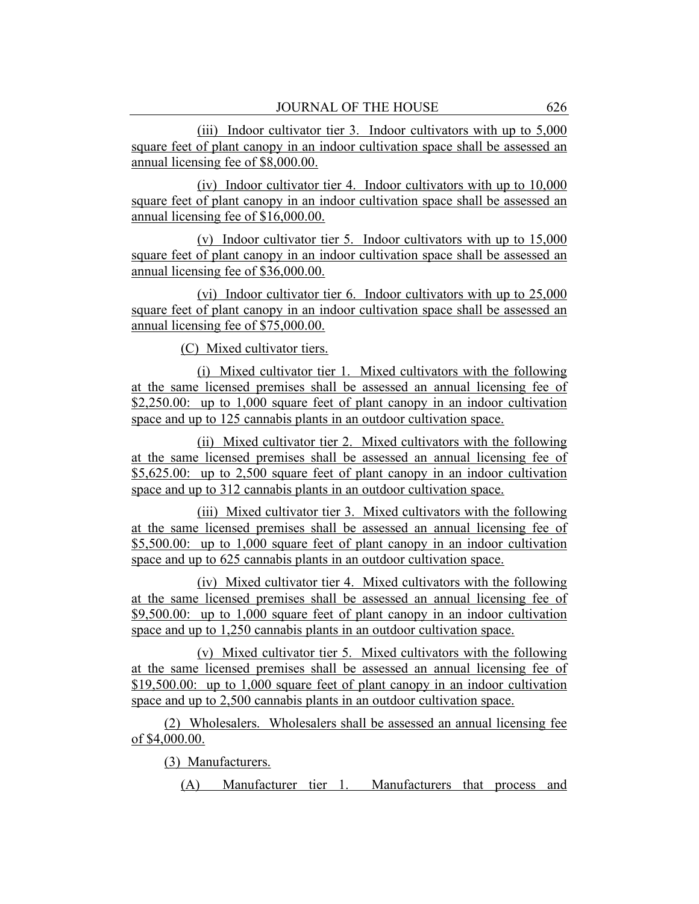(iii) Indoor cultivator tier 3. Indoor cultivators with up to 5,000 square feet of plant canopy in an indoor cultivation space shall be assessed an annual licensing fee of $8,000.00.

(iv) Indoor cultivator tier 4. Indoor cultivators with up to 10,000 square feet of plant canopy in an indoor cultivation space shall be assessed an annual licensing fee of $16,000.00.

(v) Indoor cultivator tier 5. Indoor cultivators with up to 15,000 square feet of plant canopy in an indoor cultivation space shall be assessed an annual licensing fee of $36,000.00.

(vi) Indoor cultivator tier 6. Indoor cultivators with up to 25,000 square feet of plant canopy in an indoor cultivation space shall be assessed an annual licensing fee of $75,000.00.

(C) Mixed cultivator tiers.

(i) Mixed cultivator tier 1. Mixed cultivators with the following at the same licensed premises shall be assessed an annual licensing fee of $2,250.00: up to 1,000 square feet of plant canopy in an indoor cultivation space and up to 125 cannabis plants in an outdoor cultivation space.

(ii) Mixed cultivator tier 2. Mixed cultivators with the following at the same licensed premises shall be assessed an annual licensing fee of $5,625.00: up to 2,500 square feet of plant canopy in an indoor cultivation space and up to 312 cannabis plants in an outdoor cultivation space.

(iii) Mixed cultivator tier 3. Mixed cultivators with the following at the same licensed premises shall be assessed an annual licensing fee of $5,500.00: up to 1,000 square feet of plant canopy in an indoor cultivation space and up to 625 cannabis plants in an outdoor cultivation space.

(iv) Mixed cultivator tier 4. Mixed cultivators with the following at the same licensed premises shall be assessed an annual licensing fee of $9,500.00: up to 1,000 square feet of plant canopy in an indoor cultivation space and up to 1,250 cannabis plants in an outdoor cultivation space.

(v) Mixed cultivator tier 5. Mixed cultivators with the following at the same licensed premises shall be assessed an annual licensing fee of $19,500.00: up to 1,000 square feet of plant canopy in an indoor cultivation space and up to 2,500 cannabis plants in an outdoor cultivation space.

(2) Wholesalers. Wholesalers shall be assessed an annual licensing fee of $4,000.00.

(3) Manufacturers.

(A) Manufacturer tier 1. Manufacturers that process and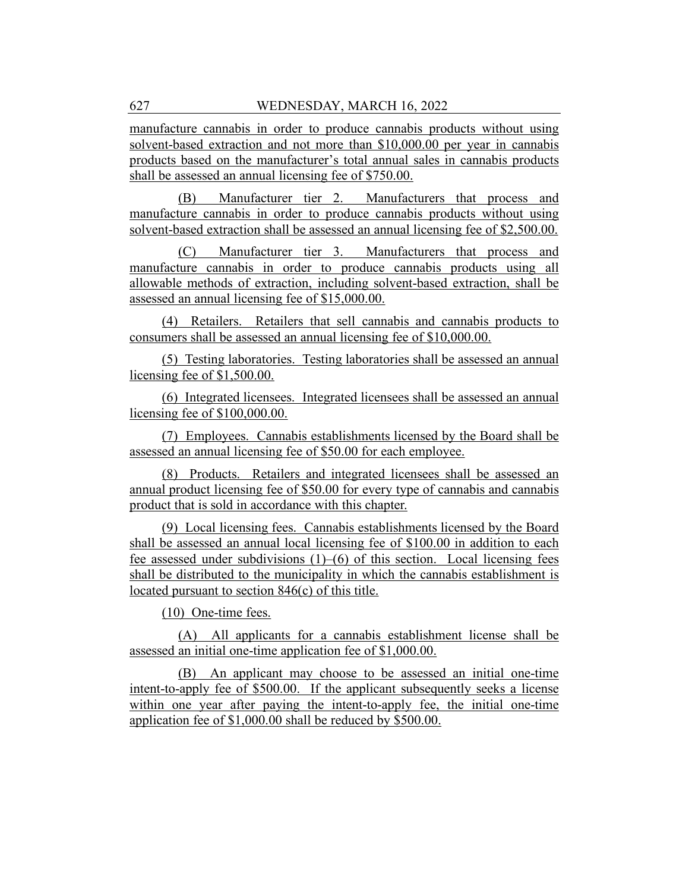manufacture cannabis in order to produce cannabis products without using solvent-based extraction and not more than $10,000.00 per year in cannabis products based on the manufacturer's total annual sales in cannabis products shall be assessed an annual licensing fee of $750.00.

(B) Manufacturer tier 2. Manufacturers that process and manufacture cannabis in order to produce cannabis products without using solvent-based extraction shall be assessed an annual licensing fee of $2,500.00.

(C) Manufacturer tier 3. Manufacturers that process and manufacture cannabis in order to produce cannabis products using all allowable methods of extraction, including solvent-based extraction, shall be assessed an annual licensing fee of $15,000.00.

(4) Retailers. Retailers that sell cannabis and cannabis products to consumers shall be assessed an annual licensing fee of $10,000.00.

(5) Testing laboratories. Testing laboratories shall be assessed an annual licensing fee of $1,500.00.

(6) Integrated licensees. Integrated licensees shall be assessed an annual licensing fee of $100,000.00.

(7) Employees. Cannabis establishments licensed by the Board shall be assessed an annual licensing fee of $50.00 for each employee.

(8) Products. Retailers and integrated licensees shall be assessed an annual product licensing fee of $50.00 for every type of cannabis and cannabis product that is sold in accordance with this chapter.

(9) Local licensing fees. Cannabis establishments licensed by the Board shall be assessed an annual local licensing fee of $100.00 in addition to each fee assessed under subdivisions (1)–(6) of this section. Local licensing fees shall be distributed to the municipality in which the cannabis establishment is located pursuant to section 846(c) of this title.

(10) One-time fees.

(A) All applicants for a cannabis establishment license shall be assessed an initial one-time application fee of $1,000.00.

(B) An applicant may choose to be assessed an initial one-time intent-to-apply fee of $500.00. If the applicant subsequently seeks a license within one year after paying the intent-to-apply fee, the initial one-time application fee of $1,000.00 shall be reduced by $500.00.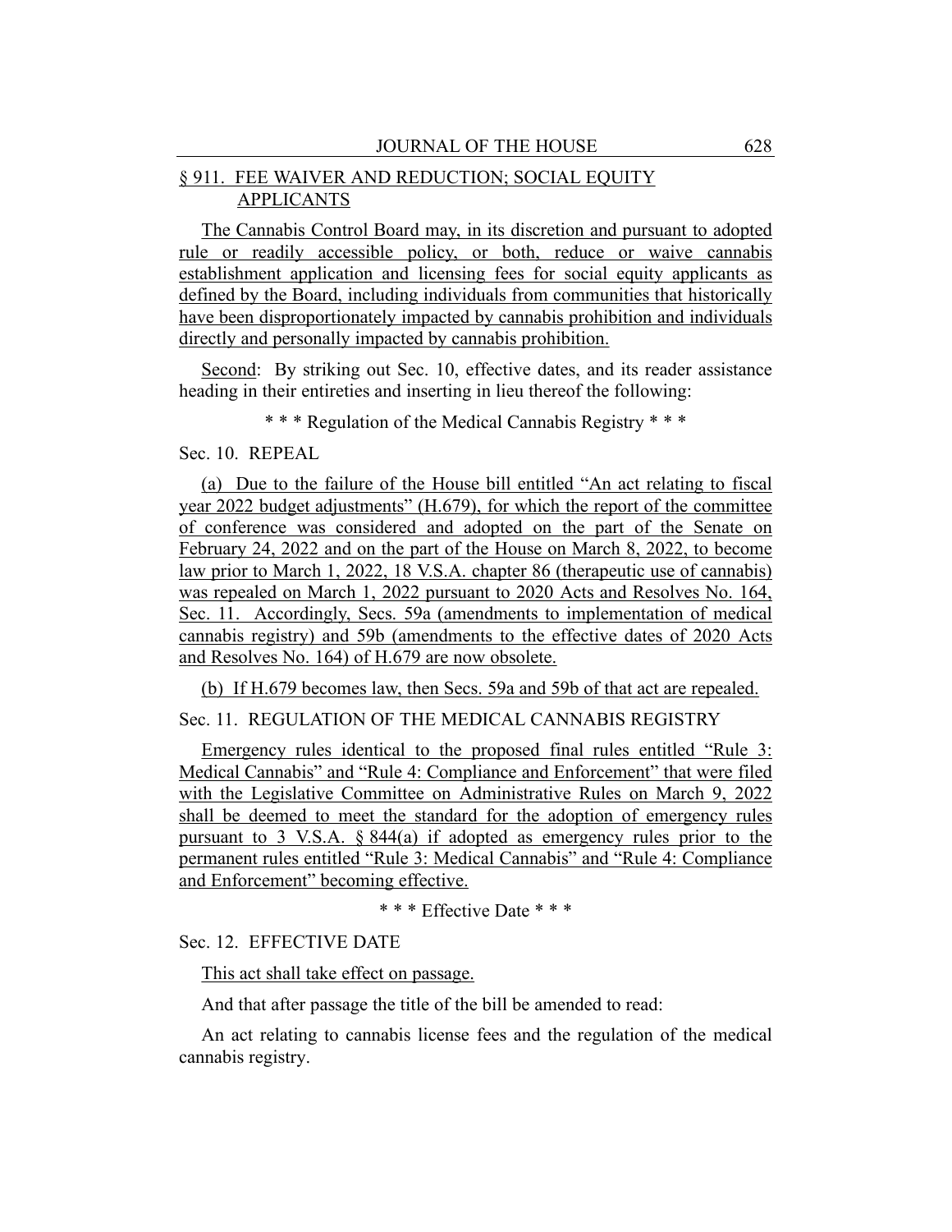§ 911. FEE WAIVER AND REDUCTION; SOCIAL EQUITY APPLICANTS

The Cannabis Control Board may, in its discretion and pursuant to adopted rule or readily accessible policy, or both, reduce or waive cannabis establishment application and licensing fees for social equity applicants as defined by the Board, including individuals from communities that historically have been disproportionately impacted by cannabis prohibition and individuals directly and personally impacted by cannabis prohibition.

Second: By striking out Sec. 10, effective dates, and its reader assistance heading in their entireties and inserting in lieu thereof the following:

\* \* \* Regulation of the Medical Cannabis Registry \* \* \*

Sec. 10. REPEAL

(a) Due to the failure of the House bill entitled "An act relating to fiscal year 2022 budget adjustments" (H.679), for which the report of the committee of conference was considered and adopted on the part of the Senate on February 24, 2022 and on the part of the House on March 8, 2022, to become law prior to March 1, 2022, 18 V.S.A. chapter 86 (therapeutic use of cannabis) was repealed on March 1, 2022 pursuant to 2020 Acts and Resolves No. 164, Sec. 11. Accordingly, Secs. 59a (amendments to implementation of medical cannabis registry) and 59b (amendments to the effective dates of 2020 Acts and Resolves No. 164) of H.679 are now obsolete.

(b) If H.679 becomes law, then Secs. 59a and 59b of that act are repealed.

Sec. 11. REGULATION OF THE MEDICAL CANNABIS REGISTRY

Emergency rules identical to the proposed final rules entitled "Rule 3: Medical Cannabis" and "Rule 4: Compliance and Enforcement" that were filed with the Legislative Committee on Administrative Rules on March 9, 2022 shall be deemed to meet the standard for the adoption of emergency rules pursuant to 3 V.S.A. § 844(a) if adopted as emergency rules prior to the permanent rules entitled "Rule 3: Medical Cannabis" and "Rule 4: Compliance and Enforcement" becoming effective.

\* \* \* Effective Date \* \* \*

Sec. 12. EFFECTIVE DATE

This act shall take effect on passage.

And that after passage the title of the bill be amended to read:

An act relating to cannabis license fees and the regulation of the medical cannabis registry.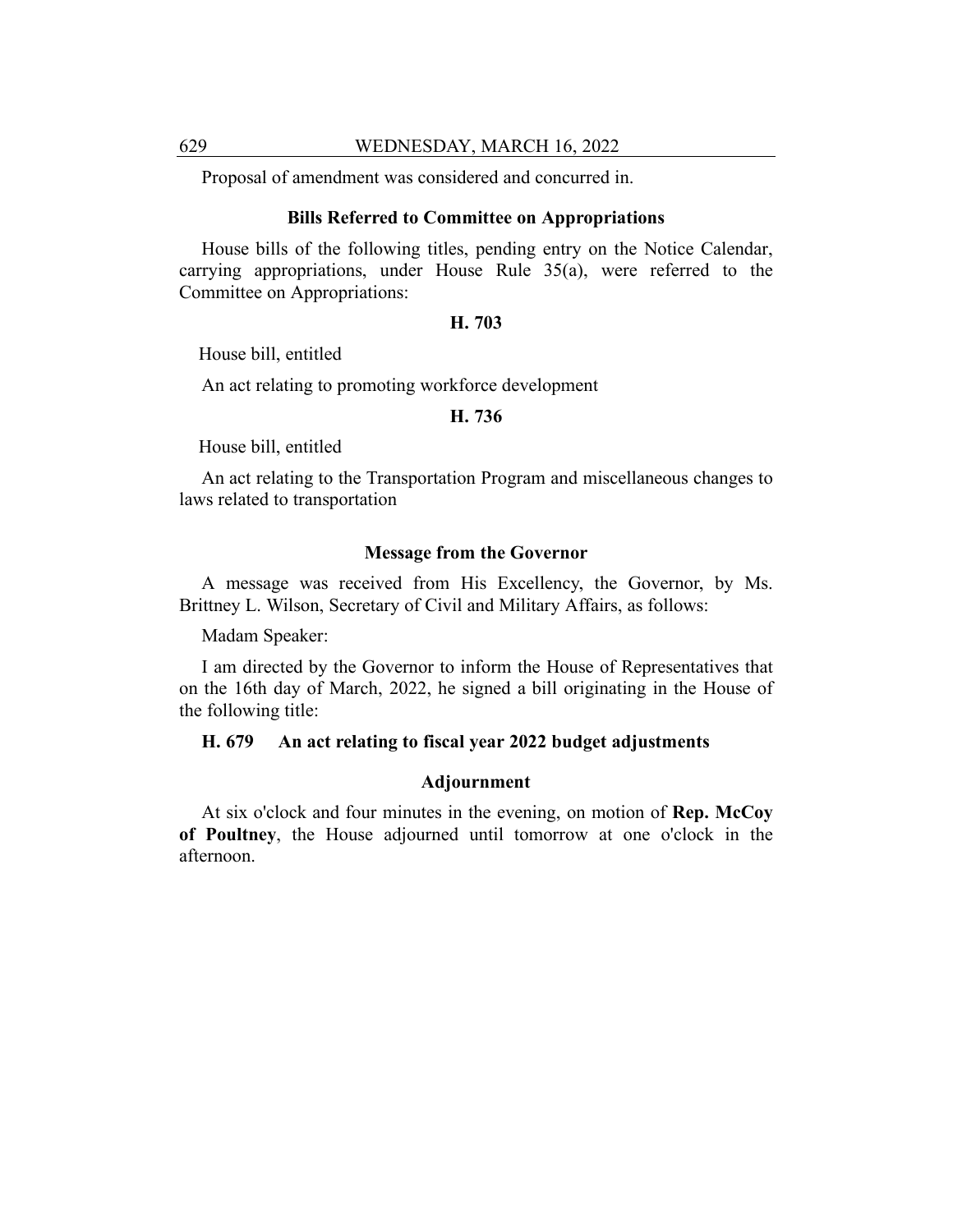Proposal of amendment was considered and concurred in.

### Bills Referred to Committee on Appropriations

House bills of the following titles, pending entry on the Notice Calendar, carrying appropriations, under House Rule 35(a), were referred to the Committee on Appropriations:

**H. 703**

House bill, entitled

An act relating to promoting workforce development

**H. 736**

House bill, entitled

An act relating to the Transportation Program and miscellaneous changes to laws related to transportation

### Message from the Governor

A message was received from His Excellency, the Governor, by Ms. Brittney L. Wilson, Secretary of Civil and Military Affairs, as follows:

Madam Speaker:

I am directed by the Governor to inform the House of Representatives that on the 16th day of March, 2022, he signed a bill originating in the House of the following title:

**H. 679 An act relating to fiscal year 2022 budget adjustments**

### Adjournment

At six o'clock and four minutes in the evening, on motion of **Rep. McCoy of Poultney**, the House adjourned until tomorrow at one o'clock in the afternoon.